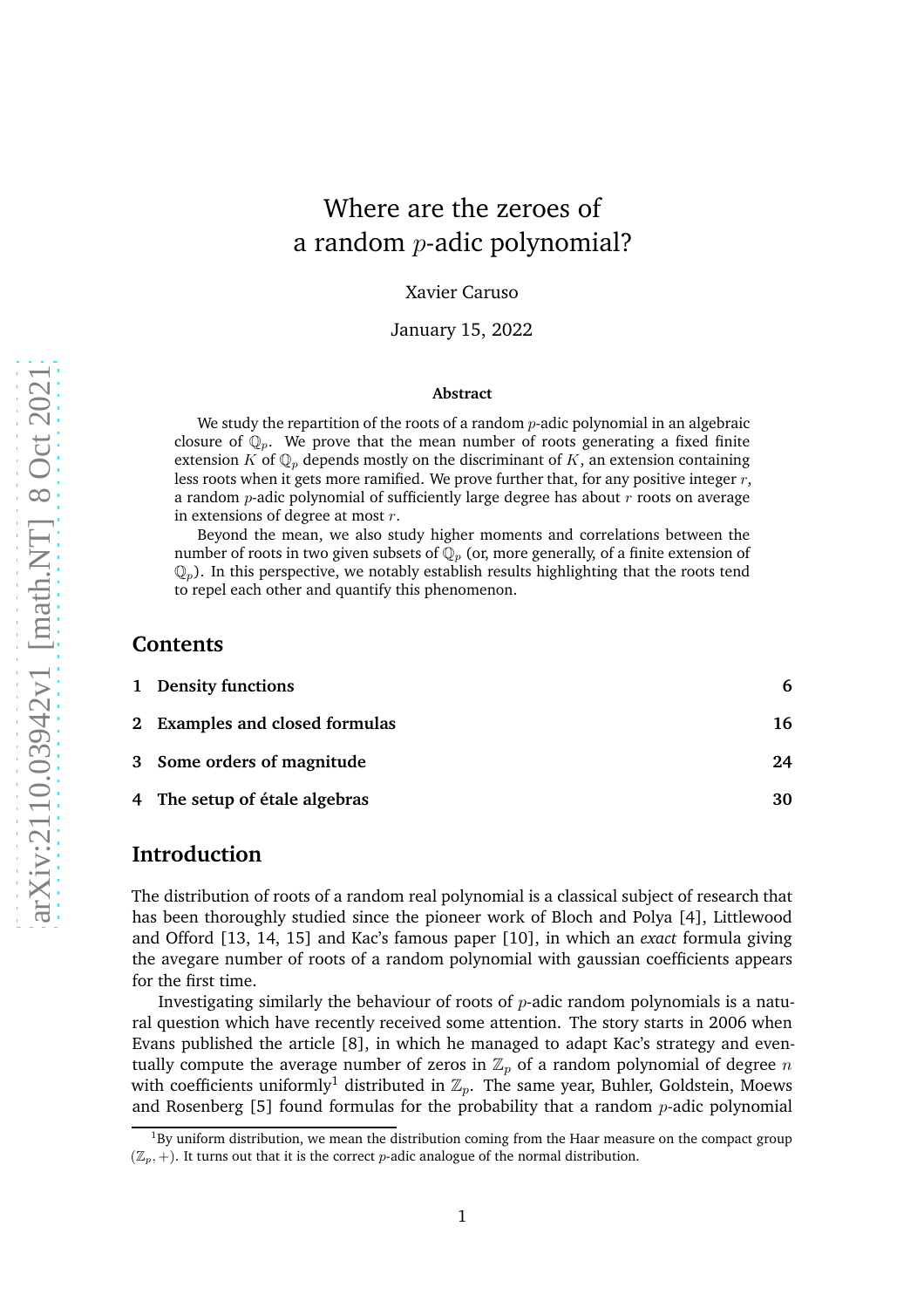# Where are the zeroes of a random $p$-adic polynomial?

Xavier Caruso

January 15, 2022

**Abstract**

We study the repartition of the roots of a random $p$-adic polynomial in an algebraic closure of $\mathbb{Q}_p$. We prove that the mean number of roots generating a fixed finite extension $K$ of $\mathbb{Q}_p$ depends mostly on the discriminant of $K$, an extension containing less roots when it gets more ramified. We prove further that, for any positive integer $r$, a random $p$-adic polynomial of sufficiently large degree has about $r$ roots on average in extensions of degree at most $r$.

Beyond the mean, we also study higher moments and correlations between the number of roots in two given subsets of $\mathbb{Q}_p$ (or, more generally, of a finite extension of $\mathbb{Q}_p$). In this perspective, we notably establish results highlighting that the roots tend to repel each other and quantify this phenomenon.

## Contents

| | | |
|---|---|---|
| **1** | **Density functions** | **6** |
| **2** | **Examples and closed formulas** | **16** |
| **3** | **Some orders of magnitude** | **24** |
| **4** | **The setup of étale algebras** | **30** |

## Introduction

The distribution of roots of a random real polynomial is a classical subject of research that has been thoroughly studied since the pioneer work of Bloch and Polya [4], Littlewood and Offord [13, 14, 15] and Kac's famous paper [10], in which an *exact* formula giving the avegare number of roots of a random polynomial with gaussian coefficients appears for the first time.

Investigating similarly the behaviour of roots of $p$-adic random polynomials is a natural question which have recently received some attention. The story starts in 2006 when Evans published the article [8], in which he managed to adapt Kac's strategy and eventually compute the average number of zeros in $\mathbb{Z}_p$ of a random polynomial of degree $n$ with coefficients uniformly[1] distributed in $\mathbb{Z}_p$. The same year, Buhler, Goldstein, Moews and Rosenberg [5] found formulas for the probability that a random $p$-adic polynomial

[1] By uniform distribution, we mean the distribution coming from the Haar measure on the compact group $(\mathbb{Z}_p, +)$. It turns out that it is the correct $p$-adic analogue of the normal distribution.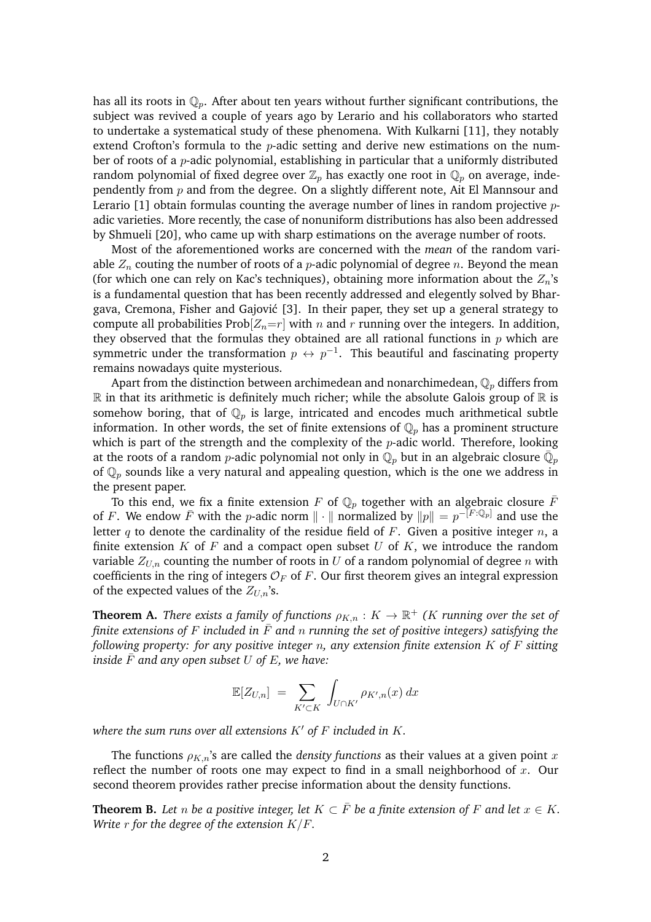has all its roots in $\mathbb{Q}_p$. After about ten years without further significant contributions, the subject was revived a couple of years ago by Lerario and his collaborators who started to undertake a systematical study of these phenomena. With Kulkarni [11], they notably extend Crofton's formula to the $p$-adic setting and derive new estimations on the number of roots of a $p$-adic polynomial, establishing in particular that a uniformly distributed random polynomial of fixed degree over $\mathbb{Z}_p$ has exactly one root in $\mathbb{Q}_p$ on average, independently from $p$ and from the degree. On a slightly different note, Ait El Mannsour and Lerario [1] obtain formulas counting the average number of lines in random projective $p$-adic varieties. More recently, the case of nonuniform distributions has also been addressed by Shmueli [20], who came up with sharp estimations on the average number of roots.

Most of the aforementioned works are concerned with the *mean* of the random variable $Z_n$ couting the number of roots of a $p$-adic polynomial of degree $n$. Beyond the mean (for which one can rely on Kac's techniques), obtaining more information about the $Z_n$'s is a fundamental question that has been recently addressed and elegently solved by Bhargava, Cremona, Fisher and Gajović [3]. In their paper, they set up a general strategy to compute all probabilities $\text{Prob}[Z_n{=}r]$ with $n$ and $r$ running over the integers. In addition, they observed that the formulas they obtained are all rational functions in $p$ which are symmetric under the transformation $p \leftrightarrow p^{-1}$. This beautiful and fascinating property remains nowadays quite mysterious.

Apart from the distinction between archimedean and nonarchimedean, $\mathbb{Q}_p$ differs from $\mathbb{R}$ in that its arithmetic is definitely much richer; while the absolute Galois group of $\mathbb{R}$ is somehow boring, that of $\mathbb{Q}_p$ is large, intricated and encodes much arithmetical subtle information. In other words, the set of finite extensions of $\mathbb{Q}_p$ has a prominent structure which is part of the strength and the complexity of the $p$-adic world. Therefore, looking at the roots of a random $p$-adic polynomial not only in $\mathbb{Q}_p$ but in an algebraic closure $\bar{\mathbb{Q}}_p$ of $\mathbb{Q}_p$ sounds like a very natural and appealing question, which is the one we address in the present paper.

To this end, we fix a finite extension $F$ of $\mathbb{Q}_p$ together with an algebraic closure $\bar{F}$ of $F$. We endow $\bar{F}$ with the $p$-adic norm $\|\cdot\|$ normalized by $\|p\| = p^{-[F:\mathbb{Q}_p]}$ and use the letter $q$ to denote the cardinality of the residue field of $F$. Given a positive integer $n$, a finite extension $K$ of $F$ and a compact open subset $U$ of $K$, we introduce the random variable $Z_{U,n}$ counting the number of roots in $U$ of a random polynomial of degree $n$ with coefficients in the ring of integers $\mathcal{O}_F$ of $F$. Our first theorem gives an integral expression of the expected values of the $Z_{U,n}$'s.

**Theorem A.** *There exists a family of functions $\rho_{K,n} : K \to \mathbb{R}^+$ ($K$ running over the set of finite extensions of $F$ included in $\bar{F}$ and $n$ running the set of positive integers) satisfying the following property: for any positive integer $n$, any extension finite extension $K$ of $F$ sitting inside $\bar{F}$ and any open subset $U$ of $E$, we have:*

$$\mathbb{E}[Z_{U,n}] \;=\; \sum_{K' \subset K} \int_{U \cap K'} \rho_{K',n}(x)\, dx$$

*where the sum runs over all extensions $K'$ of $F$ included in $K$.*

The functions $\rho_{K,n}$'s are called the *density functions* as their values at a given point $x$ reflect the number of roots one may expect to find in a small neighborhood of $x$. Our second theorem provides rather precise information about the density functions.

**Theorem B.** *Let $n$ be a positive integer, let $K \subset \bar{F}$ be a finite extension of $F$ and let $x \in K$. Write $r$ for the degree of the extension $K/F$.*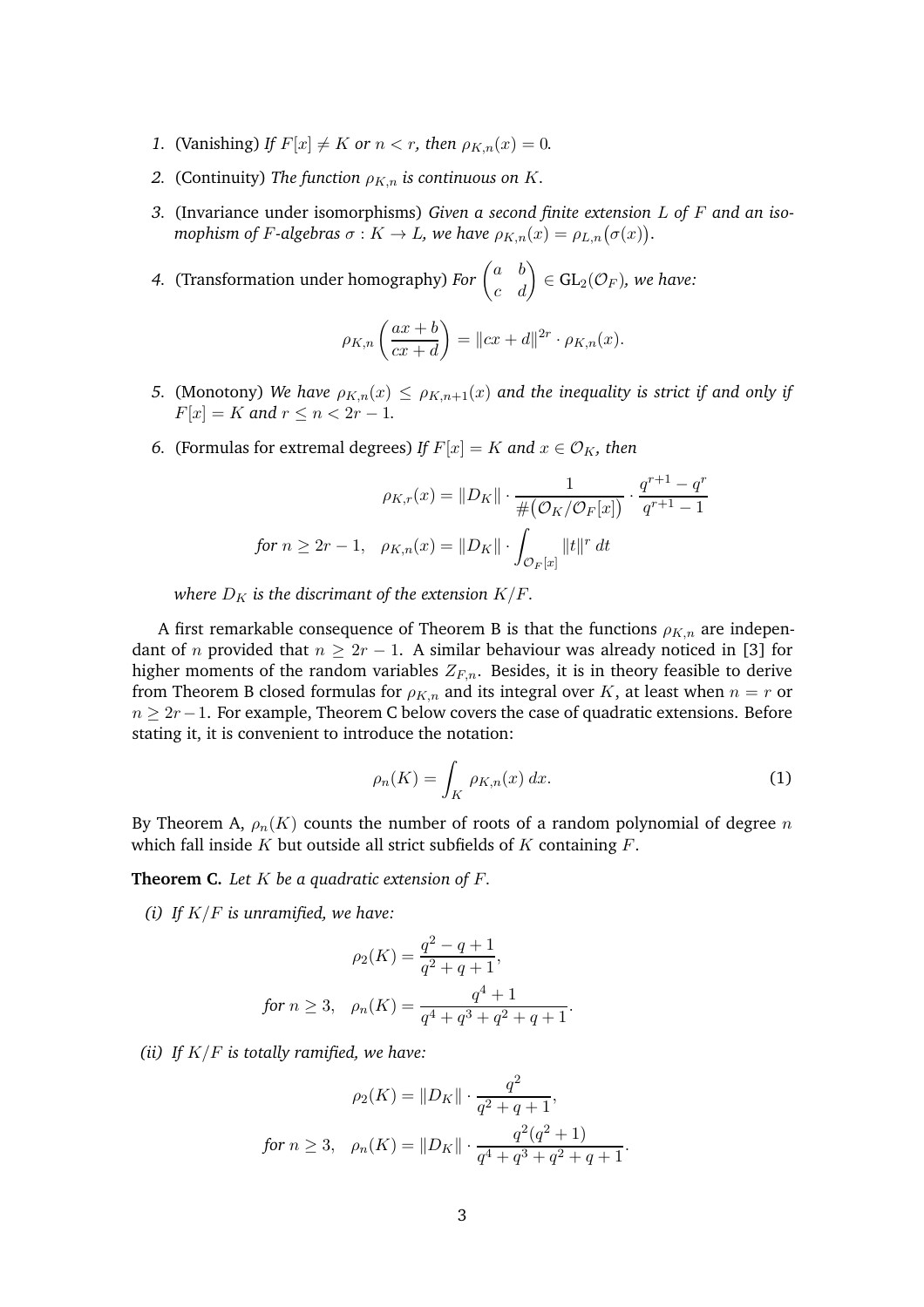1. (Vanishing) *If $F[x] \neq K$ or $n < r$, then $\rho_{K,n}(x) = 0$.*

2. (Continuity) *The function $\rho_{K,n}$ is continuous on $K$.*

3. (Invariance under isomorphisms) *Given a second finite extension $L$ of $F$ and an isomophism of $F$-algebras $\sigma : K \to L$, we have $\rho_{K,n}(x) = \rho_{L,n}\big(\sigma(x)\big)$.*

4. (Transformation under homography) *For $\begin{pmatrix} a & b \\ c & d \end{pmatrix} \in \mathrm{GL}_2(\mathcal{O}_F)$, we have:*

$$\rho_{K,n}\left(\frac{ax+b}{cx+d}\right) = \|cx+d\|^{2r} \cdot \rho_{K,n}(x).$$

5. (Monotony) *We have $\rho_{K,n}(x) \leq \rho_{K,n+1}(x)$ and the inequality is strict if and only if $F[x] = K$ and $r \leq n < 2r-1$.*

6. (Formulas for extremal degrees) *If $F[x] = K$ and $x \in \mathcal{O}_K$, then*

$$\rho_{K,r}(x) = \|D_K\| \cdot \frac{1}{\#\big(\mathcal{O}_K/\mathcal{O}_F[x]\big)} \cdot \frac{q^{r+1}-q^r}{q^{r+1}-1}$$

$$\textit{for } n \geq 2r-1, \quad \rho_{K,n}(x) = \|D_K\| \cdot \int_{\mathcal{O}_F[x]} \|t\|^r \, dt$$

*where $D_K$ is the discrimant of the extension $K/F$.*

A first remarkable consequence of Theorem B is that the functions $\rho_{K,n}$ are independant of $n$ provided that $n \geq 2r-1$. A similar behaviour was already noticed in [3] for higher moments of the random variables $Z_{F,n}$. Besides, it is in theory feasible to derive from Theorem B closed formulas for $\rho_{K,n}$ and its integral over $K$, at least when $n = r$ or $n \geq 2r-1$. For example, Theorem C below covers the case of quadratic extensions. Before stating it, it is convenient to introduce the notation:

$$\rho_n(K) = \int_K \rho_{K,n}(x) \, dx. \tag{1}$$

By Theorem A, $\rho_n(K)$ counts the number of roots of a random polynomial of degree $n$ which fall inside $K$ but outside all strict subfields of $K$ containing $F$.

**Theorem C.** *Let $K$ be a quadratic extension of $F$.*

*(i) If $K/F$ is unramified, we have:*

$$\rho_2(K) = \frac{q^2-q+1}{q^2+q+1},$$

$$\textit{for } n \geq 3, \quad \rho_n(K) = \frac{q^4+1}{q^4+q^3+q^2+q+1}.$$

*(ii) If $K/F$ is totally ramified, we have:*

$$\rho_2(K) = \|D_K\| \cdot \frac{q^2}{q^2+q+1},$$

$$\textit{for } n \geq 3, \quad \rho_n(K) = \|D_K\| \cdot \frac{q^2(q^2+1)}{q^4+q^3+q^2+q+1}.$$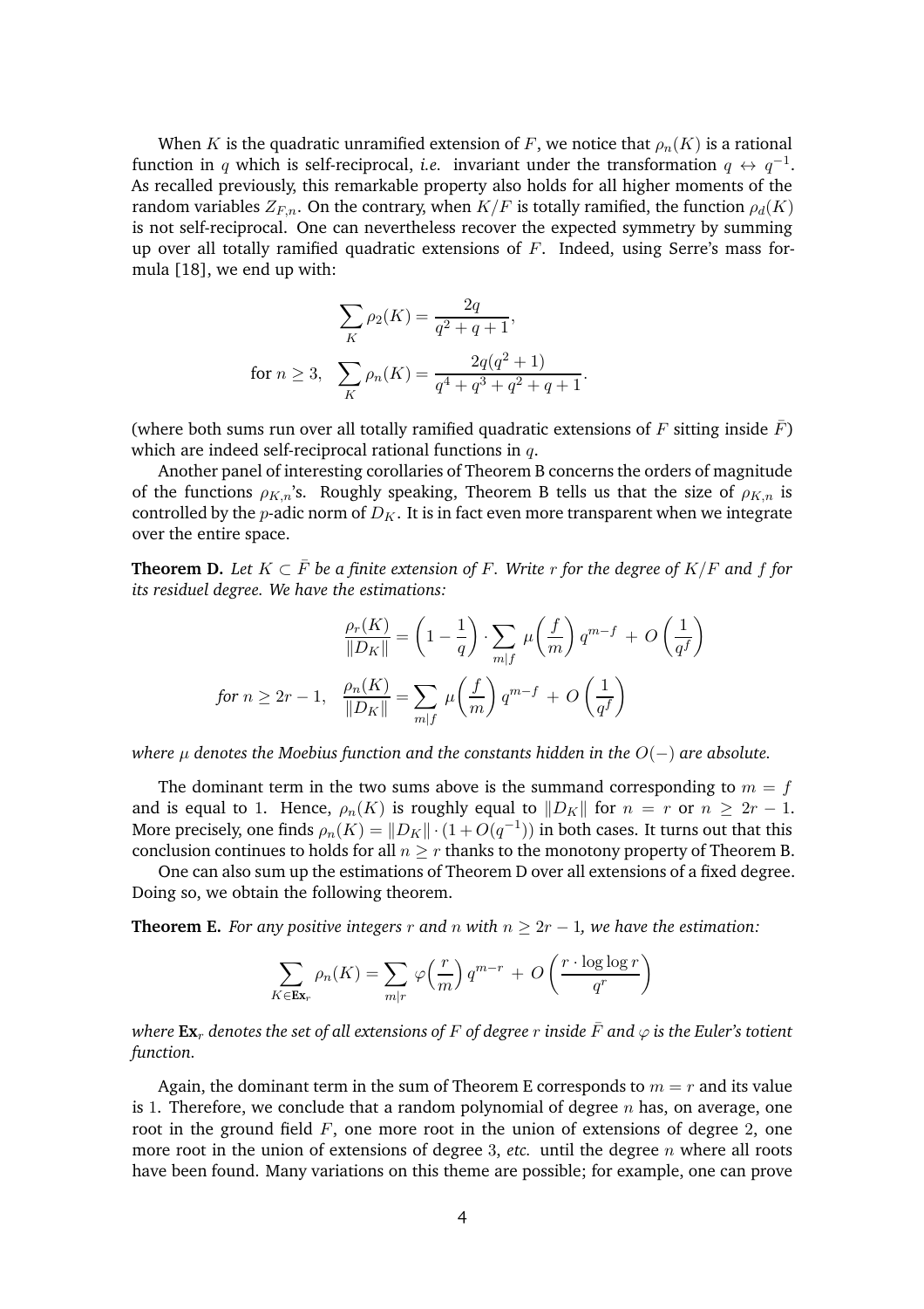When $K$ is the quadratic unramified extension of $F$, we notice that $\rho_n(K)$ is a rational function in $q$ which is self-reciprocal, *i.e.* invariant under the transformation $q \leftrightarrow q^{-1}$. As recalled previously, this remarkable property also holds for all higher moments of the random variables $Z_{F,n}$. On the contrary, when $K/F$ is totally ramified, the function $\rho_d(K)$ is not self-reciprocal. One can nevertheless recover the expected symmetry by summing up over all totally ramified quadratic extensions of $F$. Indeed, using Serre's mass formula [18], we end up with:

$$\sum_K \rho_2(K) = \frac{2q}{q^2+q+1},$$

$$\text{for } n \geq 3, \quad \sum_K \rho_n(K) = \frac{2q(q^2+1)}{q^4+q^3+q^2+q+1}.$$

(where both sums run over all totally ramified quadratic extensions of $F$ sitting inside $\bar{F}$) which are indeed self-reciprocal rational functions in $q$.

Another panel of interesting corollaries of Theorem B concerns the orders of magnitude of the functions $\rho_{K,n}$'s. Roughly speaking, Theorem B tells us that the size of $\rho_{K,n}$ is controlled by the $p$-adic norm of $D_K$. It is in fact even more transparent when we integrate over the entire space.

**Theorem D.** *Let $K \subset \bar{F}$ be a finite extension of $F$. Write $r$ for the degree of $K/F$ and $f$ for its residuel degree. We have the estimations:*

$$\frac{\rho_r(K)}{\|D_K\|} = \left(1 - \frac{1}{q}\right) \cdot \sum_{m|f} \mu\left(\frac{f}{m}\right) q^{m-f} + O\left(\frac{1}{q^f}\right)$$

$$\textit{for } n \geq 2r-1, \quad \frac{\rho_n(K)}{\|D_K\|} = \sum_{m|f} \mu\left(\frac{f}{m}\right) q^{m-f} + O\left(\frac{1}{q^f}\right)$$

*where $\mu$ denotes the Moebius function and the constants hidden in the $O(-)$ are absolute.*

The dominant term in the two sums above is the summand corresponding to $m = f$ and is equal to $1$. Hence, $\rho_n(K)$ is roughly equal to $\|D_K\|$ for $n = r$ or $n \geq 2r-1$. More precisely, one finds $\rho_n(K) = \|D_K\| \cdot (1 + O(q^{-1}))$ in both cases. It turns out that this conclusion continues to holds for all $n \geq r$ thanks to the monotony property of Theorem B.

One can also sum up the estimations of Theorem D over all extensions of a fixed degree. Doing so, we obtain the following theorem.

**Theorem E.** *For any positive integers $r$ and $n$ with $n \geq 2r-1$, we have the estimation:*

$$\sum_{K \in \mathbf{Ex}_r} \rho_n(K) = \sum_{m|r} \varphi\left(\frac{r}{m}\right) q^{m-r} + O\left(\frac{r \cdot \log\log r}{q^r}\right)$$

*where $\mathbf{Ex}_r$ denotes the set of all extensions of $F$ of degree $r$ inside $\bar{F}$ and $\varphi$ is the Euler's totient function.*

Again, the dominant term in the sum of Theorem E corresponds to $m = r$ and its value is $1$. Therefore, we conclude that a random polynomial of degree $n$ has, on average, one root in the ground field $F$, one more root in the union of extensions of degree $2$, one more root in the union of extensions of degree $3$, *etc.* until the degree $n$ where all roots have been found. Many variations on this theme are possible; for example, one can prove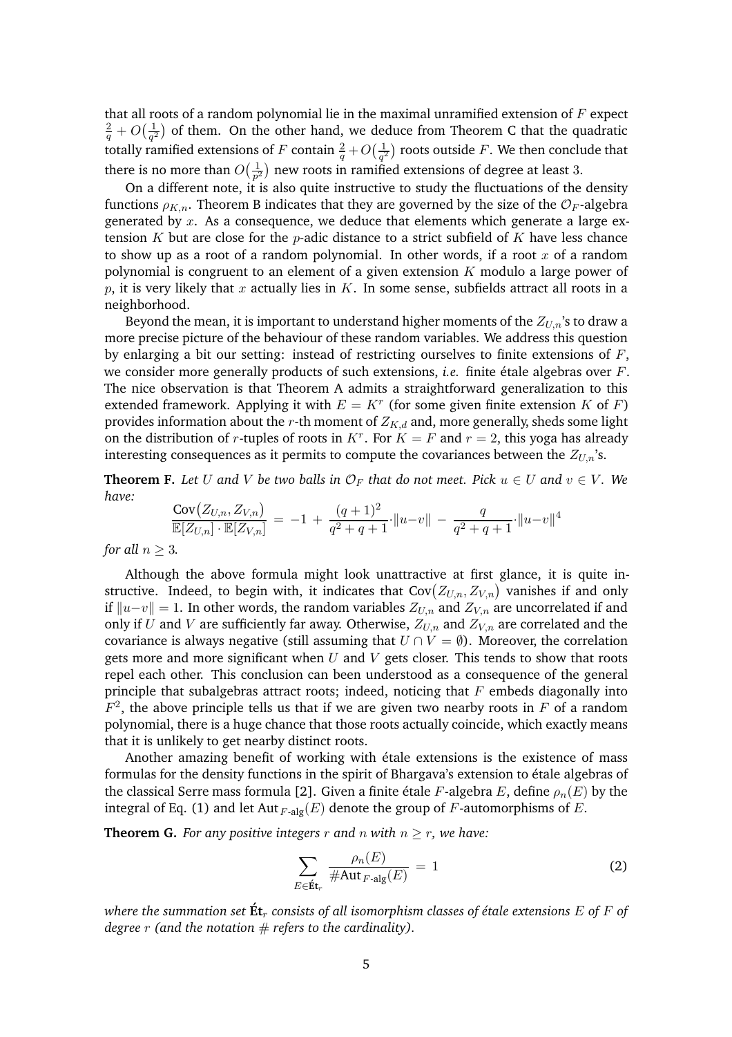that all roots of a random polynomial lie in the maximal unramified extension of $F$ expect $\frac{2}{q} + O\big(\frac{1}{q^2}\big)$ of them. On the other hand, we deduce from Theorem C that the quadratic totally ramified extensions of $F$ contain $\frac{2}{q} + O\big(\frac{1}{q^2}\big)$ roots outside $F$. We then conclude that there is no more than $O\big(\frac{1}{p^2}\big)$ new roots in ramified extensions of degree at least 3.

On a different note, it is also quite instructive to study the fluctuations of the density functions $\rho_{K,n}$. Theorem B indicates that they are governed by the size of the $\mathcal{O}_F$-algebra generated by $x$. As a consequence, we deduce that elements which generate a large extension $K$ but are close for the $p$-adic distance to a strict subfield of $K$ have less chance to show up as a root of a random polynomial. In other words, if a root $x$ of a random polynomial is congruent to an element of a given extension $K$ modulo a large power of $p$, it is very likely that $x$ actually lies in $K$. In some sense, subfields attract all roots in a neighborhood.

Beyond the mean, it is important to understand higher moments of the $Z_{U,n}$'s to draw a more precise picture of the behaviour of these random variables. We address this question by enlarging a bit our setting: instead of restricting ourselves to finite extensions of $F$, we consider more generally products of such extensions, *i.e.* finite étale algebras over $F$. The nice observation is that Theorem A admits a straightforward generalization to this extended framework. Applying it with $E = K^r$ (for some given finite extension $K$ of $F$) provides information about the $r$-th moment of $Z_{K,d}$ and, more generally, sheds some light on the distribution of $r$-tuples of roots in $K^r$. For $K = F$ and $r = 2$, this yoga has already interesting consequences as it permits to compute the covariances between the $Z_{U,n}$'s.

**Theorem F.** *Let $U$ and $V$ be two balls in $\mathcal{O}_F$ that do not meet. Pick $u \in U$ and $v \in V$. We have:*

$$\frac{\mathrm{Cov}\big(Z_{U,n}, Z_{V,n}\big)}{\mathbb{E}[Z_{U,n}] \cdot \mathbb{E}[Z_{V,n}]} \,=\, -1 \,+\, \frac{(q+1)^2}{q^2+q+1} \cdot \|u-v\| \,-\, \frac{q}{q^2+q+1} \cdot \|u-v\|^4$$

*for all $n \geq 3$.*

Although the above formula might look unattractive at first glance, it is quite instructive. Indeed, to begin with, it indicates that $\mathrm{Cov}\big(Z_{U,n}, Z_{V,n}\big)$ vanishes if and only if $\|u-v\| = 1$. In other words, the random variables $Z_{U,n}$ and $Z_{V,n}$ are uncorrelated if and only if $U$ and $V$ are sufficiently far away. Otherwise, $Z_{U,n}$ and $Z_{V,n}$ are correlated and the covariance is always negative (still assuming that $U \cap V = \emptyset$). Moreover, the correlation gets more and more significant when $U$ and $V$ gets closer. This tends to show that roots repel each other. This conclusion can been understood as a consequence of the general principle that subalgebras attract roots; indeed, noticing that $F$ embeds diagonally into $F^2$, the above principle tells us that if we are given two nearby roots in $F$ of a random polynomial, there is a huge chance that those roots actually coincide, which exactly means that it is unlikely to get nearby distinct roots.

Another amazing benefit of working with étale extensions is the existence of mass formulas for the density functions in the spirit of Bhargava's extension to étale algebras of the classical Serre mass formula [2]. Given a finite étale $F$-algebra $E$, define $\rho_n(E)$ by the integral of Eq. (1) and let $\mathrm{Aut}_{F\text{-alg}}(E)$ denote the group of $F$-automorphisms of $E$.

**Theorem G.** *For any positive integers $r$ and $n$ with $n \geq r$, we have:*

$$\sum_{E \in \acute{\mathbf{E}}\mathbf{t}_r} \frac{\rho_n(E)}{\#\mathrm{Aut}_{F\text{-alg}}(E)} \,=\, 1 \tag{2}$$

*where the summation set $\acute{\mathbf{E}}\mathbf{t}_r$ consists of all isomorphism classes of étale extensions $E$ of $F$ of degree $r$ (and the notation $\#$ refers to the cardinality).*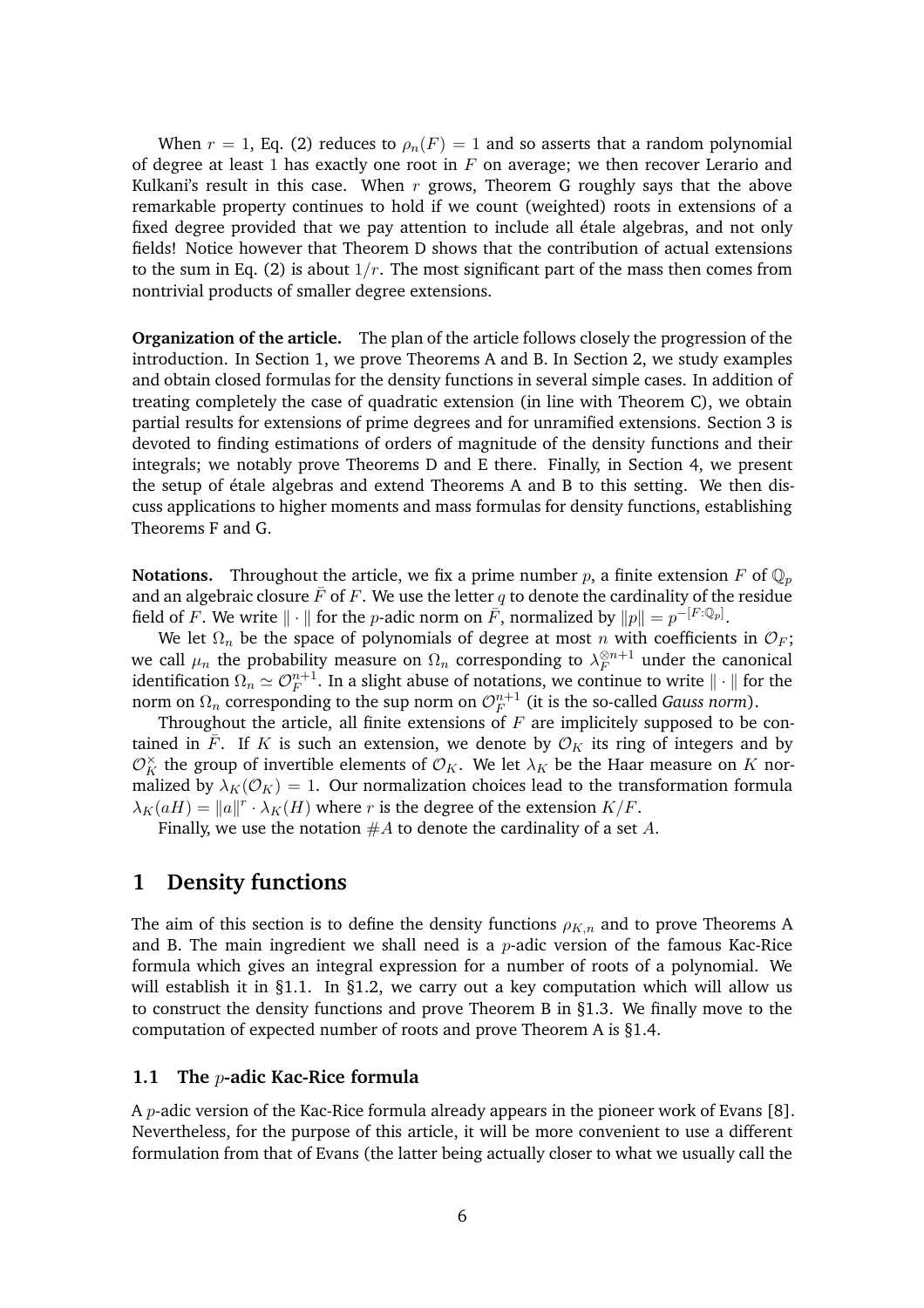When $r = 1$, Eq. (2) reduces to $\rho_n(F) = 1$ and so asserts that a random polynomial of degree at least 1 has exactly one root in $F$ on average; we then recover Lerario and Kulkani's result in this case. When $r$ grows, Theorem G roughly says that the above remarkable property continues to hold if we count (weighted) roots in extensions of a fixed degree provided that we pay attention to include all étale algebras, and not only fields! Notice however that Theorem D shows that the contribution of actual extensions to the sum in Eq. (2) is about $1/r$. The most significant part of the mass then comes from nontrivial products of smaller degree extensions.

**Organization of the article.** The plan of the article follows closely the progression of the introduction. In Section 1, we prove Theorems A and B. In Section 2, we study examples and obtain closed formulas for the density functions in several simple cases. In addition of treating completely the case of quadratic extension (in line with Theorem C), we obtain partial results for extensions of prime degrees and for unramified extensions. Section 3 is devoted to finding estimations of orders of magnitude of the density functions and their integrals; we notably prove Theorems D and E there. Finally, in Section 4, we present the setup of étale algebras and extend Theorems A and B to this setting. We then discuss applications to higher moments and mass formulas for density functions, establishing Theorems F and G.

**Notations.** Throughout the article, we fix a prime number $p$, a finite extension $F$ of $\mathbb{Q}_p$ and an algebraic closure $\bar{F}$ of $F$. We use the letter $q$ to denote the cardinality of the residue field of $F$. We write $\|\cdot\|$ for the $p$-adic norm on $\bar{F}$, normalized by $\|p\| = p^{-[F:\mathbb{Q}_p]}$.

We let $\Omega_n$ be the space of polynomials of degree at most $n$ with coefficients in $\mathcal{O}_F$; we call $\mu_n$ the probability measure on $\Omega_n$ corresponding to $\lambda_F^{\otimes n+1}$ under the canonical identification $\Omega_n \simeq \mathcal{O}_F^{n+1}$. In a slight abuse of notations, we continue to write $\|\cdot\|$ for the norm on $\Omega_n$ corresponding to the sup norm on $\mathcal{O}_F^{n+1}$ (it is the so-called *Gauss norm*).

Throughout the article, all finite extensions of $F$ are implicitely supposed to be contained in $\bar{F}$. If $K$ is such an extension, we denote by $\mathcal{O}_K$ its ring of integers and by $\mathcal{O}_K^\times$ the group of invertible elements of $\mathcal{O}_K$. We let $\lambda_K$ be the Haar measure on $K$ normalized by $\lambda_K(\mathcal{O}_K) = 1$. Our normalization choices lead to the transformation formula $\lambda_K(aH) = \|a\|^r \cdot \lambda_K(H)$ where $r$ is the degree of the extension $K/F$.

Finally, we use the notation $\#A$ to denote the cardinality of a set $A$.

# 1 Density functions

The aim of this section is to define the density functions $\rho_{K,n}$ and to prove Theorems A and B. The main ingredient we shall need is a $p$-adic version of the famous Kac-Rice formula which gives an integral expression for a number of roots of a polynomial. We will establish it in §1.1. In §1.2, we carry out a key computation which will allow us to construct the density functions and prove Theorem B in §1.3. We finally move to the computation of expected number of roots and prove Theorem A is §1.4.

## 1.1 The $p$-adic Kac-Rice formula

A $p$-adic version of the Kac-Rice formula already appears in the pioneer work of Evans [8]. Nevertheless, for the purpose of this article, it will be more convenient to use a different formulation from that of Evans (the latter being actually closer to what we usually call the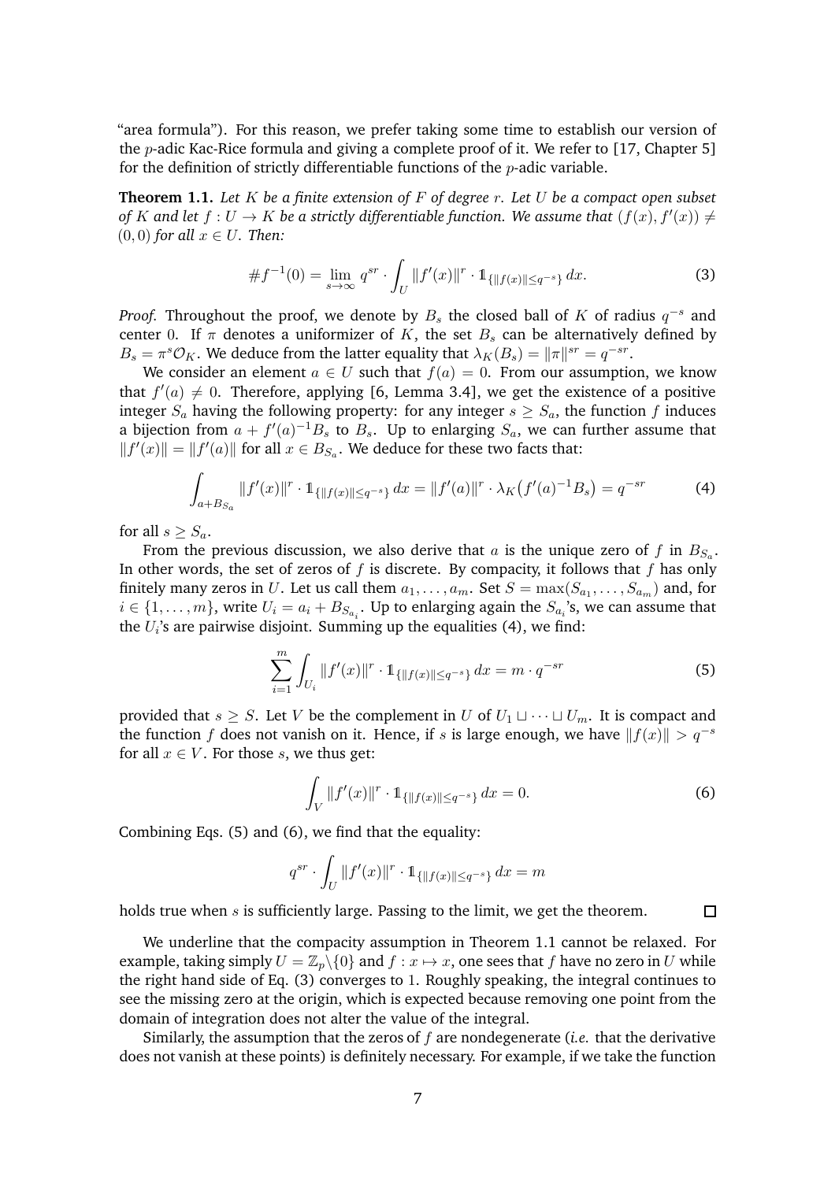"area formula"). For this reason, we prefer taking some time to establish our version of the $p$-adic Kac-Rice formula and giving a complete proof of it. We refer to [17, Chapter 5] for the definition of strictly differentiable functions of the $p$-adic variable.

**Theorem 1.1.** *Let $K$ be a finite extension of $F$ of degree $r$. Let $U$ be a compact open subset of $K$ and let $f : U \to K$ be a strictly differentiable function. We assume that $(f(x), f'(x)) \neq (0, 0)$ for all $x \in U$. Then:*

$$\# f^{-1}(0) = \lim_{s \to \infty} q^{sr} \cdot \int_U \|f'(x)\|^r \cdot \mathbb{1}_{\{\|f(x)\| \leq q^{-s}\}} \, dx. \tag{3}$$

*Proof.* Throughout the proof, we denote by $B_s$ the closed ball of $K$ of radius $q^{-s}$ and center $0$. If $\pi$ denotes a uniformizer of $K$, the set $B_s$ can be alternatively defined by $B_s = \pi^s \mathcal{O}_K$. We deduce from the latter equality that $\lambda_K(B_s) = \|\pi\|^{sr} = q^{-sr}$.

We consider an element $a \in U$ such that $f(a) = 0$. From our assumption, we know that $f'(a) \neq 0$. Therefore, applying [6, Lemma 3.4], we get the existence of a positive integer $S_a$ having the following property: for any integer $s \geq S_a$, the function $f$ induces a bijection from $a + f'(a)^{-1} B_s$ to $B_s$. Up to enlarging $S_a$, we can further assume that $\|f'(x)\| = \|f'(a)\|$ for all $x \in B_{S_a}$. We deduce for these two facts that:

$$\int_{a + B_{S_a}} \|f'(x)\|^r \cdot \mathbb{1}_{\{\|f(x)\| \leq q^{-s}\}} \, dx = \|f'(a)\|^r \cdot \lambda_K\big(f'(a)^{-1} B_s\big) = q^{-sr} \tag{4}$$

for all $s \geq S_a$.

From the previous discussion, we also derive that $a$ is the unique zero of $f$ in $B_{S_a}$. In other words, the set of zeros of $f$ is discrete. By compacity, it follows that $f$ has only finitely many zeros in $U$. Let us call them $a_1, \ldots, a_m$. Set $S = \max(S_{a_1}, \ldots, S_{a_m})$ and, for $i \in \{1, \ldots, m\}$, write $U_i = a_i + B_{S_{a_i}}$. Up to enlarging again the $S_{a_i}$'s, we can assume that the $U_i$'s are pairwise disjoint. Summing up the equalities (4), we find:

$$\sum_{i=1}^{m} \int_{U_i} \|f'(x)\|^r \cdot \mathbb{1}_{\{\|f(x)\| \leq q^{-s}\}} \, dx = m \cdot q^{-sr} \tag{5}$$

provided that $s \geq S$. Let $V$ be the complement in $U$ of $U_1 \sqcup \cdots \sqcup U_m$. It is compact and the function $f$ does not vanish on it. Hence, if $s$ is large enough, we have $\|f(x)\| > q^{-s}$ for all $x \in V$. For those $s$, we thus get:

$$\int_V \|f'(x)\|^r \cdot \mathbb{1}_{\{\|f(x)\| \leq q^{-s}\}} \, dx = 0. \tag{6}$$

Combining Eqs. (5) and (6), we find that the equality:

$$q^{sr} \cdot \int_U \|f'(x)\|^r \cdot \mathbb{1}_{\{\|f(x)\| \leq q^{-s}\}} \, dx = m$$

holds true when $s$ is sufficiently large. Passing to the limit, we get the theorem. $\square$

We underline that the compacity assumption in Theorem 1.1 cannot be relaxed. For example, taking simply $U = \mathbb{Z}_p \backslash \{0\}$ and $f : x \mapsto x$, one sees that $f$ have no zero in $U$ while the right hand side of Eq. (3) converges to $1$. Roughly speaking, the integral continues to see the missing zero at the origin, which is expected because removing one point from the domain of integration does not alter the value of the integral.

Similarly, the assumption that the zeros of $f$ are nondegenerate (*i.e.* that the derivative does not vanish at these points) is definitely necessary. For example, if we take the function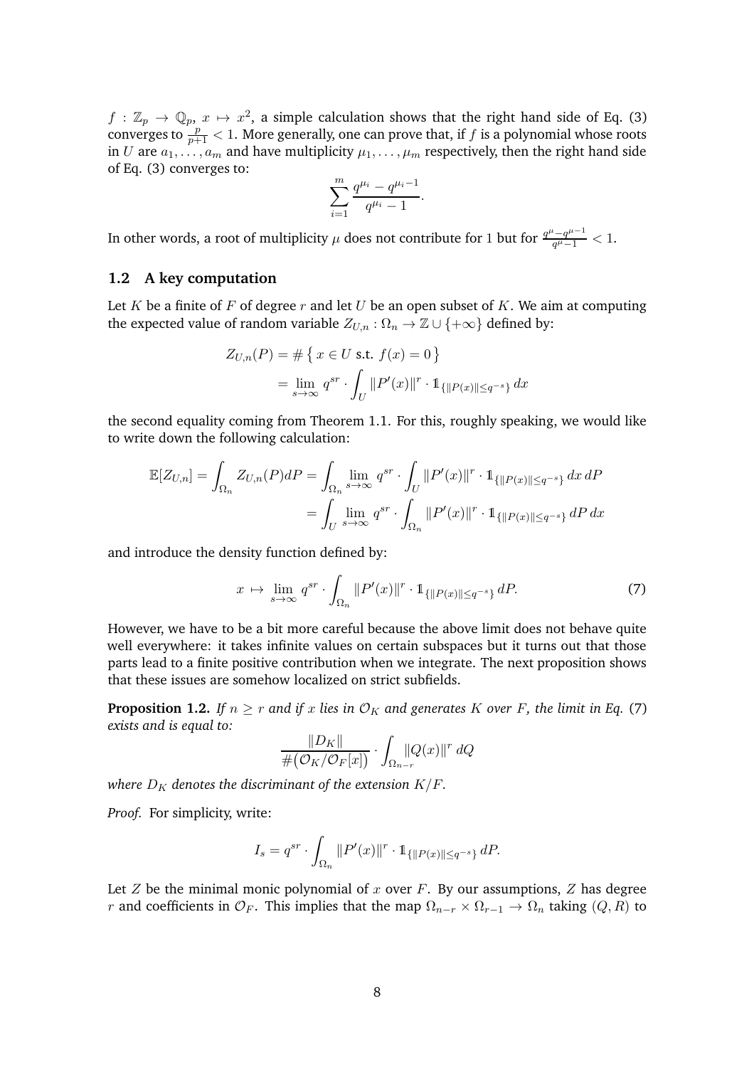$f : \mathbb{Z}_p \to \mathbb{Q}_p$, $x \mapsto x^2$, a simple calculation shows that the right hand side of Eq. (3) converges to $\frac{p}{p+1} < 1$. More generally, one can prove that, if $f$ is a polynomial whose roots in $U$ are $a_1, \ldots, a_m$ and have multiplicity $\mu_1, \ldots, \mu_m$ respectively, then the right hand side of Eq. (3) converges to:

$$\sum_{i=1}^{m} \frac{q^{\mu_i} - q^{\mu_i - 1}}{q^{\mu_i} - 1}.$$

In other words, a root of multiplicity $\mu$ does not contribute for 1 but for $\frac{q^{\mu} - q^{\mu-1}}{q^{\mu}-1} < 1$.

## 1.2 A key computation

Let $K$ be a finite of $F$ of degree $r$ and let $U$ be an open subset of $K$. We aim at computing the expected value of random variable $Z_{U,n} : \Omega_n \to \mathbb{Z} \cup \{+\infty\}$ defined by:

$$\begin{aligned} Z_{U,n}(P) &= \#\left\{ x \in U \text{ s.t. } f(x) = 0 \right\} \\ &= \lim_{s\to\infty} q^{sr} \cdot \int_U \|P'(x)\|^r \cdot \mathbb{1}_{\{\|P(x)\| \leq q^{-s}\}} \, dx \end{aligned}$$

the second equality coming from Theorem 1.1. For this, roughly speaking, we would like to write down the following calculation:

$$\begin{aligned} \mathbb{E}[Z_{U,n}] = \int_{\Omega_n} Z_{U,n}(P) dP &= \int_{\Omega_n} \lim_{s\to\infty} q^{sr} \cdot \int_U \|P'(x)\|^r \cdot \mathbb{1}_{\{\|P(x)\| \leq q^{-s}\}} \, dx \, dP \\ &= \int_U \lim_{s\to\infty} q^{sr} \cdot \int_{\Omega_n} \|P'(x)\|^r \cdot \mathbb{1}_{\{\|P(x)\| \leq q^{-s}\}} \, dP \, dx \end{aligned}$$

and introduce the density function defined by:

$$x \mapsto \lim_{s\to\infty} q^{sr} \cdot \int_{\Omega_n} \|P'(x)\|^r \cdot \mathbb{1}_{\{\|P(x)\| \leq q^{-s}\}} \, dP. \tag{7}$$

However, we have to be a bit more careful because the above limit does not behave quite well everywhere: it takes infinite values on certain subspaces but it turns out that those parts lead to a finite positive contribution when we integrate. The next proposition shows that these issues are somehow localized on strict subfields.

**Proposition 1.2.** *If $n \geq r$ and if $x$ lies in $\mathcal{O}_K$ and generates $K$ over $F$, the limit in Eq. (7) exists and is equal to:*

$$\frac{\|D_K\|}{\#\big(\mathcal{O}_K / \mathcal{O}_F[x]\big)} \cdot \int_{\Omega_{n-r}} \|Q(x)\|^r \, dQ$$

*where $D_K$ denotes the discriminant of the extension $K/F$.*

*Proof.* For simplicity, write:

$$I_s = q^{sr} \cdot \int_{\Omega_n} \|P'(x)\|^r \cdot \mathbb{1}_{\{\|P(x)\| \leq q^{-s}\}} \, dP.$$

Let $Z$ be the minimal monic polynomial of $x$ over $F$. By our assumptions, $Z$ has degree $r$ and coefficients in $\mathcal{O}_F$. This implies that the map $\Omega_{n-r} \times \Omega_{r-1} \to \Omega_n$ taking $(Q, R)$ to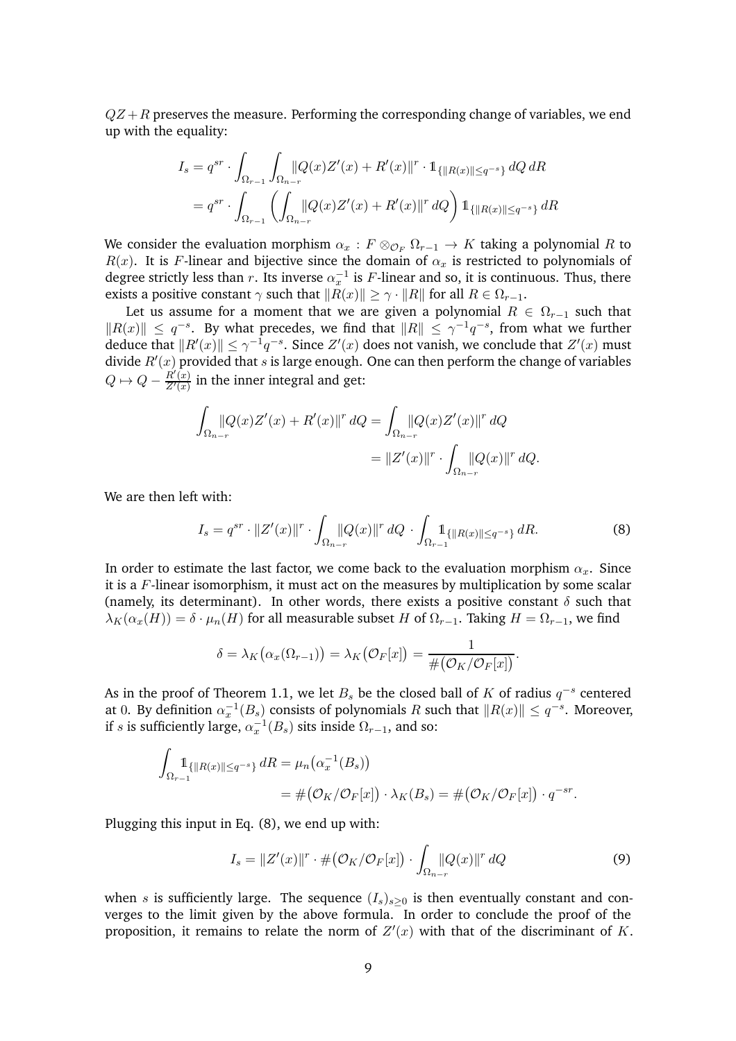$QZ + R$ preserves the measure. Performing the corresponding change of variables, we end up with the equality:

$$\begin{aligned}
I_s &= q^{sr} \cdot \int_{\Omega_{r-1}} \int_{\Omega_{n-r}} \|Q(x)Z'(x) + R'(x)\|^r \cdot \mathbb{1}_{\{\|R(x)\| \leq q^{-s}\}} \, dQ \, dR \\
&= q^{sr} \cdot \int_{\Omega_{r-1}} \left( \int_{\Omega_{n-r}} \|Q(x)Z'(x) + R'(x)\|^r \, dQ \right) \mathbb{1}_{\{\|R(x)\| \leq q^{-s}\}} \, dR
\end{aligned}$$

We consider the evaluation morphism $\alpha_x : F \otimes_{\mathcal{O}_F} \Omega_{r-1} \to K$ taking a polynomial $R$ to $R(x)$. It is $F$-linear and bijective since the domain of $\alpha_x$ is restricted to polynomials of degree strictly less than $r$. Its inverse $\alpha_x^{-1}$ is $F$-linear and so, it is continuous. Thus, there exists a positive constant $\gamma$ such that $\|R(x)\| \geq \gamma \cdot \|R\|$ for all $R \in \Omega_{r-1}$.

Let us assume for a moment that we are given a polynomial $R \in \Omega_{r-1}$ such that $\|R(x)\| \leq q^{-s}$. By what precedes, we find that $\|R\| \leq \gamma^{-1} q^{-s}$, from what we further deduce that $\|R'(x)\| \leq \gamma^{-1} q^{-s}$. Since $Z'(x)$ does not vanish, we conclude that $Z'(x)$ must divide $R'(x)$ provided that $s$ is large enough. One can then perform the change of variables $Q \mapsto Q - \frac{R'(x)}{Z'(x)}$ in the inner integral and get:

$$\begin{aligned}
\int_{\Omega_{n-r}} \|Q(x)Z'(x) + R'(x)\|^r \, dQ &= \int_{\Omega_{n-r}} \|Q(x)Z'(x)\|^r \, dQ \\
&= \|Z'(x)\|^r \cdot \int_{\Omega_{n-r}} \|Q(x)\|^r \, dQ.
\end{aligned}$$

We are then left with:

$$I_s = q^{sr} \cdot \|Z'(x)\|^r \cdot \int_{\Omega_{n-r}} \|Q(x)\|^r \, dQ \cdot \int_{\Omega_{r-1}} \mathbb{1}_{\{\|R(x)\| \leq q^{-s}\}} \, dR. \tag{8}$$

In order to estimate the last factor, we come back to the evaluation morphism $\alpha_x$. Since it is a $F$-linear isomorphism, it must act on the measures by multiplication by some scalar (namely, its determinant). In other words, there exists a positive constant $\delta$ such that $\lambda_K(\alpha_x(H)) = \delta \cdot \mu_n(H)$ for all measurable subset $H$ of $\Omega_{r-1}$. Taking $H = \Omega_{r-1}$, we find

$$\delta = \lambda_K\big(\alpha_x(\Omega_{r-1})\big) = \lambda_K\big(\mathcal{O}_F[x]\big) = \frac{1}{\#\big(\mathcal{O}_K / \mathcal{O}_F[x]\big)}.$$

As in the proof of Theorem 1.1, we let $B_s$ be the closed ball of $K$ of radius $q^{-s}$ centered at $0$. By definition $\alpha_x^{-1}(B_s)$ consists of polynomials $R$ such that $\|R(x)\| \leq q^{-s}$. Moreover, if $s$ is sufficiently large, $\alpha_x^{-1}(B_s)$ sits inside $\Omega_{r-1}$, and so:

$$\begin{aligned}
\int_{\Omega_{r-1}} \mathbb{1}_{\{\|R(x)\| \leq q^{-s}\}} \, dR &= \mu_n\big(\alpha_x^{-1}(B_s)\big) \\
&= \#\big(\mathcal{O}_K / \mathcal{O}_F[x]\big) \cdot \lambda_K(B_s) = \#\big(\mathcal{O}_K / \mathcal{O}_F[x]\big) \cdot q^{-sr}.
\end{aligned}$$

Plugging this input in Eq. (8), we end up with:

$$I_s = \|Z'(x)\|^r \cdot \#\big(\mathcal{O}_K / \mathcal{O}_F[x]\big) \cdot \int_{\Omega_{n-r}} \|Q(x)\|^r \, dQ \tag{9}$$

when $s$ is sufficiently large. The sequence $(I_s)_{s \geq 0}$ is then eventually constant and converges to the limit given by the above formula. In order to conclude the proof of the proposition, it remains to relate the norm of $Z'(x)$ with that of the discriminant of $K$.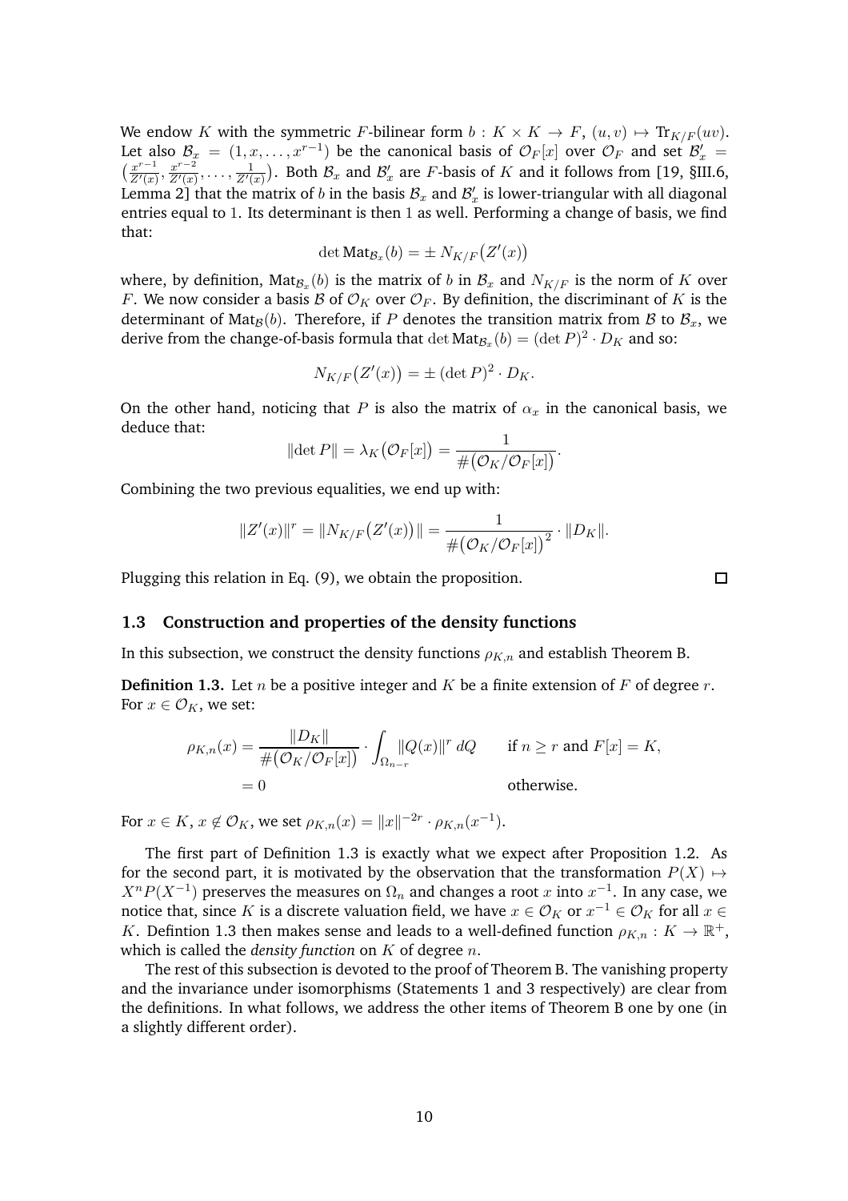We endow $K$ with the symmetric $F$-bilinear form $b : K \times K \to F$, $(u, v) \mapsto \mathrm{Tr}_{K/F}(uv)$. Let also $\mathcal{B}_x = (1, x, \dots, x^{r-1})$ be the canonical basis of $\mathcal{O}_F[x]$ over $\mathcal{O}_F$ and set $\mathcal{B}'_x = \left(\frac{x^{r-1}}{Z'(x)}, \frac{x^{r-2}}{Z'(x)}, \dots, \frac{1}{Z'(x)}\right)$. Both $\mathcal{B}_x$ and $\mathcal{B}'_x$ are $F$-basis of $K$ and it follows from [19, §III.6, Lemma 2] that the matrix of $b$ in the basis $\mathcal{B}_x$ and $\mathcal{B}'_x$ is lower-triangular with all diagonal entries equal to 1. Its determinant is then 1 as well. Performing a change of basis, we find that:

$$\det \mathrm{Mat}_{\mathcal{B}_x}(b) = \pm\, N_{K/F}\big(Z'(x)\big)$$

where, by definition, $\mathrm{Mat}_{\mathcal{B}_x}(b)$ is the matrix of $b$ in $\mathcal{B}_x$ and $N_{K/F}$ is the norm of $K$ over $F$. We now consider a basis $\mathcal{B}$ of $\mathcal{O}_K$ over $\mathcal{O}_F$. By definition, the discriminant of $K$ is the determinant of $\mathrm{Mat}_{\mathcal{B}}(b)$. Therefore, if $P$ denotes the transition matrix from $\mathcal{B}$ to $\mathcal{B}_x$, we derive from the change-of-basis formula that $\det \mathrm{Mat}_{\mathcal{B}_x}(b) = (\det P)^2 \cdot D_K$ and so:

$$N_{K/F}\big(Z'(x)\big) = \pm\, (\det P)^2 \cdot D_K.$$

On the other hand, noticing that $P$ is also the matrix of $\alpha_x$ in the canonical basis, we deduce that:

$$\|\det P\| = \lambda_K\big(\mathcal{O}_F[x]\big) = \frac{1}{\#\big(\mathcal{O}_K/\mathcal{O}_F[x]\big)}.$$

Combining the two previous equalities, we end up with:

$$\|Z'(x)\|^r = \|N_{K/F}\big(Z'(x)\big)\| = \frac{1}{\#\big(\mathcal{O}_K/\mathcal{O}_F[x]\big)^2} \cdot \|D_K\|.$$

Plugging this relation in Eq. (9), we obtain the proposition. $\square$

### 1.3 Construction and properties of the density functions

In this subsection, we construct the density functions $\rho_{K,n}$ and establish Theorem B.

**Definition 1.3.** Let $n$ be a positive integer and $K$ be a finite extension of $F$ of degree $r$. For $x \in \mathcal{O}_K$, we set:

$$\begin{aligned}
\rho_{K,n}(x) &= \frac{\|D_K\|}{\#\big(\mathcal{O}_K/\mathcal{O}_F[x]\big)} \cdot \int_{\Omega_{n-r}} \|Q(x)\|^r \, dQ \qquad &&\text{if } n \geq r \text{ and } F[x] = K, \\
&= 0 &&\text{otherwise.}
\end{aligned}$$

For $x \in K$, $x \notin \mathcal{O}_K$, we set $\rho_{K,n}(x) = \|x\|^{-2r} \cdot \rho_{K,n}(x^{-1})$.

The first part of Definition 1.3 is exactly what we expect after Proposition 1.2. As for the second part, it is motivated by the observation that the transformation $P(X) \mapsto X^n P(X^{-1})$ preserves the measures on $\Omega_n$ and changes a root $x$ into $x^{-1}$. In any case, we notice that, since $K$ is a discrete valuation field, we have $x \in \mathcal{O}_K$ or $x^{-1} \in \mathcal{O}_K$ for all $x \in K$. Defintion 1.3 then makes sense and leads to a well-defined function $\rho_{K,n} : K \to \mathbb{R}^+$, which is called the *density function* on $K$ of degree $n$.

The rest of this subsection is devoted to the proof of Theorem B. The vanishing property and the invariance under isomorphisms (Statements 1 and 3 respectively) are clear from the definitions. In what follows, we address the other items of Theorem B one by one (in a slightly different order).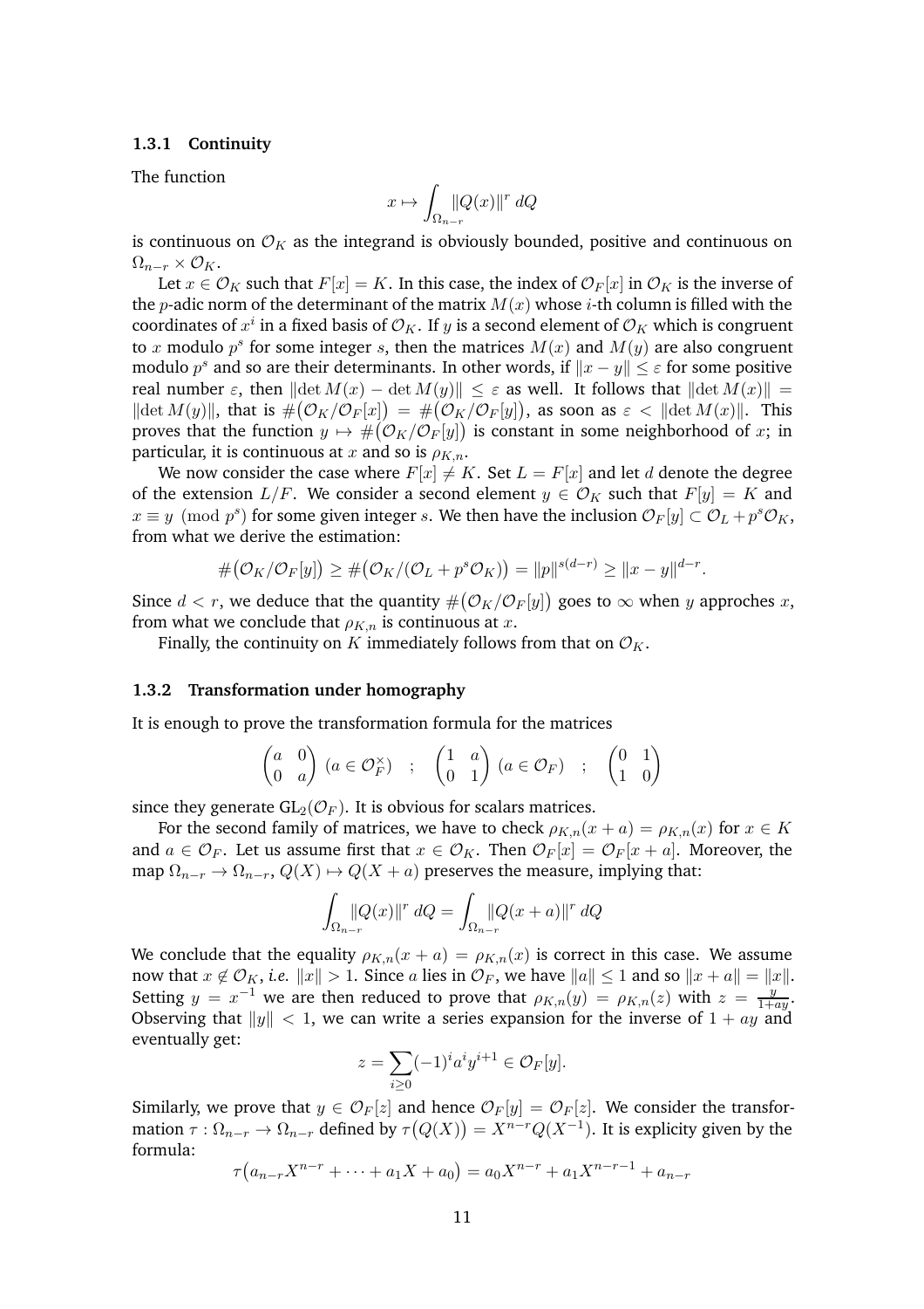### 1.3.1 Continuity

The function

$$x \mapsto \int_{\Omega_{n-r}} \|Q(x)\|^r \, dQ$$

is continuous on $\mathcal{O}_K$ as the integrand is obviously bounded, positive and continuous on $\Omega_{n-r} \times \mathcal{O}_K$.

Let $x \in \mathcal{O}_K$ such that $F[x] = K$. In this case, the index of $\mathcal{O}_F[x]$ in $\mathcal{O}_K$ is the inverse of the $p$-adic norm of the determinant of the matrix $M(x)$ whose $i$-th column is filled with the coordinates of $x^i$ in a fixed basis of $\mathcal{O}_K$. If $y$ is a second element of $\mathcal{O}_K$ which is congruent to $x$ modulo $p^s$ for some integer $s$, then the matrices $M(x)$ and $M(y)$ are also congruent modulo $p^s$ and so are their determinants. In other words, if $\|x - y\| \leq \varepsilon$ for some positive real number $\varepsilon$, then $\|\det M(x) - \det M(y)\| \leq \varepsilon$ as well. It follows that $\|\det M(x)\| = \|\det M(y)\|$, that is $\#\big(\mathcal{O}_K/\mathcal{O}_F[x]\big) = \#\big(\mathcal{O}_K/\mathcal{O}_F[y]\big)$, as soon as $\varepsilon < \|\det M(x)\|$. This proves that the function $y \mapsto \#\big(\mathcal{O}_K/\mathcal{O}_F[y]\big)$ is constant in some neighborhood of $x$; in particular, it is continuous at $x$ and so is $\rho_{K,n}$.

We now consider the case where $F[x] \neq K$. Set $L = F[x]$ and let $d$ denote the degree of the extension $L/F$. We consider a second element $y \in \mathcal{O}_K$ such that $F[y] = K$ and $x \equiv y \pmod{p^s}$ for some given integer $s$. We then have the inclusion $\mathcal{O}_F[y] \subset \mathcal{O}_L + p^s\mathcal{O}_K$, from what we derive the estimation:

$$\#\big(\mathcal{O}_K/\mathcal{O}_F[y]\big) \geq \#\big(\mathcal{O}_K/(\mathcal{O}_L + p^s\mathcal{O}_K)\big) = \|p\|^{s(d-r)} \geq \|x - y\|^{d-r}.$$

Since $d < r$, we deduce that the quantity $\#\big(\mathcal{O}_K/\mathcal{O}_F[y]\big)$ goes to $\infty$ when $y$ approches $x$, from what we conclude that $\rho_{K,n}$ is continuous at $x$.

Finally, the continuity on $K$ immediately follows from that on $\mathcal{O}_K$.

### 1.3.2 Transformation under homography

It is enough to prove the transformation formula for the matrices

$$\begin{pmatrix} a & 0 \\ 0 & a \end{pmatrix} \ (a \in \mathcal{O}_F^\times) \quad ; \quad \begin{pmatrix} 1 & a \\ 0 & 1 \end{pmatrix} \ (a \in \mathcal{O}_F) \quad ; \quad \begin{pmatrix} 0 & 1 \\ 1 & 0 \end{pmatrix}$$

since they generate $\mathrm{GL}_2(\mathcal{O}_F)$. It is obvious for scalars matrices.

For the second family of matrices, we have to check $\rho_{K,n}(x + a) = \rho_{K,n}(x)$ for $x \in K$ and $a \in \mathcal{O}_F$. Let us assume first that $x \in \mathcal{O}_K$. Then $\mathcal{O}_F[x] = \mathcal{O}_F[x + a]$. Moreover, the map $\Omega_{n-r} \to \Omega_{n-r}$, $Q(X) \mapsto Q(X + a)$ preserves the measure, implying that:

$$\int_{\Omega_{n-r}} \|Q(x)\|^r \, dQ = \int_{\Omega_{n-r}} \|Q(x + a)\|^r \, dQ.$$

We conclude that the equality $\rho_{K,n}(x + a) = \rho_{K,n}(x)$ is correct in this case. We assume now that $x \notin \mathcal{O}_K$, *i.e.* $\|x\| > 1$. Since $a$ lies in $\mathcal{O}_F$, we have $\|a\| \leq 1$ and so $\|x + a\| = \|x\|$. Setting $y = x^{-1}$ we are then reduced to prove that $\rho_{K,n}(y) = \rho_{K,n}(z)$ with $z = \frac{y}{1+ay}$. Observing that $\|y\| < 1$, we can write a series expansion for the inverse of $1 + ay$ and eventually get:

$$z = \sum_{i \geq 0} (-1)^i a^i y^{i+1} \in \mathcal{O}_F[y].$$

Similarly, we prove that $y \in \mathcal{O}_F[z]$ and hence $\mathcal{O}_F[y] = \mathcal{O}_F[z]$. We consider the transformation $\tau : \Omega_{n-r} \to \Omega_{n-r}$ defined by $\tau\big(Q(X)\big) = X^{n-r}Q(X^{-1})$. It is explicity given by the formula:

$$\tau\big(a_{n-r}X^{n-r} + \cdots + a_1X + a_0\big) = a_0X^{n-r} + a_1X^{n-r-1} + a_{n-r}$$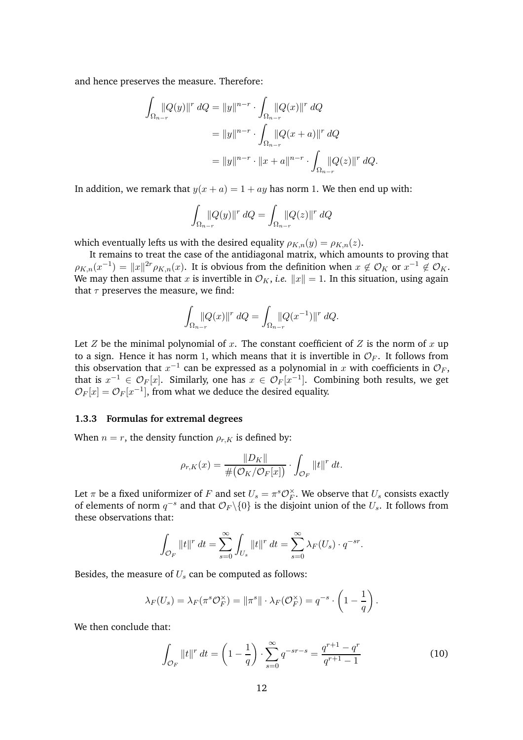and hence preserves the measure. Therefore:

$$\begin{aligned}
\int_{\Omega_{n-r}} \|Q(y)\|^r \, dQ &= \|y\|^{n-r} \cdot \int_{\Omega_{n-r}} \|Q(x)\|^r \, dQ \\
&= \|y\|^{n-r} \cdot \int_{\Omega_{n-r}} \|Q(x+a)\|^r \, dQ \\
&= \|y\|^{n-r} \cdot \|x+a\|^{n-r} \cdot \int_{\Omega_{n-r}} \|Q(z)\|^r \, dQ.
\end{aligned}$$

In addition, we remark that $y(x+a) = 1 + ay$ has norm 1. We then end up with:

$$\int_{\Omega_{n-r}} \|Q(y)\|^r \, dQ = \int_{\Omega_{n-r}} \|Q(z)\|^r \, dQ$$

which eventually lefts us with the desired equality $\rho_{K,n}(y) = \rho_{K,n}(z)$.

It remains to treat the case of the antidiagonal matrix, which amounts to proving that $\rho_{K,n}(x^{-1}) = \|x\|^{2r} \rho_{K,n}(x)$. It is obvious from the definition when $x \notin \mathcal{O}_K$ or $x^{-1} \notin \mathcal{O}_K$. We may then assume that $x$ is invertible in $\mathcal{O}_K$, *i.e.* $\|x\| = 1$. In this situation, using again that $\tau$ preserves the measure, we find:

$$\int_{\Omega_{n-r}} \|Q(x)\|^r \, dQ = \int_{\Omega_{n-r}} \|Q(x^{-1})\|^r \, dQ.$$

Let $Z$ be the minimal polynomial of $x$. The constant coefficient of $Z$ is the norm of $x$ up to a sign. Hence it has norm 1, which means that it is invertible in $\mathcal{O}_F$. It follows from this observation that $x^{-1}$ can be expressed as a polynomial in $x$ with coefficients in $\mathcal{O}_F$, that is $x^{-1} \in \mathcal{O}_F[x]$. Similarly, one has $x \in \mathcal{O}_F[x^{-1}]$. Combining both results, we get $\mathcal{O}_F[x] = \mathcal{O}_F[x^{-1}]$, from what we deduce the desired equality.

### 1.3.3 Formulas for extremal degrees

When $n = r$, the density function $\rho_{r,K}$ is defined by:

$$\rho_{r,K}(x) = \frac{\|D_K\|}{\#\big(\mathcal{O}_K/\mathcal{O}_F[x]\big)} \cdot \int_{\mathcal{O}_F} \|t\|^r \, dt.$$

Let $\pi$ be a fixed uniformizer of $F$ and set $U_s = \pi^s \mathcal{O}_F^\times$. We observe that $U_s$ consists exactly of elements of norm $q^{-s}$ and that $\mathcal{O}_F \backslash \{0\}$ is the disjoint union of the $U_s$. It follows from these observations that:

$$\int_{\mathcal{O}_F} \|t\|^r \, dt = \sum_{s=0}^{\infty} \int_{U_s} \|t\|^r \, dt = \sum_{s=0}^{\infty} \lambda_F(U_s) \cdot q^{-sr}.$$

Besides, the measure of $U_s$ can be computed as follows:

$$\lambda_F(U_s) = \lambda_F(\pi^s \mathcal{O}_F^\times) = \|\pi^s\| \cdot \lambda_F(\mathcal{O}_F^\times) = q^{-s} \cdot \left(1 - \frac{1}{q}\right).$$

We then conclude that:

$$\int_{\mathcal{O}_F} \|t\|^r \, dt = \left(1 - \frac{1}{q}\right) \cdot \sum_{s=0}^{\infty} q^{-sr-s} = \frac{q^{r+1} - q^r}{q^{r+1} - 1} \tag{10}$$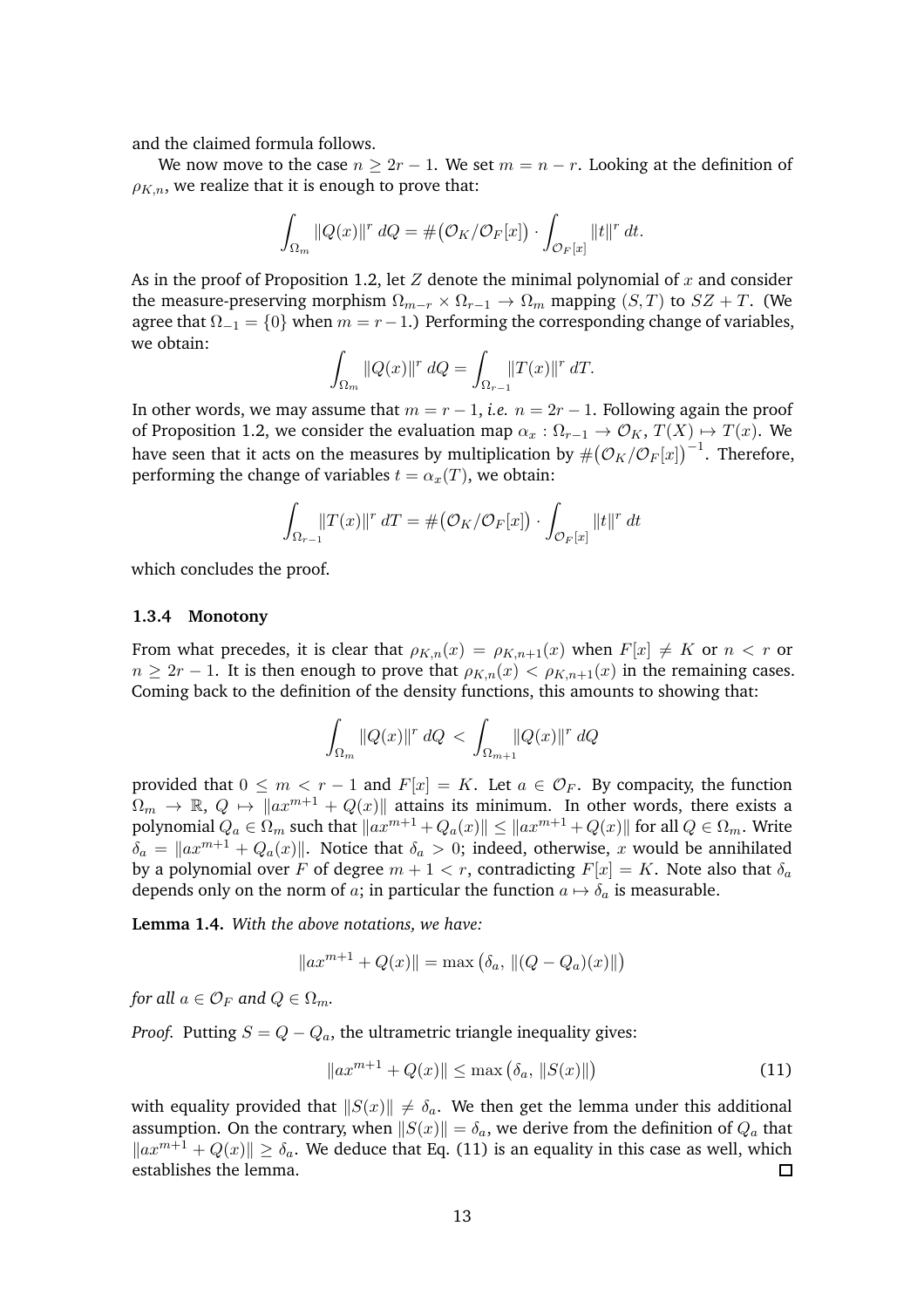and the claimed formula follows.

We now move to the case $n \geq 2r-1$. We set $m = n-r$. Looking at the definition of $\rho_{K,n}$, we realize that it is enough to prove that:

$$\int_{\Omega_m} \|Q(x)\|^r \, dQ = \#\big(\mathcal{O}_K/\mathcal{O}_F[x]\big) \cdot \int_{\mathcal{O}_F[x]} \|t\|^r \, dt.$$

As in the proof of Proposition 1.2, let $Z$ denote the minimal polynomial of $x$ and consider the measure-preserving morphism $\Omega_{m-r} \times \Omega_{r-1} \to \Omega_m$ mapping $(S,T)$ to $SZ+T$. (We agree that $\Omega_{-1} = \{0\}$ when $m = r-1$.) Performing the corresponding change of variables, we obtain:

$$\int_{\Omega_m} \|Q(x)\|^r \, dQ = \int_{\Omega_{r-1}} \|T(x)\|^r \, dT.$$

In other words, we may assume that $m = r-1$, *i.e.* $n = 2r-1$. Following again the proof of Proposition 1.2, we consider the evaluation map $\alpha_x : \Omega_{r-1} \to \mathcal{O}_K$, $T(X) \mapsto T(x)$. We have seen that it acts on the measures by multiplication by $\#\big(\mathcal{O}_K/\mathcal{O}_F[x]\big)^{-1}$. Therefore, performing the change of variables $t = \alpha_x(T)$, we obtain:

$$\int_{\Omega_{r-1}} \|T(x)\|^r \, dT = \#\big(\mathcal{O}_K/\mathcal{O}_F[x]\big) \cdot \int_{\mathcal{O}_F[x]} \|t\|^r \, dt$$

which concludes the proof.

### 1.3.4 Monotony

From what precedes, it is clear that $\rho_{K,n}(x) = \rho_{K,n+1}(x)$ when $F[x] \neq K$ or $n < r$ or $n \geq 2r-1$. It is then enough to prove that $\rho_{K,n}(x) < \rho_{K,n+1}(x)$ in the remaining cases. Coming back to the definition of the density functions, this amounts to showing that:

$$\int_{\Omega_m} \|Q(x)\|^r \, dQ \, < \, \int_{\Omega_{m+1}} \|Q(x)\|^r \, dQ$$

provided that $0 \leq m < r-1$ and $F[x] = K$. Let $a \in \mathcal{O}_F$. By compacity, the function $\Omega_m \to \mathbb{R}$, $Q \mapsto \|ax^{m+1} + Q(x)\|$ attains its minimum. In other words, there exists a polynomial $Q_a \in \Omega_m$ such that $\|ax^{m+1} + Q_a(x)\| \leq \|ax^{m+1} + Q(x)\|$ for all $Q \in \Omega_m$. Write $\delta_a = \|ax^{m+1} + Q_a(x)\|$. Notice that $\delta_a > 0$; indeed, otherwise, $x$ would be annihilated by a polynomial over $F$ of degree $m+1 < r$, contradicting $F[x] = K$. Note also that $\delta_a$ depends only on the norm of $a$; in particular the function $a \mapsto \delta_a$ is measurable.

**Lemma 1.4.** *With the above notations, we have:*

$$\|ax^{m+1} + Q(x)\| = \max\big(\delta_a, \, \|(Q-Q_a)(x)\|\big)$$

*for all $a \in \mathcal{O}_F$ and $Q \in \Omega_m$.*

*Proof.* Putting $S = Q - Q_a$, the ultrametric triangle inequality gives:

$$\|ax^{m+1} + Q(x)\| \leq \max\big(\delta_a, \, \|S(x)\|\big) \tag{11}$$

with equality provided that $\|S(x)\| \neq \delta_a$. We then get the lemma under this additional assumption. On the contrary, when $\|S(x)\| = \delta_a$, we derive from the definition of $Q_a$ that $\|ax^{m+1} + Q(x)\| \geq \delta_a$. We deduce that Eq. (11) is an equality in this case as well, which establishes the lemma. $\square$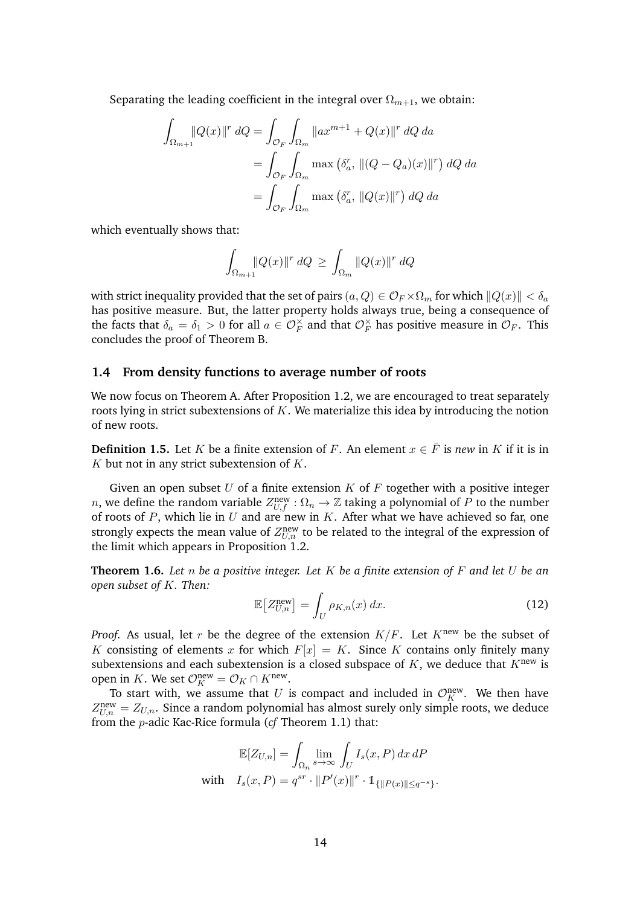Separating the leading coefficient in the integral over $\Omega_{m+1}$, we obtain:

$$
\begin{aligned}
\int_{\Omega_{m+1}} \|Q(x)\|^r \, dQ &= \int_{\mathcal{O}_F} \int_{\Omega_m} \|ax^{m+1} + Q(x)\|^r \, dQ \, da \\
&= \int_{\mathcal{O}_F} \int_{\Omega_m} \max\left(\delta_a^r,\ \|(Q - Q_a)(x)\|^r\right) dQ \, da \\
&= \int_{\mathcal{O}_F} \int_{\Omega_m} \max\left(\delta_a^r,\ \|Q(x)\|^r\right) dQ \, da
\end{aligned}
$$

which eventually shows that:

$$
\int_{\Omega_{m+1}} \|Q(x)\|^r \, dQ \ \geq\ \int_{\Omega_m} \|Q(x)\|^r \, dQ
$$

with strict inequality provided that the set of pairs $(a, Q) \in \mathcal{O}_F \times \Omega_m$ for which $\|Q(x)\| < \delta_a$ has positive measure. But, the latter property holds always true, being a consequence of the facts that $\delta_a = \delta_1 > 0$ for all $a \in \mathcal{O}_F^\times$ and that $\mathcal{O}_F^\times$ has positive measure in $\mathcal{O}_F$. This concludes the proof of Theorem B.

### 1.4 From density functions to average number of roots

We now focus on Theorem A. After Proposition 1.2, we are encouraged to treat separately roots lying in strict subextensions of $K$. We materialize this idea by introducing the notion of new roots.

**Definition 1.5.** Let $K$ be a finite extension of $F$. An element $x \in \bar{F}$ is *new* in $K$ if it is in $K$ but not in any strict subextension of $K$.

Given an open subset $U$ of a finite extension $K$ of $F$ together with a positive integer $n$, we define the random variable $Z_{U,f}^{\text{new}} : \Omega_n \to \mathbb{Z}$ taking a polynomial of $P$ to the number of roots of $P$, which lie in $U$ and are new in $K$. After what we have achieved so far, one strongly expects the mean value of $Z_{U,n}^{\text{new}}$ to be related to the integral of the expression of the limit which appears in Proposition 1.2.

**Theorem 1.6.** *Let $n$ be a positive integer. Let $K$ be a finite extension of $F$ and let $U$ be an open subset of $K$. Then:*

$$
\mathbb{E}\big[Z_{U,n}^{\text{new}}\big] = \int_U \rho_{K,n}(x) \, dx. \tag{12}
$$

*Proof.* As usual, let $r$ be the degree of the extension $K/F$. Let $K^{\text{new}}$ be the subset of $K$ consisting of elements $x$ for which $F[x] = K$. Since $K$ contains only finitely many subextensions and each subextension is a closed subspace of $K$, we deduce that $K^{\text{new}}$ is open in $K$. We set $\mathcal{O}_K^{\text{new}} = \mathcal{O}_K \cap K^{\text{new}}$.

To start with, we assume that $U$ is compact and included in $\mathcal{O}_K^{\text{new}}$. We then have $Z_{U,n}^{\text{new}} = Z_{U,n}$. Since a random polynomial has almost surely only simple roots, we deduce from the $p$-adic Kac-Rice formula (*cf* Theorem 1.1) that:

$$
\begin{aligned}
\mathbb{E}[Z_{U,n}] &= \int_{\Omega_n} \lim_{s \to \infty} \int_U I_s(x, P) \, dx \, dP \\
\text{with} \quad I_s(x, P) &= q^{sr} \cdot \|P'(x)\|^r \cdot \mathbb{1}_{\{\|P(x)\| \leq q^{-s}\}}.
\end{aligned}
$$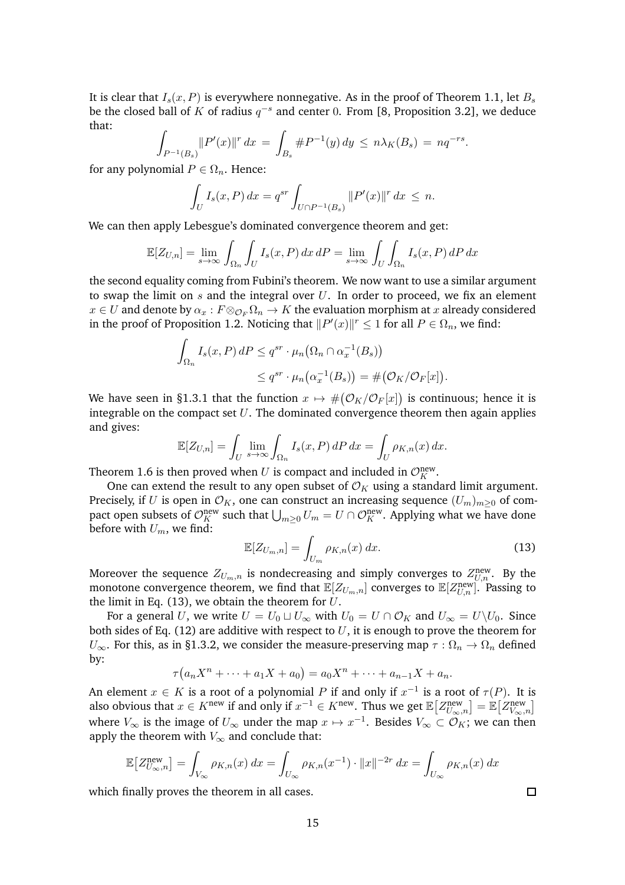It is clear that $I_s(x, P)$ is everywhere nonnegative. As in the proof of Theorem 1.1, let $B_s$ be the closed ball of $K$ of radius $q^{-s}$ and center 0. From [8, Proposition 3.2], we deduce that:

$$\int_{P^{-1}(B_s)} \|P'(x)\|^r \, dx \;=\; \int_{B_s} \#P^{-1}(y)\, dy \;\leq\; n\lambda_K(B_s) \;=\; nq^{-rs}.$$

for any polynomial $P \in \Omega_n$. Hence:

$$\int_U I_s(x, P)\, dx = q^{sr} \int_{U \cap P^{-1}(B_s)} \|P'(x)\|^r \, dx \;\leq\; n.$$

We can then apply Lebesgue's dominated convergence theorem and get:

$$\mathbb{E}[Z_{U,n}] = \lim_{s\to\infty} \int_{\Omega_n} \int_U I_s(x, P)\, dx\, dP = \lim_{s\to\infty} \int_U \int_{\Omega_n} I_s(x, P)\, dP\, dx$$

the second equality coming from Fubini's theorem. We now want to use a similar argument to swap the limit on $s$ and the integral over $U$. In order to proceed, we fix an element $x \in U$ and denote by $\alpha_x : F \otimes_{\mathcal{O}_F} \Omega_n \to K$ the evaluation morphism at $x$ already considered in the proof of Proposition 1.2. Noticing that $\|P'(x)\|^r \leq 1$ for all $P \in \Omega_n$, we find:

$$\begin{aligned}\int_{\Omega_n} I_s(x, P)\, dP &\leq q^{sr} \cdot \mu_n\big(\Omega_n \cap \alpha_x^{-1}(B_s)\big) \\ &\leq q^{sr} \cdot \mu_n\big(\alpha_x^{-1}(B_s)\big) = \#\big(\mathcal{O}_K/\mathcal{O}_F[x]\big).\end{aligned}$$

We have seen in §1.3.1 that the function $x \mapsto \#\big(\mathcal{O}_K/\mathcal{O}_F[x]\big)$ is continuous; hence it is integrable on the compact set $U$. The dominated convergence theorem then again applies and gives:

$$\mathbb{E}[Z_{U,n}] = \int_U \lim_{s\to\infty} \int_{\Omega_n} I_s(x, P)\, dP\, dx = \int_U \rho_{K,n}(x)\, dx.$$

Theorem 1.6 is then proved when $U$ is compact and included in $\mathcal{O}_K^{\text{new}}$.

One can extend the result to any open subset of $\mathcal{O}_K$ using a standard limit argument. Precisely, if $U$ is open in $\mathcal{O}_K$, one can construct an increasing sequence $(U_m)_{m\geq 0}$ of compact open subsets of $\mathcal{O}_K^{\text{new}}$ such that $\bigcup_{m\geq 0} U_m = U \cap \mathcal{O}_K^{\text{new}}$. Applying what we have done before with $U_m$, we find:

$$\mathbb{E}[Z_{U_m,n}] = \int_{U_m} \rho_{K,n}(x)\, dx. \tag{13}$$

Moreover the sequence $Z_{U_m,n}$ is nondecreasing and simply converges to $Z^{\text{new}}_{U,n}$. By the monotone convergence theorem, we find that $\mathbb{E}[Z_{U_m,n}]$ converges to $\mathbb{E}[Z^{\text{new}}_{U,n}]$. Passing to the limit in Eq. (13), we obtain the theorem for $U$.

For a general $U$, we write $U = U_0 \sqcup U_\infty$ with $U_0 = U \cap \mathcal{O}_K$ and $U_\infty = U \backslash U_0$. Since both sides of Eq. (12) are additive with respect to $U$, it is enough to prove the theorem for $U_\infty$. For this, as in §1.3.2, we consider the measure-preserving map $\tau : \Omega_n \to \Omega_n$ defined by:

$$\tau\big(a_n X^n + \cdots + a_1 X + a_0\big) = a_0 X^n + \cdots + a_{n-1} X + a_n.$$

An element $x \in K$ is a root of a polynomial $P$ if and only if $x^{-1}$ is a root of $\tau(P)$. It is also obvious that $x \in K^{\text{new}}$ if and only if $x^{-1} \in K^{\text{new}}$. Thus we get $\mathbb{E}\big[Z^{\text{new}}_{U_\infty,n}\big] = \mathbb{E}\big[Z^{\text{new}}_{V_\infty,n}\big]$ where $V_\infty$ is the image of $U_\infty$ under the map $x \mapsto x^{-1}$. Besides $V_\infty \subset \mathcal{O}_K$; we can then apply the theorem with $V_\infty$ and conclude that:

$$\mathbb{E}\big[Z^{\text{new}}_{U_\infty,n}\big] = \int_{V_\infty} \rho_{K,n}(x)\, dx = \int_{U_\infty} \rho_{K,n}(x^{-1}) \cdot \|x\|^{-2r}\, dx = \int_{U_\infty} \rho_{K,n}(x)\, dx$$

which finally proves the theorem in all cases. ◻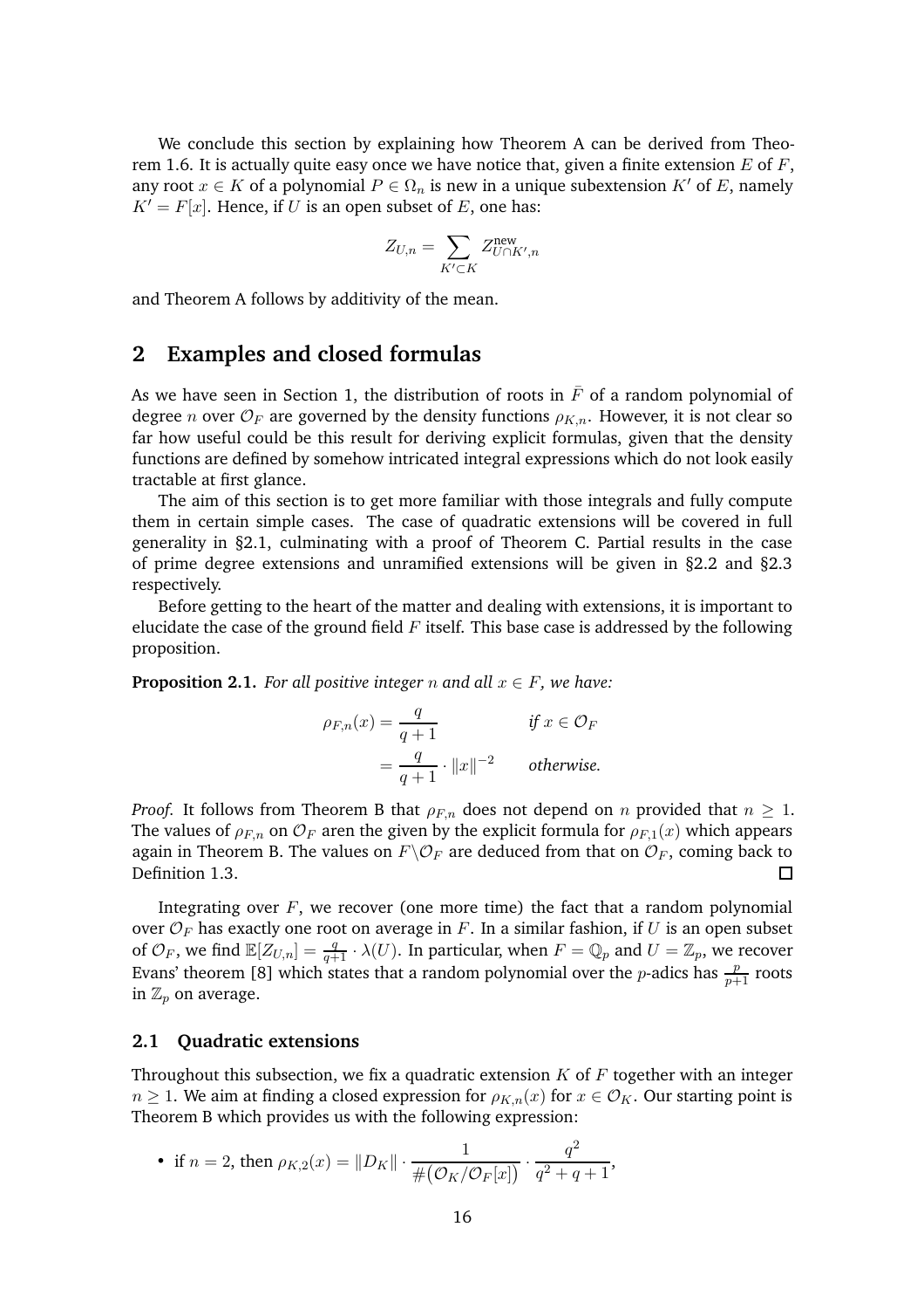We conclude this section by explaining how Theorem A can be derived from Theorem 1.6. It is actually quite easy once we have notice that, given a finite extension $E$ of $F$, any root $x \in K$ of a polynomial $P \in \Omega_n$ is new in a unique subextension $K'$ of $E$, namely $K' = F[x]$. Hence, if $U$ is an open subset of $E$, one has:

$$Z_{U,n} = \sum_{K' \subset K} Z^{\text{new}}_{U \cap K', n}$$

and Theorem A follows by additivity of the mean.

## 2 Examples and closed formulas

As we have seen in Section 1, the distribution of roots in $\bar{F}$ of a random polynomial of degree $n$ over $\mathcal{O}_F$ are governed by the density functions $\rho_{K,n}$. However, it is not clear so far how useful could be this result for deriving explicit formulas, given that the density functions are defined by somehow intricated integral expressions which do not look easily tractable at first glance.

The aim of this section is to get more familiar with those integrals and fully compute them in certain simple cases. The case of quadratic extensions will be covered in full generality in §2.1, culminating with a proof of Theorem C. Partial results in the case of prime degree extensions and unramified extensions will be given in §2.2 and §2.3 respectively.

Before getting to the heart of the matter and dealing with extensions, it is important to elucidate the case of the ground field $F$ itself. This base case is addressed by the following proposition.

**Proposition 2.1.** *For all positive integer $n$ and all $x \in F$, we have:*

$$\begin{aligned} \rho_{F,n}(x) &= \frac{q}{q+1} && \text{if } x \in \mathcal{O}_F \\ &= \frac{q}{q+1} \cdot \|x\|^{-2} && \text{otherwise.} \end{aligned}$$

*Proof.* It follows from Theorem B that $\rho_{F,n}$ does not depend on $n$ provided that $n \geq 1$. The values of $\rho_{F,n}$ on $\mathcal{O}_F$ aren the given by the explicit formula for $\rho_{F,1}(x)$ which appears again in Theorem B. The values on $F \backslash \mathcal{O}_F$ are deduced from that on $\mathcal{O}_F$, coming back to Definition 1.3. □

Integrating over $F$, we recover (one more time) the fact that a random polynomial over $\mathcal{O}_F$ has exactly one root on average in $F$. In a similar fashion, if $U$ is an open subset of $\mathcal{O}_F$, we find $\mathbb{E}[Z_{U,n}] = \frac{q}{q+1} \cdot \lambda(U)$. In particular, when $F = \mathbb{Q}_p$ and $U = \mathbb{Z}_p$, we recover Evans' theorem [8] which states that a random polynomial over the $p$-adics has $\frac{p}{p+1}$ roots in $\mathbb{Z}_p$ on average.

### 2.1 Quadratic extensions

Throughout this subsection, we fix a quadratic extension $K$ of $F$ together with an integer $n \geq 1$. We aim at finding a closed expression for $\rho_{K,n}(x)$ for $x \in \mathcal{O}_K$. Our starting point is Theorem B which provides us with the following expression:

- if $n = 2$, then $\rho_{K,2}(x) = \|D_K\| \cdot \dfrac{1}{\#(\mathcal{O}_K/\mathcal{O}_F[x])} \cdot \dfrac{q^2}{q^2+q+1}$,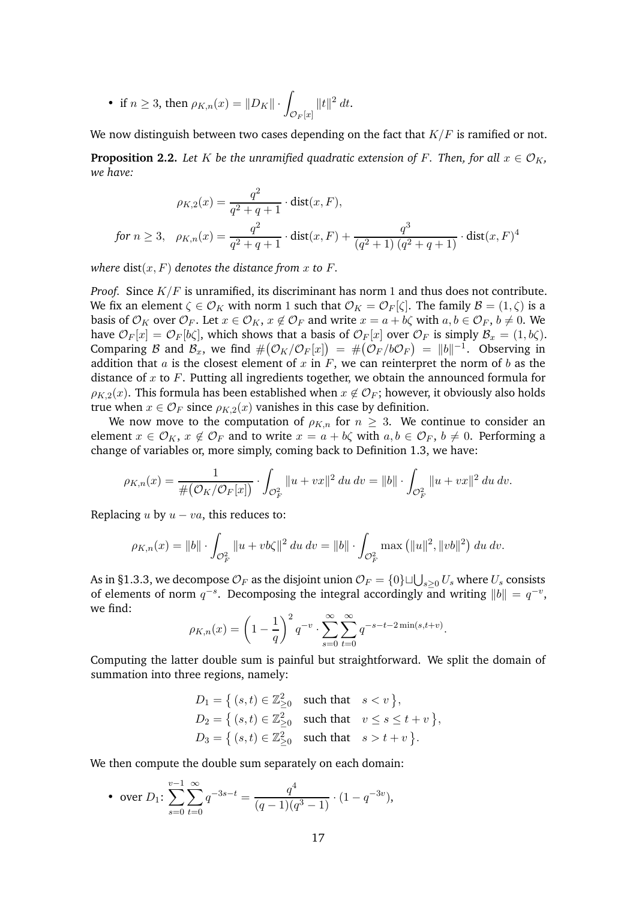- if $n \geq 3$, then $\rho_{K,n}(x) = \|D_K\| \cdot \displaystyle\int_{\mathcal{O}_F[x]} \|t\|^2 \, dt$.

We now distinguish between two cases depending on the fact that $K/F$ is ramified or not.

**Proposition 2.2.** *Let $K$ be the unramified quadratic extension of $F$. Then, for all $x \in \mathcal{O}_K$, we have:*

$$\rho_{K,2}(x) = \frac{q^2}{q^2+q+1} \cdot \mathrm{dist}(x, F),$$

$$\text{for } n \geq 3, \quad \rho_{K,n}(x) = \frac{q^2}{q^2+q+1} \cdot \mathrm{dist}(x, F) + \frac{q^3}{(q^2+1)\,(q^2+q+1)} \cdot \mathrm{dist}(x, F)^4$$

*where $\mathrm{dist}(x, F)$ denotes the distance from $x$ to $F$.*

*Proof.* Since $K/F$ is unramified, its discriminant has norm $1$ and thus does not contribute. We fix an element $\zeta \in \mathcal{O}_K$ with norm $1$ such that $\mathcal{O}_K = \mathcal{O}_F[\zeta]$. The family $\mathcal{B} = (1, \zeta)$ is a basis of $\mathcal{O}_K$ over $\mathcal{O}_F$. Let $x \in \mathcal{O}_K$, $x \notin \mathcal{O}_F$ and write $x = a + b\zeta$ with $a, b \in \mathcal{O}_F$, $b \neq 0$. We have $\mathcal{O}_F[x] = \mathcal{O}_F[b\zeta]$, which shows that a basis of $\mathcal{O}_F[x]$ over $\mathcal{O}_F$ is simply $\mathcal{B}_x = (1, b\zeta)$. Comparing $\mathcal{B}$ and $\mathcal{B}_x$, we find $\#\big(\mathcal{O}_K/\mathcal{O}_F[x]\big) = \#\big(\mathcal{O}_F/b\mathcal{O}_F\big) = \|b\|^{-1}$. Observing in addition that $a$ is the closest element of $x$ in $F$, we can reinterpret the norm of $b$ as the distance of $x$ to $F$. Putting all ingredients together, we obtain the announced formula for $\rho_{K,2}(x)$. This formula has been established when $x \notin \mathcal{O}_F$; however, it obviously also holds true when $x \in \mathcal{O}_F$ since $\rho_{K,2}(x)$ vanishes in this case by definition.

We now move to the computation of $\rho_{K,n}$ for $n \geq 3$. We continue to consider an element $x \in \mathcal{O}_K$, $x \notin \mathcal{O}_F$ and to write $x = a + b\zeta$ with $a, b \in \mathcal{O}_F$, $b \neq 0$. Performing a change of variables or, more simply, coming back to Definition 1.3, we have:

$$\rho_{K,n}(x) = \frac{1}{\#\big(\mathcal{O}_K/\mathcal{O}_F[x]\big)} \cdot \int_{\mathcal{O}_F^2} \|u + vx\|^2 \, du \, dv = \|b\| \cdot \int_{\mathcal{O}_F^2} \|u + vx\|^2 \, du \, dv.$$

Replacing $u$ by $u - va$, this reduces to:

$$\rho_{K,n}(x) = \|b\| \cdot \int_{\mathcal{O}_F^2} \|u + vb\zeta\|^2 \, du \, dv = \|b\| \cdot \int_{\mathcal{O}_F^2} \max\big(\|u\|^2, \|vb\|^2\big) \, du \, dv.$$

As in §1.3.3, we decompose $\mathcal{O}_F$ as the disjoint union $\mathcal{O}_F = \{0\} \sqcup \bigcup_{s \geq 0} U_s$ where $U_s$ consists of elements of norm $q^{-s}$. Decomposing the integral accordingly and writing $\|b\| = q^{-v}$, we find:

$$\rho_{K,n}(x) = \left(1 - \frac{1}{q}\right)^2 q^{-v} \cdot \sum_{s=0}^{\infty} \sum_{t=0}^{\infty} q^{-s-t-2\min(s,t+v)}.$$

Computing the latter double sum is painful but straightforward. We split the domain of summation into three regions, namely:

$$D_1 = \big\{\, (s,t) \in \mathbb{Z}_{\geq 0}^2 \quad \text{such that} \quad s < v \,\big\},$$
$$D_2 = \big\{\, (s,t) \in \mathbb{Z}_{\geq 0}^2 \quad \text{such that} \quad v \leq s \leq t + v \,\big\},$$
$$D_3 = \big\{\, (s,t) \in \mathbb{Z}_{\geq 0}^2 \quad \text{such that} \quad s > t + v \,\big\}.$$

We then compute the double sum separately on each domain:

- over $D_1$: $\displaystyle\sum_{s=0}^{v-1} \sum_{t=0}^{\infty} q^{-3s-t} = \frac{q^4}{(q-1)(q^3-1)} \cdot (1 - q^{-3v})$,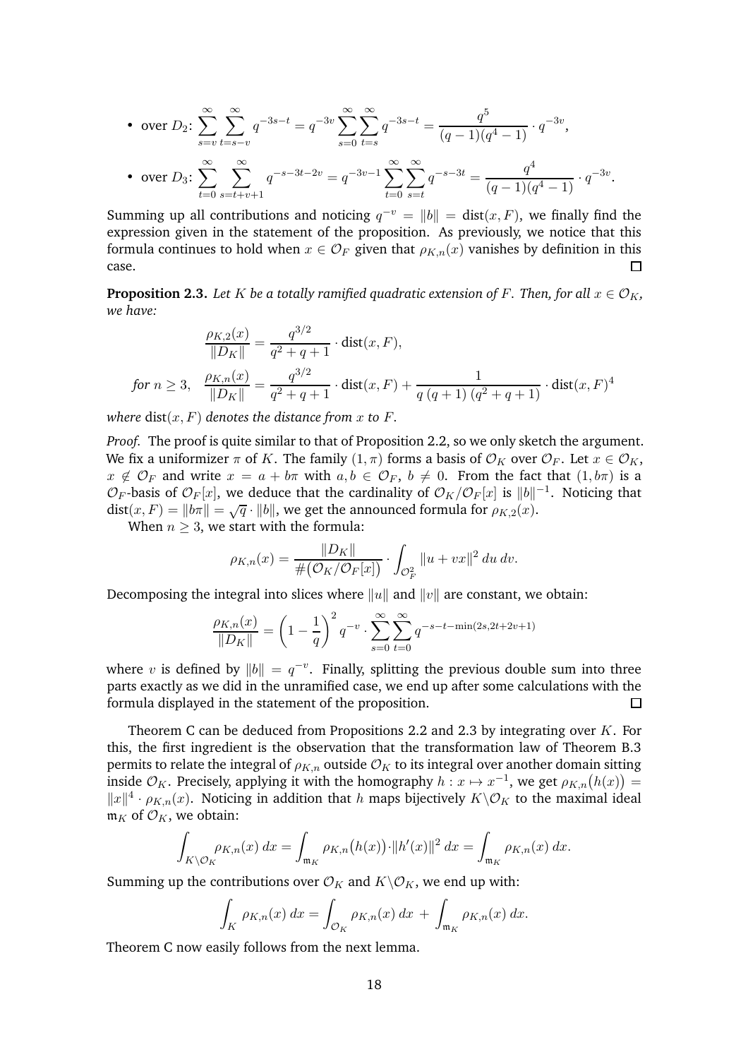- over $D_2$: $\displaystyle\sum_{s=v}^{\infty} \sum_{t=s-v}^{\infty} q^{-3s-t} = q^{-3v} \sum_{s=0}^{\infty} \sum_{t=s}^{\infty} q^{-3s-t} = \frac{q^5}{(q-1)(q^4-1)} \cdot q^{-3v}$,
- over $D_3$: $\displaystyle\sum_{t=0}^{\infty} \sum_{s=t+v+1}^{\infty} q^{-s-3t-2v} = q^{-3v-1} \sum_{t=0}^{\infty} \sum_{s=t}^{\infty} q^{-s-3t} = \frac{q^4}{(q-1)(q^4-1)} \cdot q^{-3v}$.

Summing up all contributions and noticing $q^{-v} = \|b\| = \mathrm{dist}(x, F)$, we finally find the expression given in the statement of the proposition. As previously, we notice that this formula continues to hold when $x \in \mathcal{O}_F$ given that $\rho_{K,n}(x)$ vanishes by definition in this case. □

**Proposition 2.3.** *Let $K$ be a totally ramified quadratic extension of $F$. Then, for all $x \in \mathcal{O}_K$, we have:*

$$\frac{\rho_{K,2}(x)}{\|D_K\|} = \frac{q^{3/2}}{q^2+q+1} \cdot \mathrm{dist}(x, F),$$

$$\text{for } n \geq 3, \quad \frac{\rho_{K,n}(x)}{\|D_K\|} = \frac{q^{3/2}}{q^2+q+1} \cdot \mathrm{dist}(x, F) + \frac{1}{q\,(q+1)\,(q^2+q+1)} \cdot \mathrm{dist}(x, F)^4$$

*where $\mathrm{dist}(x, F)$ denotes the distance from $x$ to $F$.*

*Proof.* The proof is quite similar to that of Proposition 2.2, so we only sketch the argument. We fix a uniformizer $\pi$ of $K$. The family $(1, \pi)$ forms a basis of $\mathcal{O}_K$ over $\mathcal{O}_F$. Let $x \in \mathcal{O}_K$, $x \notin \mathcal{O}_F$ and write $x = a + b\pi$ with $a, b \in \mathcal{O}_F$, $b \neq 0$. From the fact that $(1, b\pi)$ is a $\mathcal{O}_F$-basis of $\mathcal{O}_F[x]$, we deduce that the cardinality of $\mathcal{O}_K/\mathcal{O}_F[x]$ is $\|b\|^{-1}$. Noticing that $\mathrm{dist}(x, F) = \|b\pi\| = \sqrt{q} \cdot \|b\|$, we get the announced formula for $\rho_{K,2}(x)$.

When $n \geq 3$, we start with the formula:

$$\rho_{K,n}(x) = \frac{\|D_K\|}{\#\big(\mathcal{O}_K/\mathcal{O}_F[x]\big)} \cdot \int_{\mathcal{O}_F^2} \|u + vx\|^2 \, du \, dv.$$

Decomposing the integral into slices where $\|u\|$ and $\|v\|$ are constant, we obtain:

$$\frac{\rho_{K,n}(x)}{\|D_K\|} = \left(1 - \frac{1}{q}\right)^2 q^{-v} \cdot \sum_{s=0}^{\infty} \sum_{t=0}^{\infty} q^{-s-t-\min(2s, 2t+2v+1)}$$

where $v$ is defined by $\|b\| = q^{-v}$. Finally, splitting the previous double sum into three parts exactly as we did in the unramified case, we end up after some calculations with the formula displayed in the statement of the proposition. □

Theorem C can be deduced from Propositions 2.2 and 2.3 by integrating over $K$. For this, the first ingredient is the observation that the transformation law of Theorem B.3 permits to relate the integral of $\rho_{K,n}$ outside $\mathcal{O}_K$ to its integral over another domain sitting inside $\mathcal{O}_K$. Precisely, applying it with the homography $h : x \mapsto x^{-1}$, we get $\rho_{K,n}\big(h(x)\big) = \|x\|^4 \cdot \rho_{K,n}(x)$. Noticing in addition that $h$ maps bijectively $K \backslash \mathcal{O}_K$ to the maximal ideal $\mathfrak{m}_K$ of $\mathcal{O}_K$, we obtain:

$$\int_{K \backslash \mathcal{O}_K} \rho_{K,n}(x) \, dx = \int_{\mathfrak{m}_K} \rho_{K,n}\big(h(x)\big) \cdot \|h'(x)\|^2 \, dx = \int_{\mathfrak{m}_K} \rho_{K,n}(x) \, dx.$$

Summing up the contributions over $\mathcal{O}_K$ and $K \backslash \mathcal{O}_K$, we end up with:

$$\int_K \rho_{K,n}(x) \, dx = \int_{\mathcal{O}_K} \rho_{K,n}(x) \, dx \, + \int_{\mathfrak{m}_K} \rho_{K,n}(x) \, dx.$$

Theorem C now easily follows from the next lemma.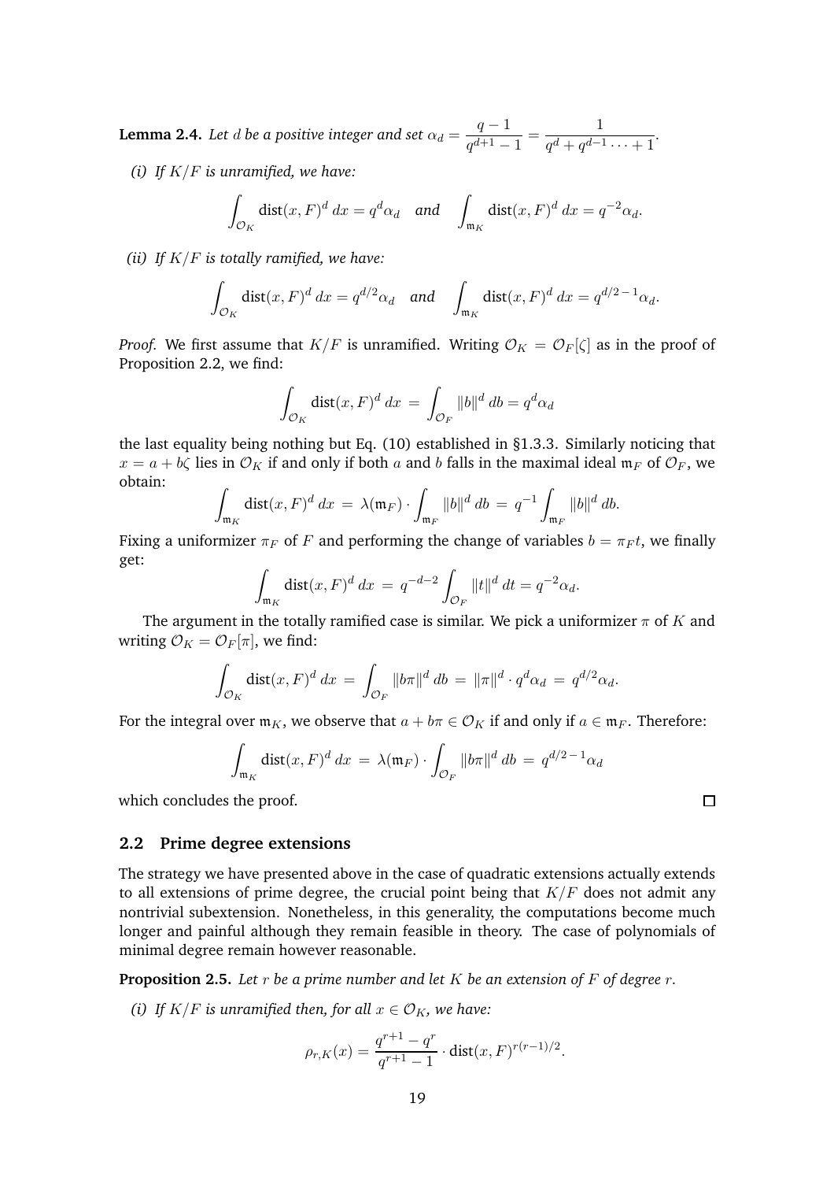**Lemma 2.4.** *Let $d$ be a positive integer and set $\alpha_d = \dfrac{q-1}{q^{d+1}-1} = \dfrac{1}{q^d + q^{d-1} \cdots + 1}$.*

*(i) If $K/F$ is unramified, we have:*

$$\int_{\mathcal{O}_K} \mathrm{dist}(x,F)^d \, dx = q^d \alpha_d \quad \textit{and} \quad \int_{\mathfrak{m}_K} \mathrm{dist}(x,F)^d \, dx = q^{-2}\alpha_d.$$

*(ii) If $K/F$ is totally ramified, we have:*

$$\int_{\mathcal{O}_K} \mathrm{dist}(x,F)^d \, dx = q^{d/2} \alpha_d \quad \textit{and} \quad \int_{\mathfrak{m}_K} \mathrm{dist}(x,F)^d \, dx = q^{d/2\,-1}\alpha_d.$$

*Proof.* We first assume that $K/F$ is unramified. Writing $\mathcal{O}_K = \mathcal{O}_F[\zeta]$ as in the proof of Proposition 2.2, we find:

$$\int_{\mathcal{O}_K} \mathrm{dist}(x,F)^d \, dx \;=\; \int_{\mathcal{O}_F} \|b\|^d \, db = q^d \alpha_d$$

the last equality being nothing but Eq. (10) established in §1.3.3. Similarly noticing that $x = a + b\zeta$ lies in $\mathcal{O}_K$ if and only if both $a$ and $b$ falls in the maximal ideal $\mathfrak{m}_F$ of $\mathcal{O}_F$, we obtain:

$$\int_{\mathfrak{m}_K} \mathrm{dist}(x,F)^d \, dx \;=\; \lambda(\mathfrak{m}_F) \cdot \int_{\mathfrak{m}_F} \|b\|^d \, db \;=\; q^{-1} \int_{\mathfrak{m}_F} \|b\|^d \, db.$$

Fixing a uniformizer $\pi_F$ of $F$ and performing the change of variables $b = \pi_F t$, we finally get:

$$\int_{\mathfrak{m}_K} \mathrm{dist}(x,F)^d \, dx \;=\; q^{-d-2} \int_{\mathcal{O}_F} \|t\|^d \, dt = q^{-2}\alpha_d.$$

The argument in the totally ramified case is similar. We pick a uniformizer $\pi$ of $K$ and writing $\mathcal{O}_K = \mathcal{O}_F[\pi]$, we find:

$$\int_{\mathcal{O}_K} \mathrm{dist}(x,F)^d \, dx \;=\; \int_{\mathcal{O}_F} \|b\pi\|^d \, db \;=\; \|\pi\|^d \cdot q^d \alpha_d \;=\; q^{d/2}\alpha_d.$$

For the integral over $\mathfrak{m}_K$, we observe that $a + b\pi \in \mathcal{O}_K$ if and only if $a \in \mathfrak{m}_F$. Therefore:

$$\int_{\mathfrak{m}_K} \mathrm{dist}(x,F)^d \, dx \;=\; \lambda(\mathfrak{m}_F) \cdot \int_{\mathcal{O}_F} \|b\pi\|^d \, db \;=\; q^{d/2\,-1}\alpha_d$$

which concludes the proof. $\square$

## 2.2 Prime degree extensions

The strategy we have presented above in the case of quadratic extensions actually extends to all extensions of prime degree, the crucial point being that $K/F$ does not admit any nontrivial subextension. Nonetheless, in this generality, the computations become much longer and painful although they remain feasible in theory. The case of polynomials of minimal degree remain however reasonable.

**Proposition 2.5.** *Let $r$ be a prime number and let $K$ be an extension of $F$ of degree $r$.*

*(i) If $K/F$ is unramified then, for all $x \in \mathcal{O}_K$, we have:*

$$\rho_{r,K}(x) = \frac{q^{r+1} - q^r}{q^{r+1} - 1} \cdot \mathrm{dist}(x,F)^{r(r-1)/2}.$$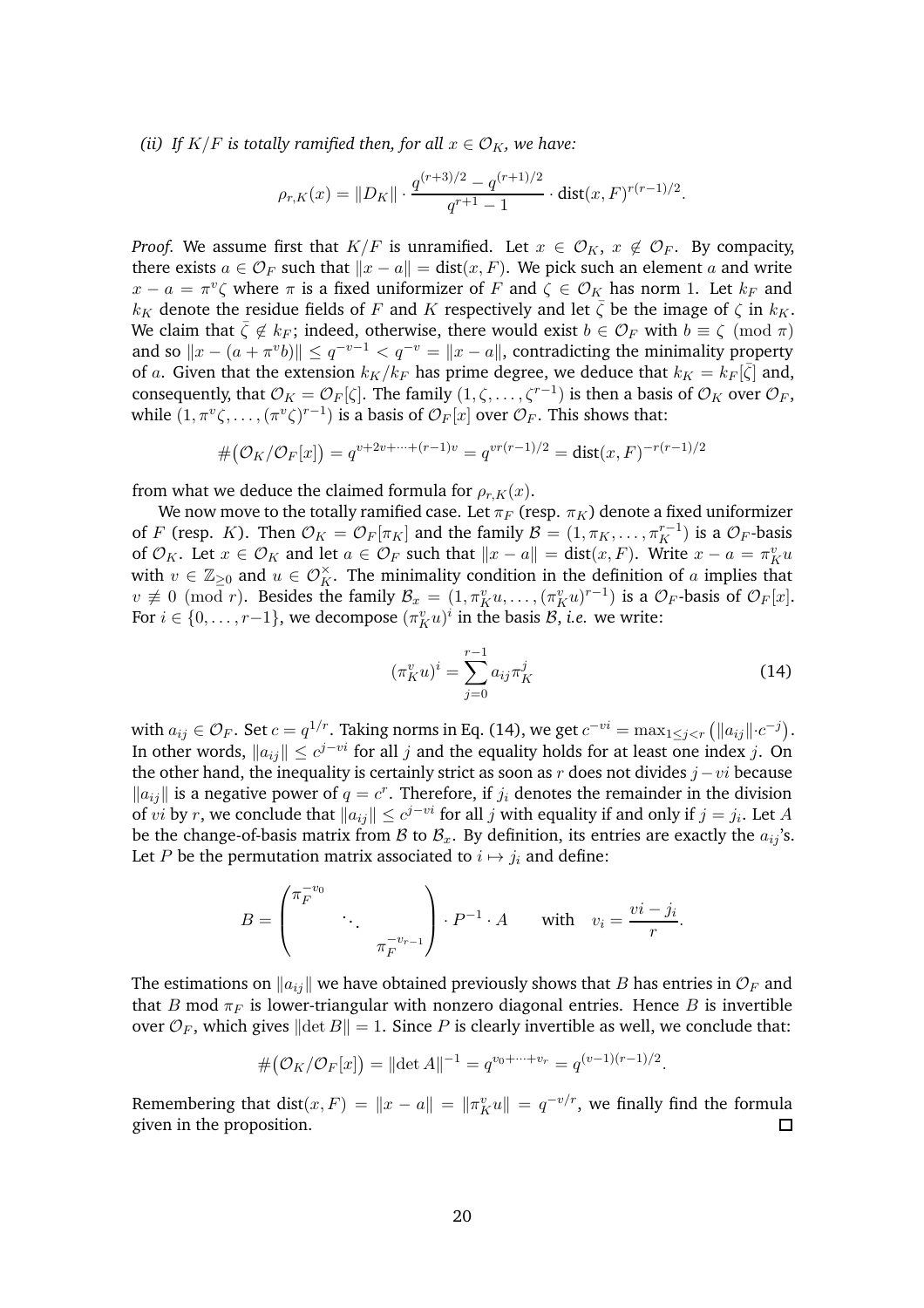*(ii) If $K/F$ is totally ramified then, for all $x \in \mathcal{O}_K$, we have:*

$$\rho_{r,K}(x) = \|D_K\| \cdot \frac{q^{(r+3)/2} - q^{(r+1)/2}}{q^{r+1} - 1} \cdot \mathrm{dist}(x, F)^{r(r-1)/2}.$$

*Proof.* We assume first that $K/F$ is unramified. Let $x \in \mathcal{O}_K$, $x \notin \mathcal{O}_F$. By compacity, there exists $a \in \mathcal{O}_F$ such that $\|x - a\| = \mathrm{dist}(x, F)$. We pick such an element $a$ and write $x - a = \pi^v \zeta$ where $\pi$ is a fixed uniformizer of $F$ and $\zeta \in \mathcal{O}_K$ has norm 1. Let $k_F$ and $k_K$ denote the residue fields of $F$ and $K$ respectively and let $\bar{\zeta}$ be the image of $\zeta$ in $k_K$. We claim that $\bar{\zeta} \notin k_F$; indeed, otherwise, there would exist $b \in \mathcal{O}_F$ with $b \equiv \zeta \pmod{\pi}$ and so $\|x - (a + \pi^v b)\| \leq q^{-v-1} < q^{-v} = \|x - a\|$, contradicting the minimality property of $a$. Given that the extension $k_K/k_F$ has prime degree, we deduce that $k_K = k_F[\bar{\zeta}]$ and, consequently, that $\mathcal{O}_K = \mathcal{O}_F[\zeta]$. The family $(1, \zeta, \ldots, \zeta^{r-1})$ is then a basis of $\mathcal{O}_K$ over $\mathcal{O}_F$, while $(1, \pi^v\zeta, \ldots, (\pi^v\zeta)^{r-1})$ is a basis of $\mathcal{O}_F[x]$ over $\mathcal{O}_F$. This shows that:

$$\#\big(\mathcal{O}_K/\mathcal{O}_F[x]\big) = q^{v+2v+\cdots+(r-1)v} = q^{vr(r-1)/2} = \mathrm{dist}(x, F)^{-r(r-1)/2}$$

from what we deduce the claimed formula for $\rho_{r,K}(x)$.

We now move to the totally ramified case. Let $\pi_F$ (resp. $\pi_K$) denote a fixed uniformizer of $F$ (resp. $K$). Then $\mathcal{O}_K = \mathcal{O}_F[\pi_K]$ and the family $\mathcal{B} = (1, \pi_K, \ldots, \pi_K^{r-1})$ is a $\mathcal{O}_F$-basis of $\mathcal{O}_K$. Let $x \in \mathcal{O}_K$ and let $a \in \mathcal{O}_F$ such that $\|x - a\| = \mathrm{dist}(x, F)$. Write $x - a = \pi_K^v u$ with $v \in \mathbb{Z}_{\geq 0}$ and $u \in \mathcal{O}_K^\times$. The minimality condition in the definition of $a$ implies that $v \not\equiv 0 \pmod{r}$. Besides the family $\mathcal{B}_x = (1, \pi_K^v u, \ldots, (\pi_K^v u)^{r-1})$ is a $\mathcal{O}_F$-basis of $\mathcal{O}_F[x]$. For $i \in \{0, \ldots, r-1\}$, we decompose $(\pi_K^v u)^i$ in the basis $\mathcal{B}$, *i.e.* we write:

$$(\pi_K^v u)^i = \sum_{j=0}^{r-1} a_{ij} \pi_K^j \tag{14}$$

with $a_{ij} \in \mathcal{O}_F$. Set $c = q^{1/r}$. Taking norms in Eq. (14), we get $c^{-vi} = \max_{1 \leq j < r} \big(\|a_{ij}\| \cdot c^{-j}\big)$. In other words, $\|a_{ij}\| \leq c^{j-vi}$ for all $j$ and the equality holds for at least one index $j$. On the other hand, the inequality is certainly strict as soon as $r$ does not divides $j - vi$ because $\|a_{ij}\|$ is a negative power of $q = c^r$. Therefore, if $j_i$ denotes the remainder in the division of $vi$ by $r$, we conclude that $\|a_{ij}\| \leq c^{j-vi}$ for all $j$ with equality if and only if $j = j_i$. Let $A$ be the change-of-basis matrix from $\mathcal{B}$ to $\mathcal{B}_x$. By definition, its entries are exactly the $a_{ij}$'s. Let $P$ be the permutation matrix associated to $i \mapsto j_i$ and define:

$$B = \begin{pmatrix} \pi_F^{-v_0} & & \\ & \ddots & \\ & & \pi_F^{-v_{r-1}} \end{pmatrix} \cdot P^{-1} \cdot A \qquad \text{with} \quad v_i = \frac{vi - j_i}{r}.$$

The estimations on $\|a_{ij}\|$ we have obtained previously shows that $B$ has entries in $\mathcal{O}_F$ and that $B \bmod \pi_F$ is lower-triangular with nonzero diagonal entries. Hence $B$ is invertible over $\mathcal{O}_F$, which gives $\|\det B\| = 1$. Since $P$ is clearly invertible as well, we conclude that:

$$\#\big(\mathcal{O}_K/\mathcal{O}_F[x]\big) = \|\det A\|^{-1} = q^{v_0 + \cdots + v_r} = q^{(v-1)(r-1)/2}.$$

Remembering that $\mathrm{dist}(x, F) = \|x - a\| = \|\pi_K^v u\| = q^{-v/r}$, we finally find the formula given in the proposition. $\square$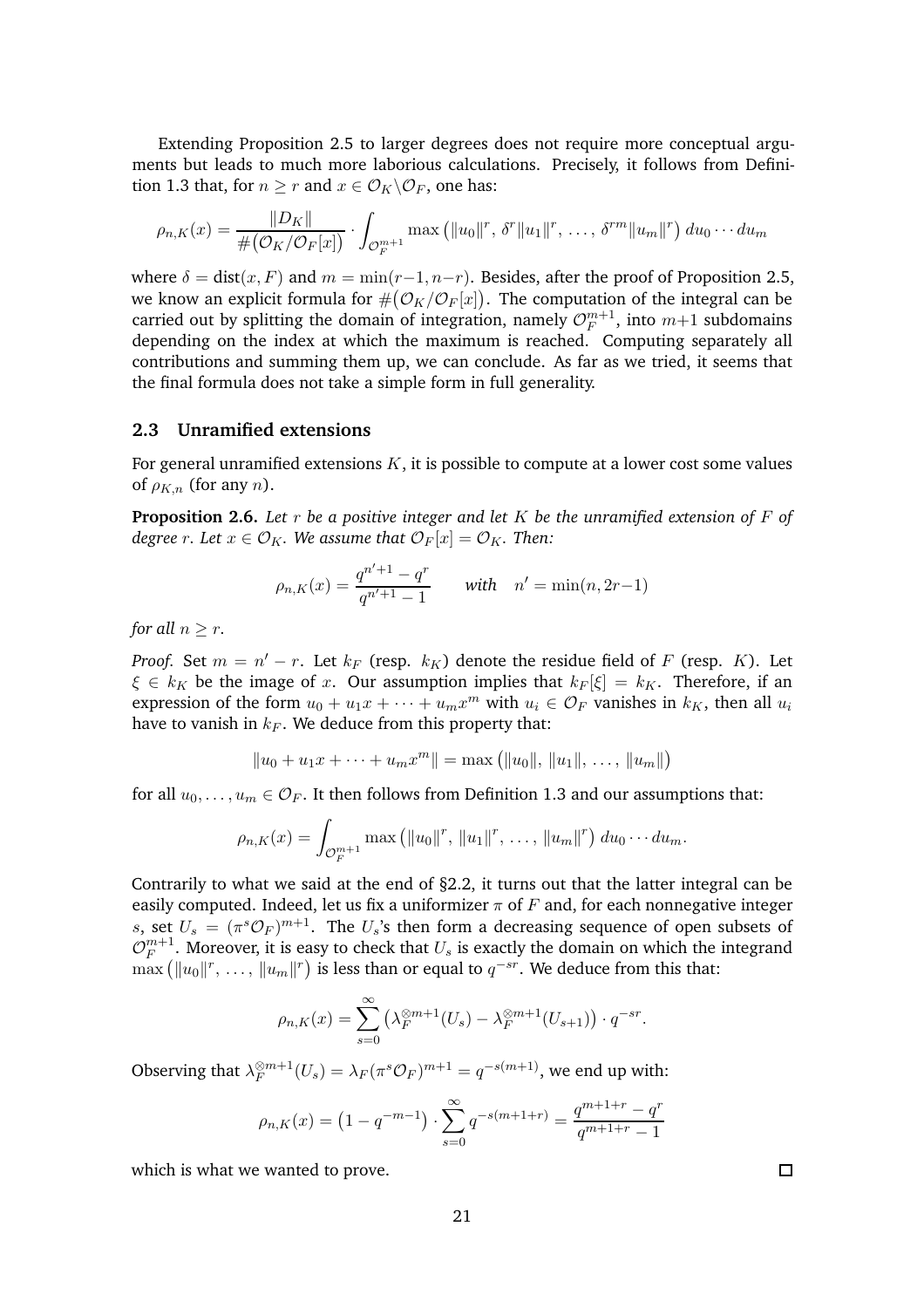Extending Proposition 2.5 to larger degrees does not require more conceptual arguments but leads to much more laborious calculations. Precisely, it follows from Definition 1.3 that, for $n \geq r$ and $x \in \mathcal{O}_K \backslash \mathcal{O}_F$, one has:

$$\rho_{n,K}(x) = \frac{\|D_K\|}{\#\big(\mathcal{O}_K/\mathcal{O}_F[x]\big)} \cdot \int_{\mathcal{O}_F^{m+1}} \max\big(\|u_0\|^r,\, \delta^r\|u_1\|^r,\, \ldots,\, \delta^{rm}\|u_m\|^r\big)\, du_0 \cdots du_m$$

where $\delta = \text{dist}(x, F)$ and $m = \min(r-1, n-r)$. Besides, after the proof of Proposition 2.5, we know an explicit formula for $\#\big(\mathcal{O}_K/\mathcal{O}_F[x]\big)$. The computation of the integral can be carried out by splitting the domain of integration, namely $\mathcal{O}_F^{m+1}$, into $m+1$ subdomains depending on the index at which the maximum is reached. Computing separately all contributions and summing them up, we can conclude. As far as we tried, it seems that the final formula does not take a simple form in full generality.

### 2.3 Unramified extensions

For general unramified extensions $K$, it is possible to compute at a lower cost some values of $\rho_{K,n}$ (for any $n$).

**Proposition 2.6.** *Let $r$ be a positive integer and let $K$ be the unramified extension of $F$ of degree $r$. Let $x \in \mathcal{O}_K$. We assume that $\mathcal{O}_F[x] = \mathcal{O}_K$. Then:*

$$\rho_{n,K}(x) = \frac{q^{n'+1} - q^r}{q^{n'+1} - 1} \qquad \textit{with} \quad n' = \min(n, 2r-1)$$

*for all $n \geq r$.*

*Proof.* Set $m = n' - r$. Let $k_F$ (resp. $k_K$) denote the residue field of $F$ (resp. $K$). Let $\xi \in k_K$ be the image of $x$. Our assumption implies that $k_F[\xi] = k_K$. Therefore, if an expression of the form $u_0 + u_1 x + \cdots + u_m x^m$ with $u_i \in \mathcal{O}_F$ vanishes in $k_K$, then all $u_i$ have to vanish in $k_F$. We deduce from this property that:

$$\|u_0 + u_1 x + \cdots + u_m x^m\| = \max\big(\|u_0\|,\, \|u_1\|,\, \ldots,\, \|u_m\|\big)$$

for all $u_0, \ldots, u_m \in \mathcal{O}_F$. It then follows from Definition 1.3 and our assumptions that:

$$\rho_{n,K}(x) = \int_{\mathcal{O}_F^{m+1}} \max\big(\|u_0\|^r,\, \|u_1\|^r,\, \ldots,\, \|u_m\|^r\big)\, du_0 \cdots du_m.$$

Contrarily to what we said at the end of §2.2, it turns out that the latter integral can be easily computed. Indeed, let us fix a uniformizer $\pi$ of $F$ and, for each nonnegative integer $s$, set $U_s = (\pi^s \mathcal{O}_F)^{m+1}$. The $U_s$'s then form a decreasing sequence of open subsets of $\mathcal{O}_F^{m+1}$. Moreover, it is easy to check that $U_s$ is exactly the domain on which the integrand $\max\big(\|u_0\|^r, \ldots, \|u_m\|^r\big)$ is less than or equal to $q^{-sr}$. We deduce from this that:

$$\rho_{n,K}(x) = \sum_{s=0}^{\infty} \big(\lambda_F^{\otimes m+1}(U_s) - \lambda_F^{\otimes m+1}(U_{s+1})\big) \cdot q^{-sr}.$$

Observing that $\lambda_F^{\otimes m+1}(U_s) = \lambda_F(\pi^s \mathcal{O}_F)^{m+1} = q^{-s(m+1)}$, we end up with:

$$\rho_{n,K}(x) = \big(1 - q^{-m-1}\big) \cdot \sum_{s=0}^{\infty} q^{-s(m+1+r)} = \frac{q^{m+1+r} - q^r}{q^{m+1+r} - 1}$$

which is what we wanted to prove. $\square$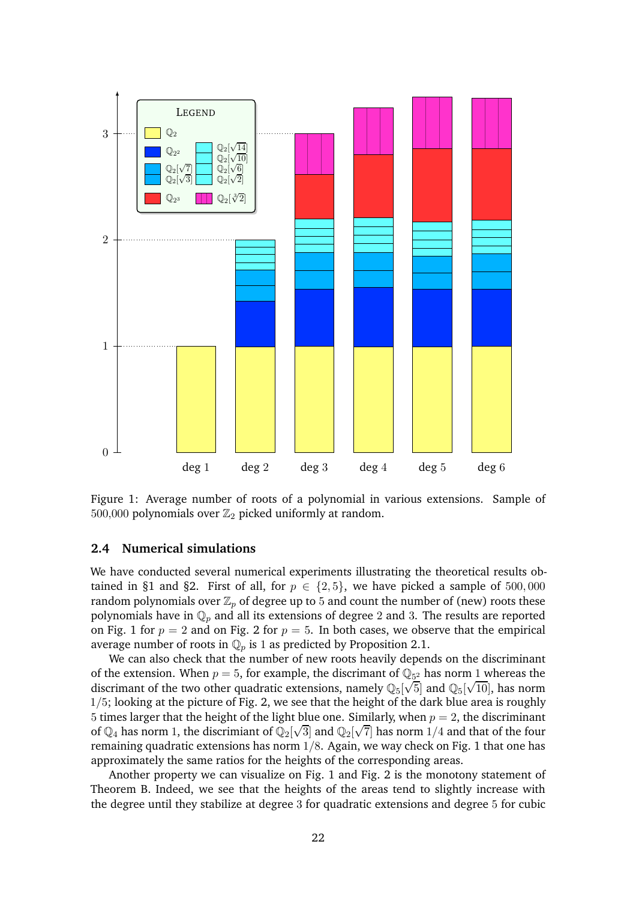Figure 1: Average number of roots of a polynomial in various extensions. Sample of 500,000 polynomials over $\mathbb{Z}_2$ picked uniformly at random.

### 2.4 Numerical simulations

We have conducted several numerical experiments illustrating the theoretical results obtained in §1 and §2. First of all, for $p \in \{2, 5\}$, we have picked a sample of $500,000$ random polynomials over $\mathbb{Z}_p$ of degree up to $5$ and count the number of (new) roots these polynomials have in $\mathbb{Q}_p$ and all its extensions of degree $2$ and $3$. The results are reported on Fig. 1 for $p = 2$ and on Fig. 2 for $p = 5$. In both cases, we observe that the empirical average number of roots in $\mathbb{Q}_p$ is $1$ as predicted by Proposition 2.1.

We can also check that the number of new roots heavily depends on the discriminant of the extension. When $p = 5$, for example, the discrimant of $\mathbb{Q}_{5^2}$ has norm $1$ whereas the discrimant of the two other quadratic extensions, namely $\mathbb{Q}_5[\sqrt{5}]$ and $\mathbb{Q}_5[\sqrt{10}]$, has norm $1/5$; looking at the picture of Fig. 2, we see that the height of the dark blue area is roughly $5$ times larger that the height of the light blue one. Similarly, when $p = 2$, the discriminant of $\mathbb{Q}_4$ has norm $1$, the discriminant of $\mathbb{Q}_2[\sqrt{3}]$ and $\mathbb{Q}_2[\sqrt{7}]$ has norm $1/4$ and that of the four remaining quadratic extensions has norm $1/8$. Again, we way check on Fig. 1 that one has approximately the same ratios for the heights of the corresponding areas.

Another property we can visualize on Fig. 1 and Fig. 2 is the monotony statement of Theorem B. Indeed, we see that the heights of the areas tend to slightly increase with the degree until they stabilize at degree $3$ for quadratic extensions and degree $5$ for cubic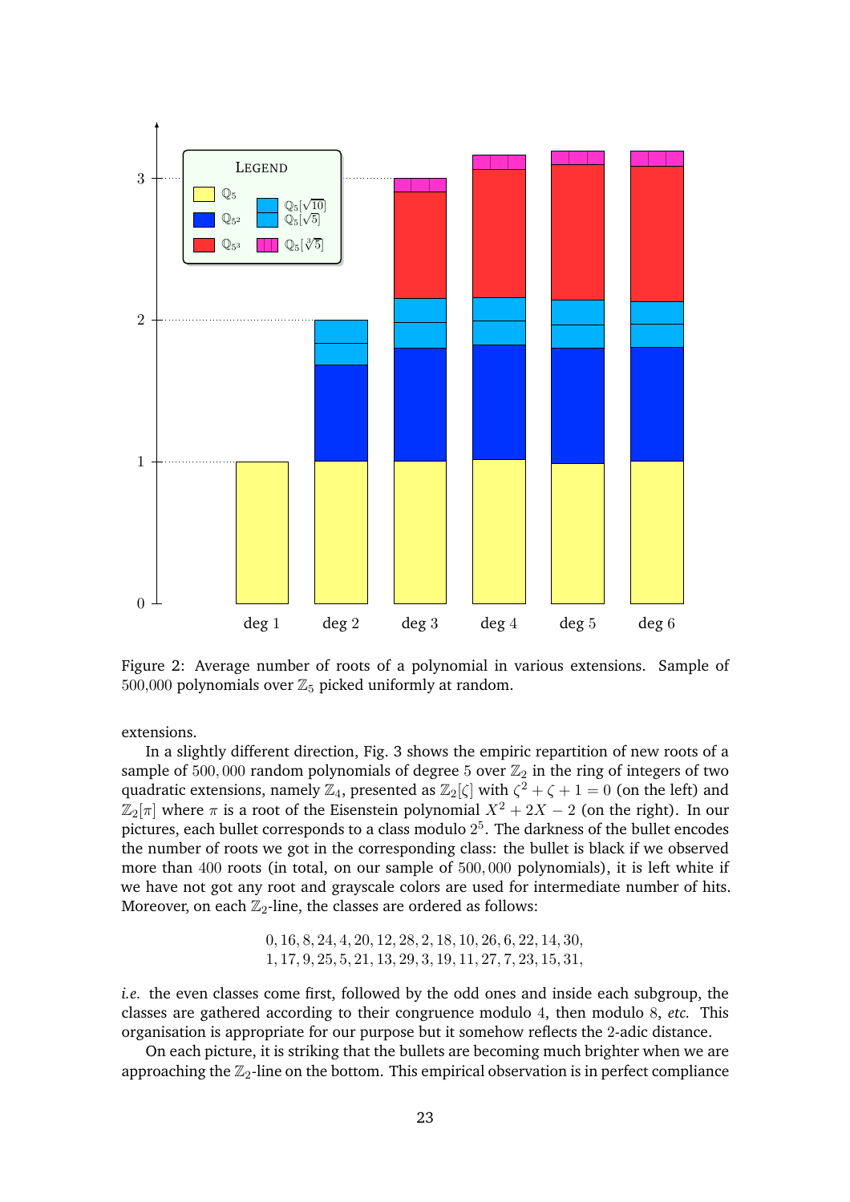Figure 2: Average number of roots of a polynomial in various extensions. Sample of $500{,}000$ polynomials over $\mathbb{Z}_5$ picked uniformly at random.

extensions.

In a slightly different direction, Fig. 3 shows the empiric repartition of new roots of a sample of $500,000$ random polynomials of degree $5$ over $\mathbb{Z}_2$ in the ring of integers of two quadratic extensions, namely $\mathbb{Z}_4$, presented as $\mathbb{Z}_2[\zeta]$ with $\zeta^2 + \zeta + 1 = 0$ (on the left) and $\mathbb{Z}_2[\pi]$ where $\pi$ is a root of the Eisenstein polynomial $X^2 + 2X - 2$ (on the right). In our pictures, each bullet corresponds to a class modulo $2^5$. The darkness of the bullet encodes the number of roots we got in the corresponding class: the bullet is black if we observed more than $400$ roots (in total, on our sample of $500,000$ polynomials), it is left white if we have not got any root and grayscale colors are used for intermediate number of hits. Moreover, on each $\mathbb{Z}_2$-line, the classes are ordered as follows:

$$0, 16, 8, 24, 4, 20, 12, 28, 2, 18, 10, 26, 6, 22, 14, 30,$$
$$1, 17, 9, 25, 5, 21, 13, 29, 3, 19, 11, 27, 7, 23, 15, 31,$$

*i.e.* the even classes come first, followed by the odd ones and inside each subgroup, the classes are gathered according to their congruence modulo $4$, then modulo $8$, *etc.* This organisation is appropriate for our purpose but it somehow reflects the $2$-adic distance.

On each picture, it is striking that the bullets are becoming much brighter when we are approaching the $\mathbb{Z}_2$-line on the bottom. This empirical observation is in perfect compliance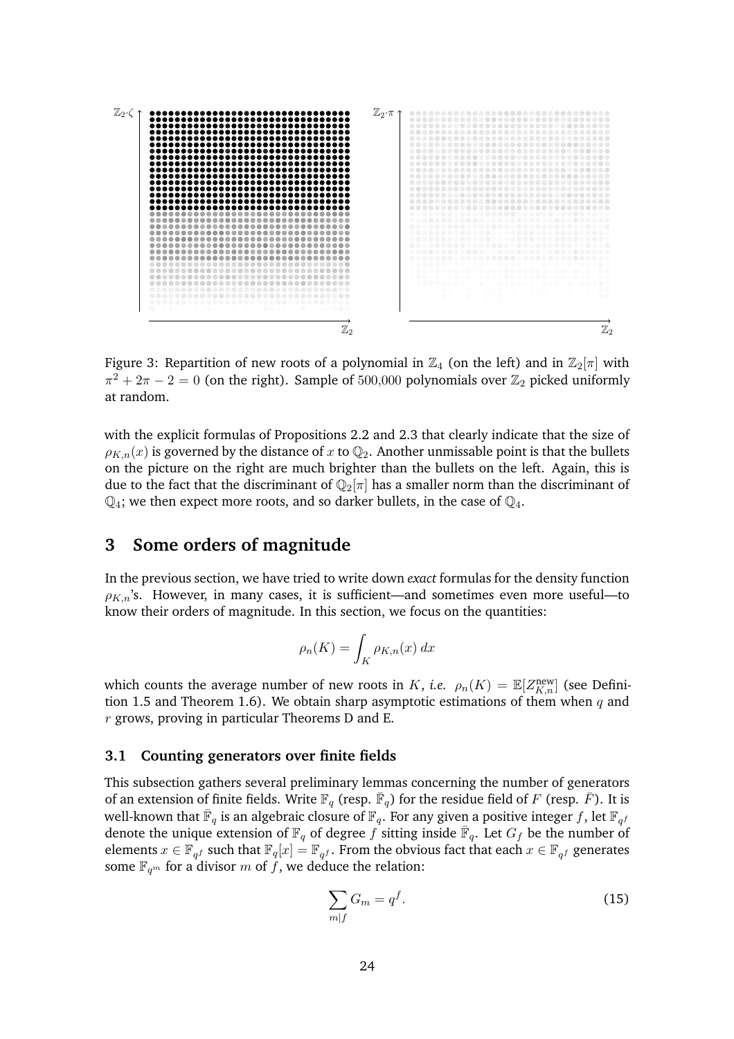Figure 3: Repartition of new roots of a polynomial in $\mathbb{Z}_4$ (on the left) and in $\mathbb{Z}_2[\pi]$ with $\pi^2 + 2\pi - 2 = 0$ (on the right). Sample of 500,000 polynomials over $\mathbb{Z}_2$ picked uniformly at random.

with the explicit formulas of Propositions 2.2 and 2.3 that clearly indicate that the size of $\rho_{K,n}(x)$ is governed by the distance of $x$ to $\mathbb{Q}_2$. Another unmissable point is that the bullets on the picture on the right are much brighter than the bullets on the left. Again, this is due to the fact that the discriminant of $\mathbb{Q}_2[\pi]$ has a smaller norm than the discriminant of $\mathbb{Q}_4$; we then expect more roots, and so darker bullets, in the case of $\mathbb{Q}_4$.

## 3 Some orders of magnitude

In the previous section, we have tried to write down *exact* formulas for the density function $\rho_{K,n}$'s. However, in many cases, it is sufficient—and sometimes even more useful—to know their orders of magnitude. In this section, we focus on the quantities:

$$\rho_n(K) = \int_K \rho_{K,n}(x)\, dx$$

which counts the average number of new roots in $K$, *i.e.* $\rho_n(K) = \mathbb{E}[Z^{\text{new}}_{K,n}]$ (see Definition 1.5 and Theorem 1.6). We obtain sharp asymptotic estimations of them when $q$ and $r$ grows, proving in particular Theorems D and E.

### 3.1 Counting generators over finite fields

This subsection gathers several preliminary lemmas concerning the number of generators of an extension of finite fields. Write $\mathbb{F}_q$ (resp. $\bar{\mathbb{F}}_q$) for the residue field of $F$ (resp. $\bar{F}$). It is well-known that $\bar{\mathbb{F}}_q$ is an algebraic closure of $\mathbb{F}_q$. For any given a positive integer $f$, let $\mathbb{F}_{q^f}$ denote the unique extension of $\mathbb{F}_q$ of degree $f$ sitting inside $\bar{\mathbb{F}}_q$. Let $G_f$ be the number of elements $x \in \mathbb{F}_{q^f}$ such that $\mathbb{F}_q[x] = \mathbb{F}_{q^f}$. From the obvious fact that each $x \in \mathbb{F}_{q^f}$ generates some $\mathbb{F}_{q^m}$ for a divisor $m$ of $f$, we deduce the relation:

$$\sum_{m|f} G_m = q^f. \tag{15}$$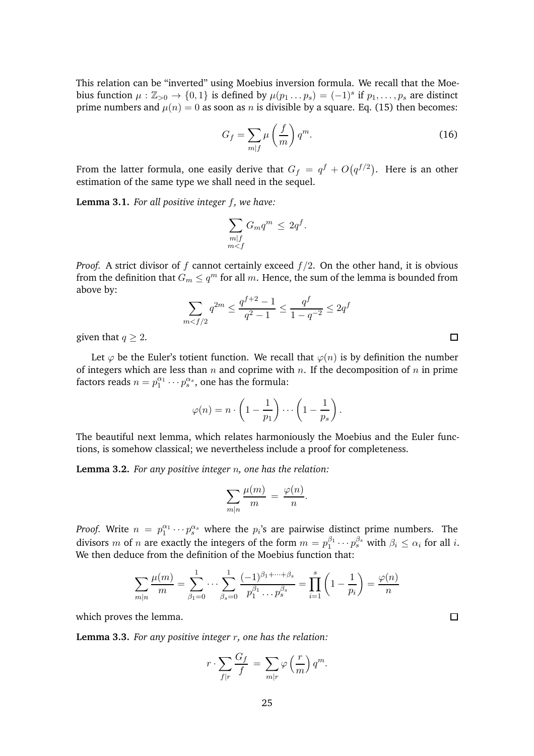This relation can be "inverted" using Moebius inversion formula. We recall that the Moebius function $\mu : \mathbb{Z}_{>0} \to \{0, 1\}$ is defined by $\mu(p_1 \dots p_s) = (-1)^s$ if $p_1, \dots, p_s$ are distinct prime numbers and $\mu(n) = 0$ as soon as $n$ is divisible by a square. Eq. (15) then becomes:

$$G_f = \sum_{m|f} \mu\left(\frac{f}{m}\right) q^m. \tag{16}$$

From the latter formula, one easily derive that $G_f = q^f + O(q^{f/2})$. Here is an other estimation of the same type we shall need in the sequel.

**Lemma 3.1.** *For all positive integer $f$, we have:*

$$\sum_{\substack{m|f \\ m<f}} G_m q^m \le 2q^f.$$

*Proof.* A strict divisor of $f$ cannot certainly exceed $f/2$. On the other hand, it is obvious from the definition that $G_m \le q^m$ for all $m$. Hence, the sum of the lemma is bounded from above by:

$$\sum_{m<f/2} q^{2m} \le \frac{q^{f+2}-1}{q^2-1} \le \frac{q^f}{1-q^{-2}} \le 2q^f$$

given that $q \ge 2$. ∎

Let $\varphi$ be the Euler's totient function. We recall that $\varphi(n)$ is by definition the number of integers which are less than $n$ and coprime with $n$. If the decomposition of $n$ in prime factors reads $n = p_1^{\alpha_1} \cdots p_s^{\alpha_s}$, one has the formula:

$$\varphi(n) = n \cdot \left(1 - \frac{1}{p_1}\right) \cdots \left(1 - \frac{1}{p_s}\right).$$

The beautiful next lemma, which relates harmoniously the Moebius and the Euler functions, is somehow classical; we nevertheless include a proof for completeness.

**Lemma 3.2.** *For any positive integer $n$, one has the relation:*

$$\sum_{m|n} \frac{\mu(m)}{m} = \frac{\varphi(n)}{n}.$$

*Proof.* Write $n = p_1^{\alpha_1} \cdots p_s^{\alpha_s}$ where the $p_i$'s are pairwise distinct prime numbers. The divisors $m$ of $n$ are exactly the integers of the form $m = p_1^{\beta_1} \cdots p_s^{\beta_s}$ with $\beta_i \le \alpha_i$ for all $i$. We then deduce from the definition of the Moebius function that:

$$\sum_{m|n} \frac{\mu(m)}{m} = \sum_{\beta_1=0}^{1} \cdots \sum_{\beta_s=0}^{1} \frac{(-1)^{\beta_1+\cdots+\beta_s}}{p_1^{\beta_1} \dots p_s^{\beta_s}} = \prod_{i=1}^{s} \left(1 - \frac{1}{p_i}\right) = \frac{\varphi(n)}{n}$$

which proves the lemma. ∎

**Lemma 3.3.** *For any positive integer $r$, one has the relation:*

$$r \cdot \sum_{f|r} \frac{G_f}{f} = \sum_{m|r} \varphi\left(\frac{r}{m}\right) q^m.$$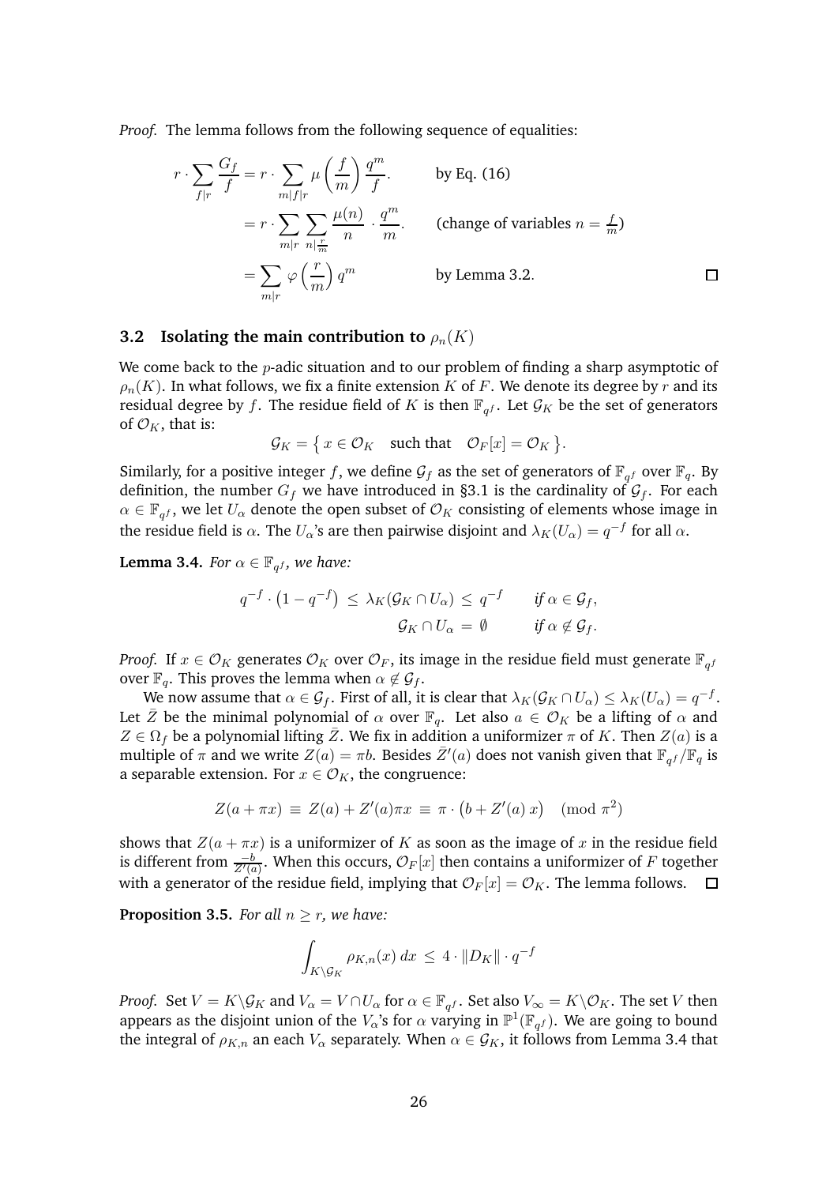*Proof.* The lemma follows from the following sequence of equalities:

$$
\begin{aligned}
r \cdot \sum_{f|r} \frac{G_f}{f} &= r \cdot \sum_{m|f|r} \mu\left(\frac{f}{m}\right) \frac{q^m}{f}. && \text{by Eq. (16)} \\
&= r \cdot \sum_{m|r} \sum_{n|\frac{r}{m}} \frac{\mu(n)}{n} \cdot \frac{q^m}{m}. && \text{(change of variables } n = \tfrac{f}{m}\text{)} \\
&= \sum_{m|r} \varphi\left(\frac{r}{m}\right) q^m && \text{by Lemma 3.2.}
\end{aligned}
$$

□

### 3.2 Isolating the main contribution to $\rho_n(K)$

We come back to the $p$-adic situation and to our problem of finding a sharp asymptotic of $\rho_n(K)$. In what follows, we fix a finite extension $K$ of $F$. We denote its degree by $r$ and its residual degree by $f$. The residue field of $K$ is then $\mathbb{F}_{q^f}$. Let $\mathcal{G}_K$ be the set of generators of $\mathcal{O}_K$, that is:

$$\mathcal{G}_K = \left\{ x \in \mathcal{O}_K \quad \text{such that} \quad \mathcal{O}_F[x] = \mathcal{O}_K \right\}.$$

Similarly, for a positive integer $f$, we define $\mathcal{G}_f$ as the set of generators of $\mathbb{F}_{q^f}$ over $\mathbb{F}_q$. By definition, the number $G_f$ we have introduced in §3.1 is the cardinality of $\mathcal{G}_f$. For each $\alpha \in \mathbb{F}_{q^f}$, we let $U_\alpha$ denote the open subset of $\mathcal{O}_K$ consisting of elements whose image in the residue field is $\alpha$. The $U_\alpha$'s are then pairwise disjoint and $\lambda_K(U_\alpha) = q^{-f}$ for all $\alpha$.

**Lemma 3.4.** *For $\alpha \in \mathbb{F}_{q^f}$, we have:*

$$
\begin{aligned}
q^{-f} \cdot \left(1 - q^{-f}\right) \;\le\; \lambda_K(\mathcal{G}_K \cap U_\alpha) \;\le\; q^{-f} \qquad & \textit{if } \alpha \in \mathcal{G}_f, \\
\mathcal{G}_K \cap U_\alpha \;=\; \emptyset \qquad & \textit{if } \alpha \notin \mathcal{G}_f.
\end{aligned}
$$

*Proof.* If $x \in \mathcal{O}_K$ generates $\mathcal{O}_K$ over $\mathcal{O}_F$, its image in the residue field must generate $\mathbb{F}_{q^f}$ over $\mathbb{F}_q$. This proves the lemma when $\alpha \notin \mathcal{G}_f$.

We now assume that $\alpha \in \mathcal{G}_f$. First of all, it is clear that $\lambda_K(\mathcal{G}_K \cap U_\alpha) \le \lambda_K(U_\alpha) = q^{-f}$. Let $\bar{Z}$ be the minimal polynomial of $\alpha$ over $\mathbb{F}_q$. Let also $a \in \mathcal{O}_K$ be a lifting of $\alpha$ and $Z \in \Omega_f$ be a polynomial lifting $\bar{Z}$. We fix in addition a uniformizer $\pi$ of $K$. Then $Z(a)$ is a multiple of $\pi$ and we write $Z(a) = \pi b$. Besides $\bar{Z}'(a)$ does not vanish given that $\mathbb{F}_{q^f}/\mathbb{F}_q$ is a separable extension. For $x \in \mathcal{O}_K$, the congruence:

$$Z(a + \pi x) \;\equiv\; Z(a) + Z'(a)\pi x \;\equiv\; \pi \cdot \left(b + Z'(a)\, x\right) \pmod{\pi^2}$$

shows that $Z(a + \pi x)$ is a uniformizer of $K$ as soon as the image of $x$ in the residue field is different from $\frac{-b}{Z'(a)}$. When this occurs, $\mathcal{O}_F[x]$ then contains a uniformizer of $F$ together with a generator of the residue field, implying that $\mathcal{O}_F[x] = \mathcal{O}_K$. The lemma follows. □

**Proposition 3.5.** *For all $n \ge r$, we have:*

$$\int_{K \backslash \mathcal{G}_K} \rho_{K,n}(x)\, dx \;\le\; 4 \cdot \|D_K\| \cdot q^{-f}$$

*Proof.* Set $V = K \backslash \mathcal{G}_K$ and $V_\alpha = V \cap U_\alpha$ for $\alpha \in \mathbb{F}_{q^f}$. Set also $V_\infty = K \backslash \mathcal{O}_K$. The set $V$ then appears as the disjoint union of the $V_\alpha$'s for $\alpha$ varying in $\mathbb{P}^1(\mathbb{F}_{q^f})$. We are going to bound the integral of $\rho_{K,n}$ an each $V_\alpha$ separately. When $\alpha \in \mathcal{G}_K$, it follows from Lemma 3.4 that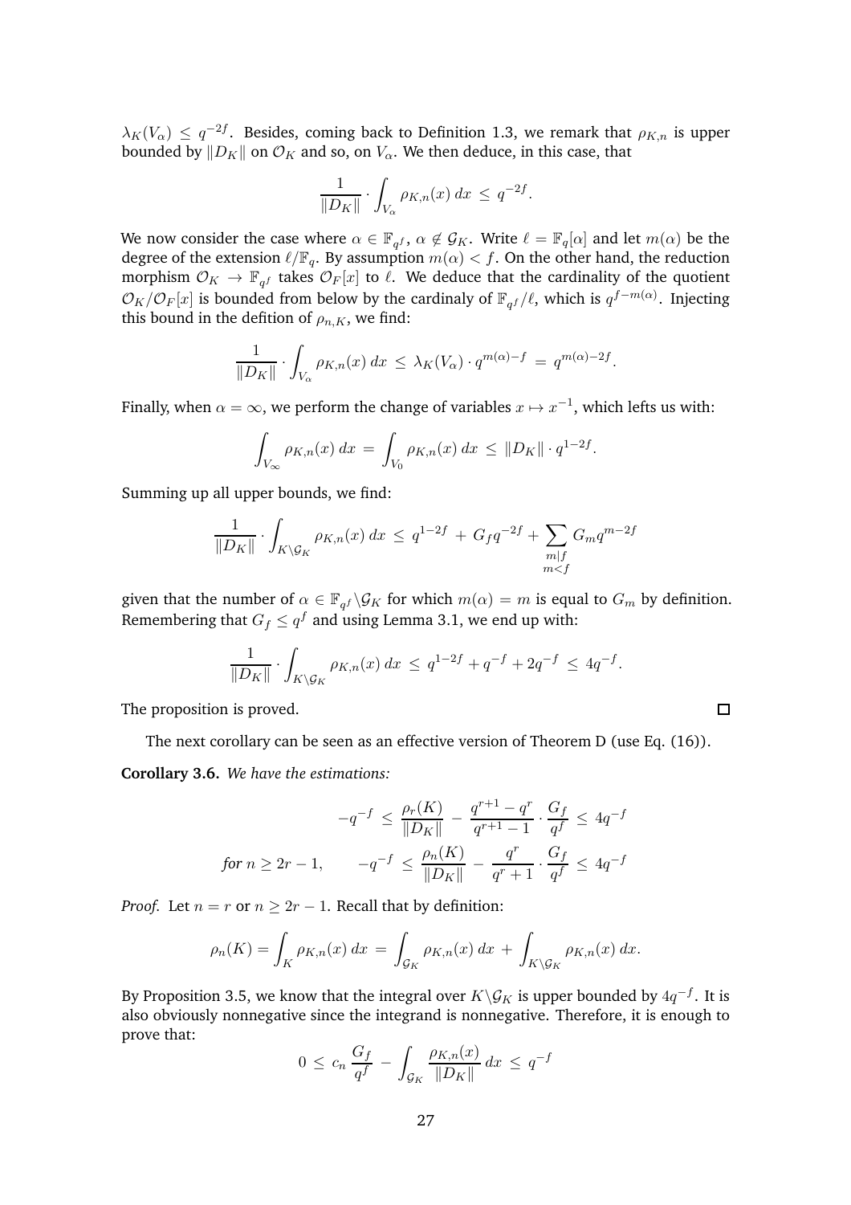$\lambda_K(V_\alpha) \leq q^{-2f}$. Besides, coming back to Definition 1.3, we remark that $\rho_{K,n}$ is upper bounded by $\|D_K\|$ on $\mathcal{O}_K$ and so, on $V_\alpha$. We then deduce, in this case, that

$$\frac{1}{\|D_K\|} \cdot \int_{V_\alpha} \rho_{K,n}(x)\, dx \,\leq\, q^{-2f}.$$

We now consider the case where $\alpha \in \mathbb{F}_{q^f}$, $\alpha \notin \mathcal{G}_K$. Write $\ell = \mathbb{F}_q[\alpha]$ and let $m(\alpha)$ be the degree of the extension $\ell/\mathbb{F}_q$. By assumption $m(\alpha) < f$. On the other hand, the reduction morphism $\mathcal{O}_K \to \mathbb{F}_{q^f}$ takes $\mathcal{O}_F[x]$ to $\ell$. We deduce that the cardinality of the quotient $\mathcal{O}_K/\mathcal{O}_F[x]$ is bounded from below by the cardinaly of $\mathbb{F}_{q^f}/\ell$, which is $q^{f-m(\alpha)}$. Injecting this bound in the defition of $\rho_{n,K}$, we find:

$$\frac{1}{\|D_K\|} \cdot \int_{V_\alpha} \rho_{K,n}(x)\, dx \,\leq\, \lambda_K(V_\alpha) \cdot q^{m(\alpha)-f} \,=\, q^{m(\alpha)-2f}.$$

Finally, when $\alpha = \infty$, we perform the change of variables $x \mapsto x^{-1}$, which lefts us with:

$$\int_{V_\infty} \rho_{K,n}(x)\, dx \,=\, \int_{V_0} \rho_{K,n}(x)\, dx \,\leq\, \|D_K\| \cdot q^{1-2f}.$$

Summing up all upper bounds, we find:

$$\frac{1}{\|D_K\|} \cdot \int_{K\backslash\mathcal{G}_K} \rho_{K,n}(x)\, dx \,\leq\, q^{1-2f} \,+\, G_f q^{-2f} + \sum_{\substack{m|f \\ m<f}} G_m q^{m-2f}$$

given that the number of $\alpha \in \mathbb{F}_{q^f}\backslash\mathcal{G}_K$ for which $m(\alpha) = m$ is equal to $G_m$ by definition. Remembering that $G_f \leq q^f$ and using Lemma 3.1, we end up with:

$$\frac{1}{\|D_K\|} \cdot \int_{K\backslash\mathcal{G}_K} \rho_{K,n}(x)\, dx \,\leq\, q^{1-2f} + q^{-f} + 2q^{-f} \,\leq\, 4q^{-f}.$$

The proposition is proved. $\square$

The next corollary can be seen as an effective version of Theorem D (use Eq. (16)).

**Corollary 3.6.** *We have the estimations:*

$$-q^{-f} \,\leq\, \frac{\rho_r(K)}{\|D_K\|} \,-\, \frac{q^{r+1}-q^r}{q^{r+1}-1} \cdot \frac{G_f}{q^f} \,\leq\, 4q^{-f}$$

$$\text{for } n \geq 2r-1, \qquad -q^{-f} \,\leq\, \frac{\rho_n(K)}{\|D_K\|} \,-\, \frac{q^r}{q^r+1} \cdot \frac{G_f}{q^f} \,\leq\, 4q^{-f}$$

*Proof.* Let $n = r$ or $n \geq 2r-1$. Recall that by definition:

$$\rho_n(K) = \int_K \rho_{K,n}(x)\, dx \,=\, \int_{\mathcal{G}_K} \rho_{K,n}(x)\, dx \,+\, \int_{K\backslash\mathcal{G}_K} \rho_{K,n}(x)\, dx.$$

By Proposition 3.5, we know that the integral over $K\backslash\mathcal{G}_K$ is upper bounded by $4q^{-f}$. It is also obviously nonnegative since the integrand is nonnegative. Therefore, it is enough to prove that:

$$0 \,\leq\, c_n \,\frac{G_f}{q^f} \,-\, \int_{\mathcal{G}_K} \frac{\rho_{K,n}(x)}{\|D_K\|}\, dx \,\leq\, q^{-f}$$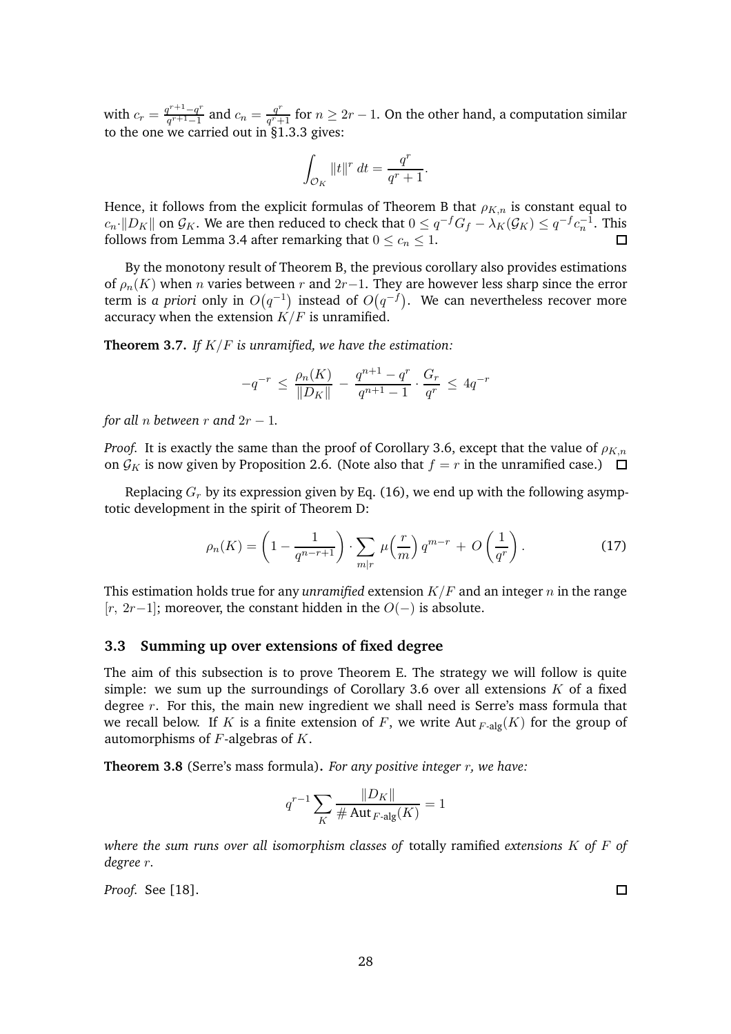with $c_r = \frac{q^{r+1}-q^r}{q^{r+1}-1}$ and $c_n = \frac{q^r}{q^r+1}$ for $n \geq 2r-1$. On the other hand, a computation similar to the one we carried out in §1.3.3 gives:

$$\int_{\mathcal{O}_K} \|t\|^r \, dt = \frac{q^r}{q^r+1}.$$

Hence, it follows from the explicit formulas of Theorem B that $\rho_{K,n}$ is constant equal to $c_n \cdot \|D_K\|$ on $\mathcal{G}_K$. We are then reduced to check that $0 \leq q^{-f} G_f - \lambda_K(\mathcal{G}_K) \leq q^{-f} c_n^{-1}$. This follows from Lemma 3.4 after remarking that $0 \leq c_n \leq 1$. □

By the monotony result of Theorem B, the previous corollary also provides estimations of $\rho_n(K)$ when $n$ varies between $r$ and $2r-1$. They are however less sharp since the error term is *a priori* only in $O(q^{-1})$ instead of $O(q^{-f})$. We can nevertheless recover more accuracy when the extension $K/F$ is unramified.

**Theorem 3.7.** *If $K/F$ is unramified, we have the estimation:*

$$-q^{-r} \leq \frac{\rho_n(K)}{\|D_K\|} - \frac{q^{n+1}-q^r}{q^{n+1}-1} \cdot \frac{G_r}{q^r} \leq 4q^{-r}$$

*for all $n$ between $r$ and $2r-1$.*

*Proof.* It is exactly the same than the proof of Corollary 3.6, except that the value of $\rho_{K,n}$ on $\mathcal{G}_K$ is now given by Proposition 2.6. (Note also that $f = r$ in the unramified case.) □

Replacing $G_r$ by its expression given by Eq. (16), we end up with the following asymptotic development in the spirit of Theorem D:

$$\rho_n(K) = \left(1 - \frac{1}{q^{n-r+1}}\right) \cdot \sum_{m|r} \mu\Big(\frac{r}{m}\Big)\, q^{m-r} + O\left(\frac{1}{q^r}\right). \tag{17}$$

This estimation holds true for any *unramified* extension $K/F$ and an integer $n$ in the range $[r,\, 2r-1]$; moreover, the constant hidden in the $O(-)$ is absolute.

### 3.3 Summing up over extensions of fixed degree

The aim of this subsection is to prove Theorem E. The strategy we will follow is quite simple: we sum up the surroundings of Corollary 3.6 over all extensions $K$ of a fixed degree $r$. For this, the main new ingredient we shall need is Serre's mass formula that we recall below. If $K$ is a finite extension of $F$, we write $\text{Aut}_{F\text{-alg}}(K)$ for the group of automorphisms of $F$-algebras of $K$.

**Theorem 3.8** (Serre's mass formula)**.** *For any positive integer $r$, we have:*

$$q^{r-1} \sum_K \frac{\|D_K\|}{\#\,\text{Aut}_{F\text{-alg}}(K)} = 1$$

*where the sum runs over all isomorphism classes of* totally ramified *extensions $K$ of $F$ of degree $r$.*

*Proof.* See [18]. □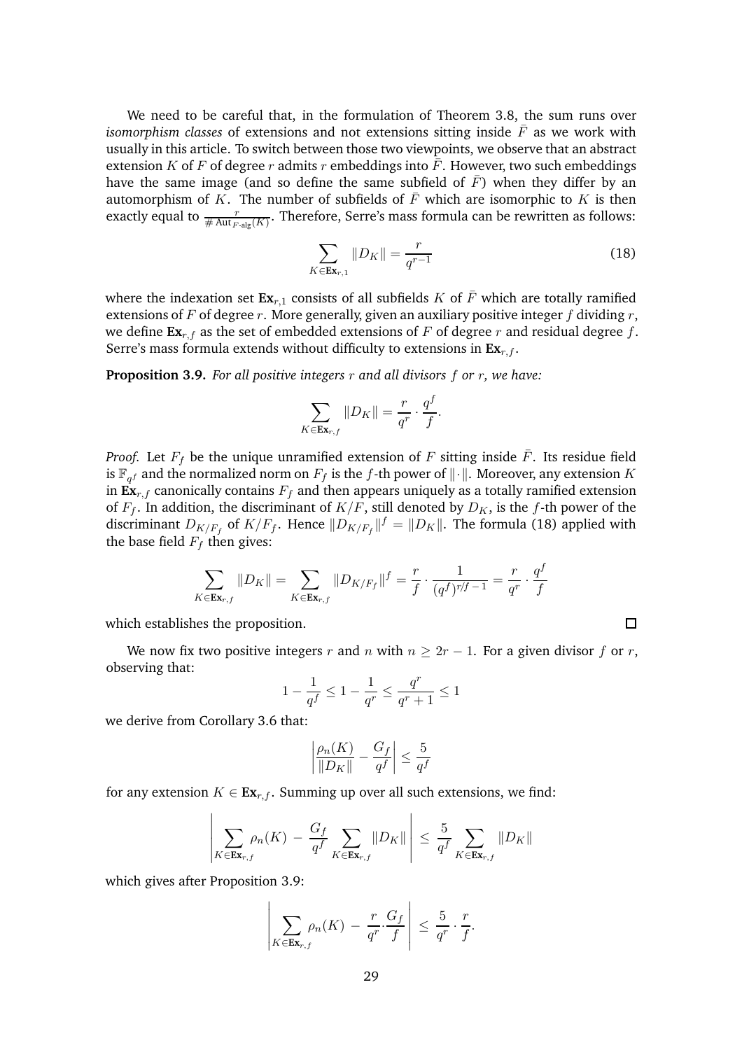We need to be careful that, in the formulation of Theorem 3.8, the sum runs over *isomorphism classes* of extensions and not extensions sitting inside $\bar{F}$ as we work with usually in this article. To switch between those two viewpoints, we observe that an abstract extension $K$ of $F$ of degree $r$ admits $r$ embeddings into $\bar{F}$. However, two such embeddings have the same image (and so define the same subfield of $\bar{F}$) when they differ by an automorphism of $K$. The number of subfields of $\bar{F}$ which are isomorphic to $K$ is then exactly equal to $\frac{r}{\# \mathrm{Aut}_{F\text{-alg}}(K)}$. Therefore, Serre's mass formula can be rewritten as follows:

$$\sum_{K \in \mathbf{Ex}_{r,1}} \|D_K\| = \frac{r}{q^{r-1}} \tag{18}$$

where the indexation set $\mathbf{Ex}_{r,1}$ consists of all subfields $K$ of $\bar{F}$ which are totally ramified extensions of $F$ of degree $r$. More generally, given an auxiliary positive integer $f$ dividing $r$, we define $\mathbf{Ex}_{r,f}$ as the set of embedded extensions of $F$ of degree $r$ and residual degree $f$. Serre's mass formula extends without difficulty to extensions in $\mathbf{Ex}_{r,f}$.

**Proposition 3.9.** *For all positive integers $r$ and all divisors $f$ or $r$, we have:*

$$\sum_{K \in \mathbf{Ex}_{r,f}} \|D_K\| = \frac{r}{q^r} \cdot \frac{q^f}{f}.$$

*Proof.* Let $F_f$ be the unique unramified extension of $F$ sitting inside $\bar{F}$. Its residue field is $\mathbb{F}_{q^f}$ and the normalized norm on $F_f$ is the $f$-th power of $\|\cdot\|$. Moreover, any extension $K$ in $\mathbf{Ex}_{r,f}$ canonically contains $F_f$ and then appears uniquely as a totally ramified extension of $F_f$. In addition, the discriminant of $K/F$, still denoted by $D_K$, is the $f$-th power of the discriminant $D_{K/F_f}$ of $K/F_f$. Hence $\|D_{K/F_f}\|^f = \|D_K\|$. The formula (18) applied with the base field $F_f$ then gives:

$$\sum_{K \in \mathbf{Ex}_{r,f}} \|D_K\| = \sum_{K \in \mathbf{Ex}_{r,f}} \|D_{K/F_f}\|^f = \frac{r}{f} \cdot \frac{1}{(q^f)^{r/f-1}} = \frac{r}{q^r} \cdot \frac{q^f}{f}$$

which establishes the proposition. □

We now fix two positive integers $r$ and $n$ with $n \geq 2r - 1$. For a given divisor $f$ or $r$, observing that:

$$1 - \frac{1}{q^f} \leq 1 - \frac{1}{q^r} \leq \frac{q^r}{q^r + 1} \leq 1$$

we derive from Corollary 3.6 that:

$$\left| \frac{\rho_n(K)}{\|D_K\|} - \frac{G_f}{q^f} \right| \leq \frac{5}{q^f}$$

for any extension $K \in \mathbf{Ex}_{r,f}$. Summing up over all such extensions, we find:

$$\left| \sum_{K \in \mathbf{Ex}_{r,f}} \rho_n(K) \, - \, \frac{G_f}{q^f} \sum_{K \in \mathbf{Ex}_{r,f}} \|D_K\| \right| \, \leq \, \frac{5}{q^f} \sum_{K \in \mathbf{Ex}_{r,f}} \|D_K\|$$

which gives after Proposition 3.9:

$$\left| \sum_{K \in \mathbf{Ex}_{r,f}} \rho_n(K) \, - \, \frac{r}{q^r} \cdot \frac{G_f}{f} \right| \, \leq \, \frac{5}{q^r} \cdot \frac{r}{f}.$$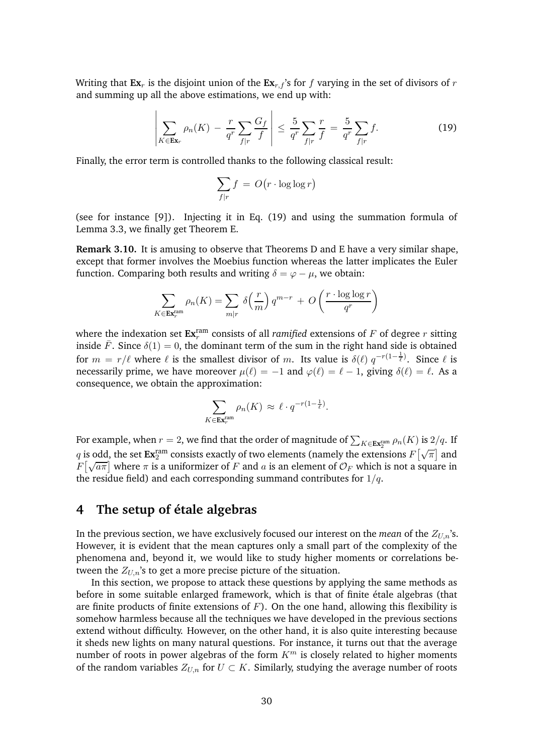Writing that $\mathbf{Ex}_r$ is the disjoint union of the $\mathbf{Ex}_{r,f}$'s for $f$ varying in the set of divisors of $r$ and summing up all the above estimations, we end up with:

$$\left| \sum_{K \in \mathbf{Ex}_r} \rho_n(K) \,-\, \frac{r}{q^r} \sum_{f|r} \frac{G_f}{f} \right| \,\leq\, \frac{5}{q^r} \sum_{f|r} \frac{r}{f} \,=\, \frac{5}{q^r} \sum_{f|r} f. \tag{19}$$

Finally, the error term is controlled thanks to the following classical result:

$$\sum_{f|r} f \,=\, O\big(r \cdot \log\log r\big)$$

(see for instance [9]). Injecting it in Eq. (19) and using the summation formula of Lemma 3.3, we finally get Theorem E.

**Remark 3.10.** It is amusing to observe that Theorems D and E have a very similar shape, except that former involves the Moebius function whereas the latter implicates the Euler function. Comparing both results and writing $\delta = \varphi - \mu$, we obtain:

$$\sum_{K \in \mathbf{Ex}_r^{\mathrm{ram}}} \rho_n(K) = \sum_{m|r} \delta\Big(\frac{r}{m}\Big)\, q^{m-r} \,+\, O\left(\frac{r \cdot \log\log r}{q^r}\right)$$

where the indexation set $\mathbf{Ex}_r^{\mathrm{ram}}$ consists of all *ramified* extensions of $F$ of degree $r$ sitting inside $\bar{F}$. Since $\delta(1) = 0$, the dominant term of the sum in the right hand side is obtained for $m = r/\ell$ where $\ell$ is the smallest divisor of $m$. Its value is $\delta(\ell)\, q^{-r(1-\frac{1}{\ell})}$. Since $\ell$ is necessarily prime, we have moreover $\mu(\ell) = -1$ and $\varphi(\ell) = \ell - 1$, giving $\delta(\ell) = \ell$. As a consequence, we obtain the approximation:

$$\sum_{K \in \mathbf{Ex}_r^{\mathrm{ram}}} \rho_n(K) \,\approx\, \ell \cdot q^{-r(1-\frac{1}{\ell})}.$$

For example, when $r = 2$, we find that the order of magnitude of $\sum_{K \in \mathbf{Ex}_2^{\mathrm{ram}}} \rho_n(K)$ is $2/q$. If $q$ is odd, the set $\mathbf{Ex}_2^{\mathrm{ram}}$ consists exactly of two elements (namely the extensions $F\big[\sqrt{\pi}\big]$ and $F\big[\sqrt{a\pi}\big]$ where $\pi$ is a uniformizer of $F$ and $a$ is an element of $\mathcal{O}_F$ which is not a square in the residue field) and each corresponding summand contributes for $1/q$.

## 4 The setup of étale algebras

In the previous section, we have exclusively focused our interest on the *mean* of the $Z_{U,n}$'s. However, it is evident that the mean captures only a small part of the complexity of the phenomena and, beyond it, we would like to study higher moments or correlations between the $Z_{U,n}$'s to get a more precise picture of the situation.

In this section, we propose to attack these questions by applying the same methods as before in some suitable enlarged framework, which is that of finite étale algebras (that are finite products of finite extensions of $F$). On the one hand, allowing this flexibility is somehow harmless because all the techniques we have developed in the previous sections extend without difficulty. However, on the other hand, it is also quite interesting because it sheds new lights on many natural questions. For instance, it turns out that the average number of roots in power algebras of the form $K^m$ is closely related to higher moments of the random variables $Z_{U,n}$ for $U \subset K$. Similarly, studying the average number of roots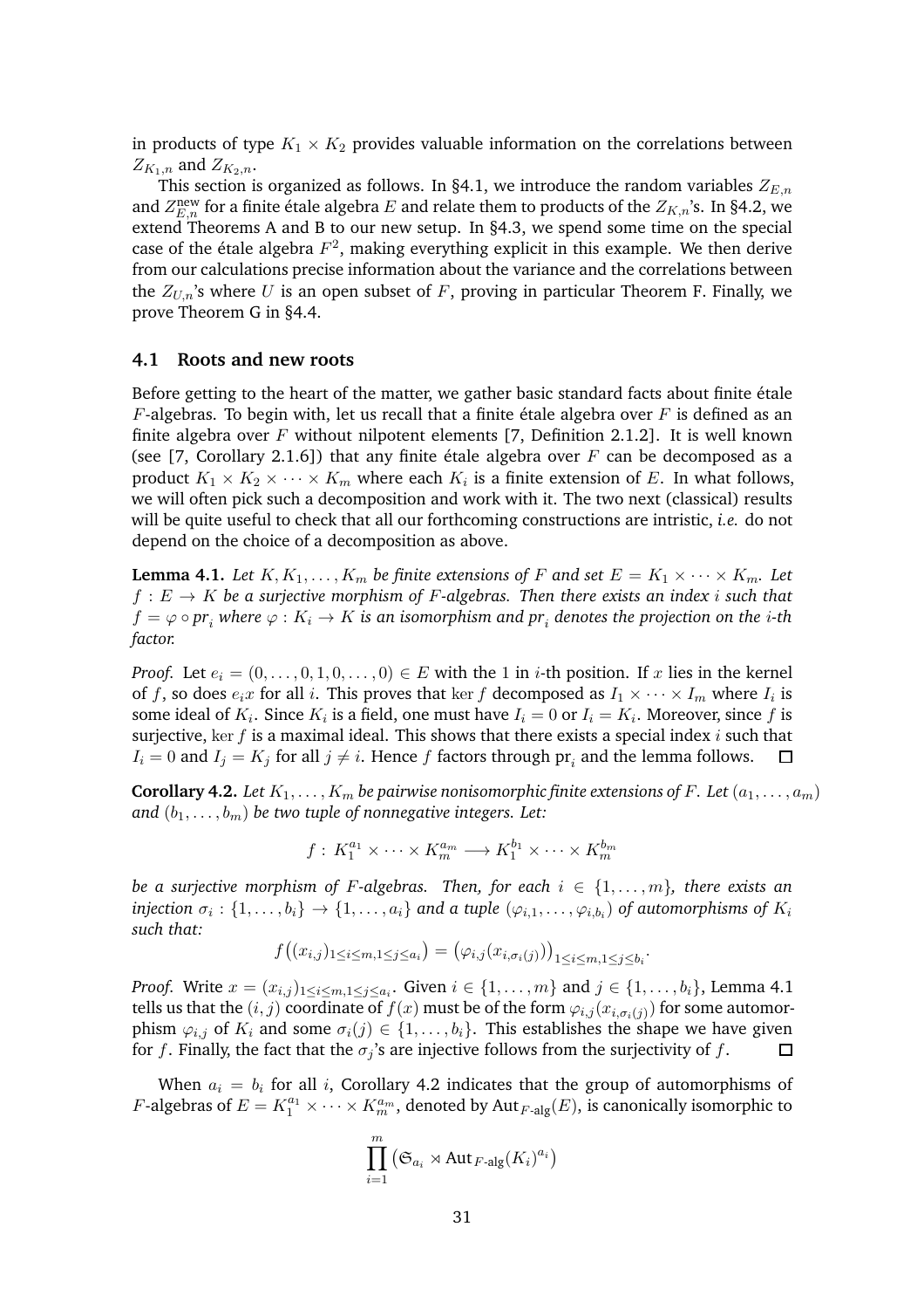in products of type $K_1 \times K_2$ provides valuable information on the correlations between $Z_{K_1,n}$ and $Z_{K_2,n}$.

This section is organized as follows. In §4.1, we introduce the random variables $Z_{E,n}$ and $Z_{E,n}^{\text{new}}$ for a finite étale algebra $E$ and relate them to products of the $Z_{K,n}$'s. In §4.2, we extend Theorems A and B to our new setup. In §4.3, we spend some time on the special case of the étale algebra $F^2$, making everything explicit in this example. We then derive from our calculations precise information about the variance and the correlations between the $Z_{U,n}$'s where $U$ is an open subset of $F$, proving in particular Theorem F. Finally, we prove Theorem G in §4.4.

### 4.1 Roots and new roots

Before getting to the heart of the matter, we gather basic standard facts about finite étale $F$-algebras. To begin with, let us recall that a finite étale algebra over $F$ is defined as an finite algebra over $F$ without nilpotent elements [7, Definition 2.1.2]. It is well known (see [7, Corollary 2.1.6]) that any finite étale algebra over $F$ can be decomposed as a product $K_1 \times K_2 \times \cdots \times K_m$ where each $K_i$ is a finite extension of $E$. In what follows, we will often pick such a decomposition and work with it. The two next (classical) results will be quite useful to check that all our forthcoming constructions are intristic, *i.e.* do not depend on the choice of a decomposition as above.

**Lemma 4.1.** *Let $K, K_1, \ldots, K_m$ be finite extensions of $F$ and set $E = K_1 \times \cdots \times K_m$. Let $f : E \to K$ be a surjective morphism of $F$-algebras. Then there exists an index $i$ such that $f = \varphi \circ \mathrm{pr}_i$ where $\varphi : K_i \to K$ is an isomorphism and $\mathrm{pr}_i$ denotes the projection on the $i$-th factor.*

*Proof.* Let $e_i = (0, \ldots, 0, 1, 0, \ldots, 0) \in E$ with the $1$ in $i$-th position. If $x$ lies in the kernel of $f$, so does $e_i x$ for all $i$. This proves that $\ker f$ decomposed as $I_1 \times \cdots \times I_m$ where $I_i$ is some ideal of $K_i$. Since $K_i$ is a field, one must have $I_i = 0$ or $I_i = K_i$. Moreover, since $f$ is surjective, $\ker f$ is a maximal ideal. This shows that there exists a special index $i$ such that $I_i = 0$ and $I_j = K_j$ for all $j \neq i$. Hence $f$ factors through $\mathrm{pr}_i$ and the lemma follows. $\square$

**Corollary 4.2.** *Let $K_1, \ldots, K_m$ be pairwise nonisomorphic finite extensions of $F$. Let $(a_1, \ldots, a_m)$ and $(b_1, \ldots, b_m)$ be two tuple of nonnegative integers. Let:*

$$f : K_1^{a_1} \times \cdots \times K_m^{a_m} \longrightarrow K_1^{b_1} \times \cdots \times K_m^{b_m}$$

*be a surjective morphism of $F$-algebras. Then, for each $i \in \{1, \ldots, m\}$, there exists an injection $\sigma_i : \{1, \ldots, b_i\} \to \{1, \ldots, a_i\}$ and a tuple $(\varphi_{i,1}, \ldots, \varphi_{i,b_i})$ of automorphisms of $K_i$ such that:*

$$f\big((x_{i,j})_{1 \leq i \leq m, 1 \leq j \leq a_i}\big) = \big(\varphi_{i,j}(x_{i,\sigma_i(j)})\big)_{1 \leq i \leq m, 1 \leq j \leq b_i}.$$

*Proof.* Write $x = (x_{i,j})_{1 \leq i \leq m, 1 \leq j \leq a_i}$. Given $i \in \{1, \ldots, m\}$ and $j \in \{1, \ldots, b_i\}$, Lemma 4.1 tells us that the $(i,j)$ coordinate of $f(x)$ must be of the form $\varphi_{i,j}(x_{i,\sigma_i(j)})$ for some automorphism $\varphi_{i,j}$ of $K_i$ and some $\sigma_i(j) \in \{1, \ldots, b_i\}$. This establishes the shape we have given for $f$. Finally, the fact that the $\sigma_j$'s are injective follows from the surjectivity of $f$. $\square$

When $a_i = b_i$ for all $i$, Corollary 4.2 indicates that the group of automorphisms of $F$-algebras of $E = K_1^{a_1} \times \cdots \times K_m^{a_m}$, denoted by $\mathrm{Aut}_{F\text{-alg}}(E)$, is canonically isomorphic to

$$\prod_{i=1}^{m} \big(\mathfrak{S}_{a_i} \rtimes \mathrm{Aut}_{F\text{-alg}}(K_i)^{a_i}\big)$$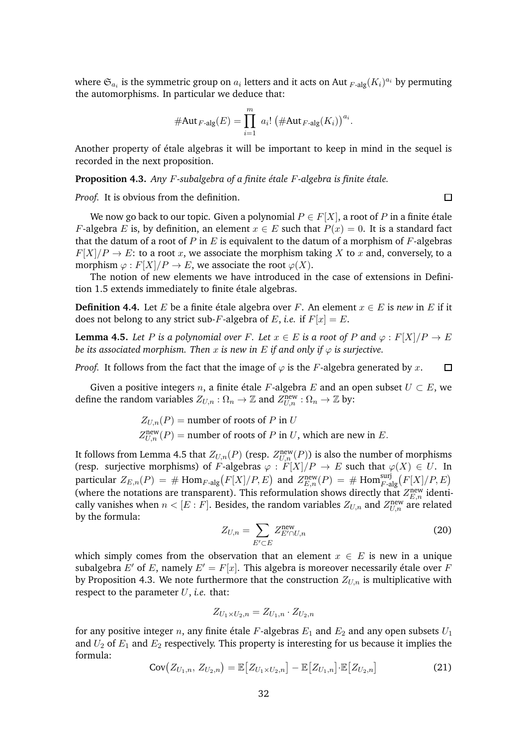where $\mathfrak{S}_{a_i}$ is the symmetric group on $a_i$ letters and it acts on $\text{Aut}_{F\text{-alg}}(K_i)^{a_i}$ by permuting the automorphisms. In particular we deduce that:

$$\#\text{Aut}_{F\text{-alg}}(E) = \prod_{i=1}^{m} a_i! \left(\#\text{Aut}_{F\text{-alg}}(K_i)\right)^{a_i}.$$

Another property of étale algebras it will be important to keep in mind in the sequel is recorded in the next proposition.

**Proposition 4.3.** *Any $F$-subalgebra of a finite étale $F$-algebra is finite étale.*

*Proof.* It is obvious from the definition. □

We now go back to our topic. Given a polynomial $P \in F[X]$, a root of $P$ in a finite étale $F$-algebra $E$ is, by definition, an element $x \in E$ such that $P(x) = 0$. It is a standard fact that the datum of a root of $P$ in $E$ is equivalent to the datum of a morphism of $F$-algebras $F[X]/P \to E$: to a root $x$, we associate the morphism taking $X$ to $x$ and, conversely, to a morphism $\varphi : F[X]/P \to E$, we associate the root $\varphi(X)$.

The notion of new elements we have introduced in the case of extensions in Definition 1.5 extends immediately to finite étale algebras.

**Definition 4.4.** Let $E$ be a finite étale algebra over $F$. An element $x \in E$ is *new* in $E$ if it does not belong to any strict sub-$F$-algebra of $E$, *i.e.* if $F[x] = E$.

**Lemma 4.5.** *Let $P$ is a polynomial over $F$. Let $x \in E$ is a root of $P$ and $\varphi : F[X]/P \to E$ be its associated morphism. Then $x$ is new in $E$ if and only if $\varphi$ is surjective.*

*Proof.* It follows from the fact that the image of $\varphi$ is the $F$-algebra generated by $x$. □

Given a positive integers $n$, a finite étale $F$-algebra $E$ and an open subset $U \subset E$, we define the random variables $Z_{U,n} : \Omega_n \to \mathbb{Z}$ and $Z^{\text{new}}_{U,n} : \Omega_n \to \mathbb{Z}$ by:

$$\begin{aligned}
Z_{U,n}(P) &= \text{number of roots of } P \text{ in } U \\
Z^{\text{new}}_{U,n}(P) &= \text{number of roots of } P \text{ in } U\text{, which are new in } E.
\end{aligned}$$

It follows from Lemma 4.5 that $Z_{U,n}(P)$ (resp. $Z^{\text{new}}_{U,n}(P)$) is also the number of morphisms (resp. surjective morphisms) of $F$-algebras $\varphi : F[X]/P \to E$ such that $\varphi(X) \in U$. In particular $Z_{E,n}(P) = \#\,\text{Hom}_{F\text{-alg}}\big(F[X]/P, E\big)$ and $Z^{\text{new}}_{E,n}(P) = \#\,\text{Hom}^{\text{surj}}_{F\text{-alg}}\big(F[X]/P, E\big)$ (where the notations are transparent). This reformulation shows directly that $Z^{\text{new}}_{E,n}$ identically vanishes when $n < [E : F]$. Besides, the random variables $Z_{U,n}$ and $Z^{\text{new}}_{U,n}$ are related by the formula:

$$Z_{U,n} = \sum_{E' \subset E} Z^{\text{new}}_{E' \cap U, n} \tag{20}$$

which simply comes from the observation that an element $x \in E$ is new in a unique subalgebra $E'$ of $E$, namely $E' = F[x]$. This algebra is moreover necessarily étale over $F$ by Proposition 4.3. We note furthermore that the construction $Z_{U,n}$ is multiplicative with respect to the parameter $U$, *i.e.* that:

$$Z_{U_1 \times U_2, n} = Z_{U_1,n} \cdot Z_{U_2,n}$$

for any positive integer $n$, any finite étale $F$-algebras $E_1$ and $E_2$ and any open subsets $U_1$ and $U_2$ of $E_1$ and $E_2$ respectively. This property is interesting for us because it implies the formula:

$$\text{Cov}\big(Z_{U_1,n},\, Z_{U_2,n}\big) = \mathbb{E}\big[Z_{U_1 \times U_2, n}\big] - \mathbb{E}\big[Z_{U_1,n}\big] \cdot \mathbb{E}\big[Z_{U_2,n}\big] \tag{21}$$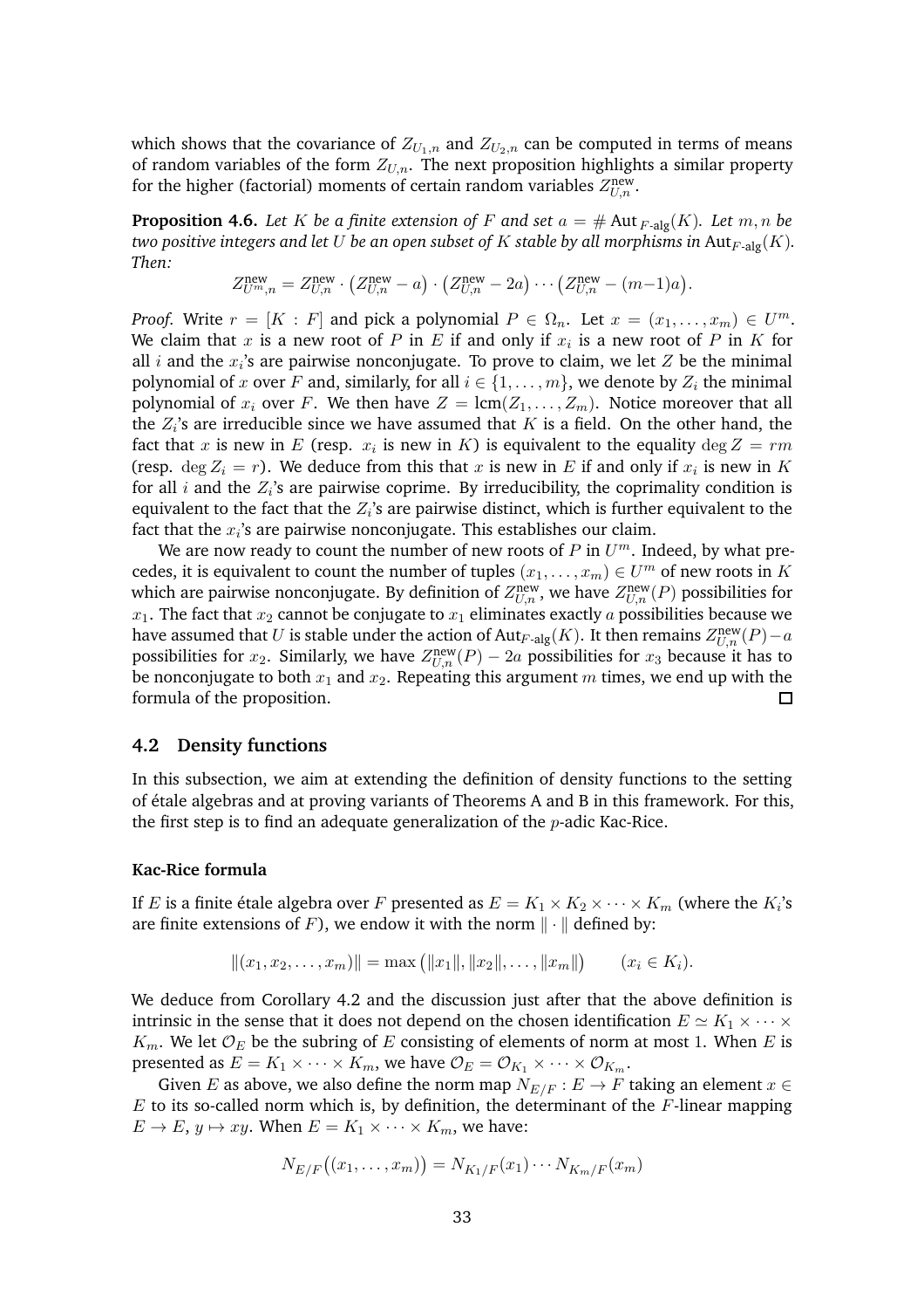which shows that the covariance of $Z_{U_1,n}$ and $Z_{U_2,n}$ can be computed in terms of means of random variables of the form $Z_{U,n}$. The next proposition highlights a similar property for the higher (factorial) moments of certain random variables $Z^{\text{new}}_{U,n}$.

**Proposition 4.6.** *Let $K$ be a finite extension of $F$ and set $a = \#\operatorname{Aut}_{F\text{-alg}}(K)$. Let $m, n$ be two positive integers and let $U$ be an open subset of $K$ stable by all morphisms in $\operatorname{Aut}_{F\text{-alg}}(K)$. Then:*

$$Z^{\text{new}}_{U^m,n} = Z^{\text{new}}_{U,n} \cdot \big(Z^{\text{new}}_{U,n} - a\big) \cdot \big(Z^{\text{new}}_{U,n} - 2a\big) \cdots \big(Z^{\text{new}}_{U,n} - (m{-}1)a\big).$$

*Proof.* Write $r = [K : F]$ and pick a polynomial $P \in \Omega_n$. Let $x = (x_1, \dots, x_m) \in U^m$. We claim that $x$ is a new root of $P$ in $E$ if and only if $x_i$ is a new root of $P$ in $K$ for all $i$ and the $x_i$'s are pairwise nonconjugate. To prove to claim, we let $Z$ be the minimal polynomial of $x$ over $F$ and, similarly, for all $i \in \{1, \dots, m\}$, we denote by $Z_i$ the minimal polynomial of $x_i$ over $F$. We then have $Z = \operatorname{lcm}(Z_1, \dots, Z_m)$. Notice moreover that all the $Z_i$'s are irreducible since we have assumed that $K$ is a field. On the other hand, the fact that $x$ is new in $E$ (resp. $x_i$ is new in $K$) is equivalent to the equality $\deg Z = rm$ (resp. $\deg Z_i = r$). We deduce from this that $x$ is new in $E$ if and only if $x_i$ is new in $K$ for all $i$ and the $Z_i$'s are pairwise coprime. By irreducibility, the coprimality condition is equivalent to the fact that the $Z_i$'s are pairwise distinct, which is further equivalent to the fact that the $x_i$'s are pairwise nonconjugate. This establishes our claim.

We are now ready to count the number of new roots of $P$ in $U^m$. Indeed, by what precedes, it is equivalent to count the number of tuples $(x_1, \dots, x_m) \in U^m$ of new roots in $K$ which are pairwise nonconjugate. By definition of $Z^{\text{new}}_{U,n}$, we have $Z^{\text{new}}_{U,n}(P)$ possibilities for $x_1$. The fact that $x_2$ cannot be conjugate to $x_1$ eliminates exactly $a$ possibilities because we have assumed that $U$ is stable under the action of $\operatorname{Aut}_{F\text{-alg}}(K)$. It then remains $Z^{\text{new}}_{U,n}(P) - a$ possibilities for $x_2$. Similarly, we have $Z^{\text{new}}_{U,n}(P) - 2a$ possibilities for $x_3$ because it has to be nonconjugate to both $x_1$ and $x_2$. Repeating this argument $m$ times, we end up with the formula of the proposition. $\square$

## 4.2 Density functions

In this subsection, we aim at extending the definition of density functions to the setting of étale algebras and at proving variants of Theorems A and B in this framework. For this, the first step is to find an adequate generalization of the $p$-adic Kac-Rice.

### Kac-Rice formula

If $E$ is a finite étale algebra over $F$ presented as $E = K_1 \times K_2 \times \cdots \times K_m$ (where the $K_i$'s are finite extensions of $F$), we endow it with the norm $\|\cdot\|$ defined by:

$$\|(x_1, x_2, \dots, x_m)\| = \max\big(\|x_1\|, \|x_2\|, \dots, \|x_m\|\big) \qquad (x_i \in K_i).$$

We deduce from Corollary 4.2 and the discussion just after that the above definition is intrinsic in the sense that it does not depend on the chosen identification $E \simeq K_1 \times \cdots \times K_m$. We let $\mathcal{O}_E$ be the subring of $E$ consisting of elements of norm at most 1. When $E$ is presented as $E = K_1 \times \cdots \times K_m$, we have $\mathcal{O}_E = \mathcal{O}_{K_1} \times \cdots \times \mathcal{O}_{K_m}$.

Given $E$ as above, we also define the norm map $N_{E/F} : E \to F$ taking an element $x \in E$ to its so-called norm which is, by definition, the determinant of the $F$-linear mapping $E \to E$, $y \mapsto xy$. When $E = K_1 \times \cdots \times K_m$, we have:

$$N_{E/F}\big((x_1, \dots, x_m)\big) = N_{K_1/F}(x_1) \cdots N_{K_m/F}(x_m)$$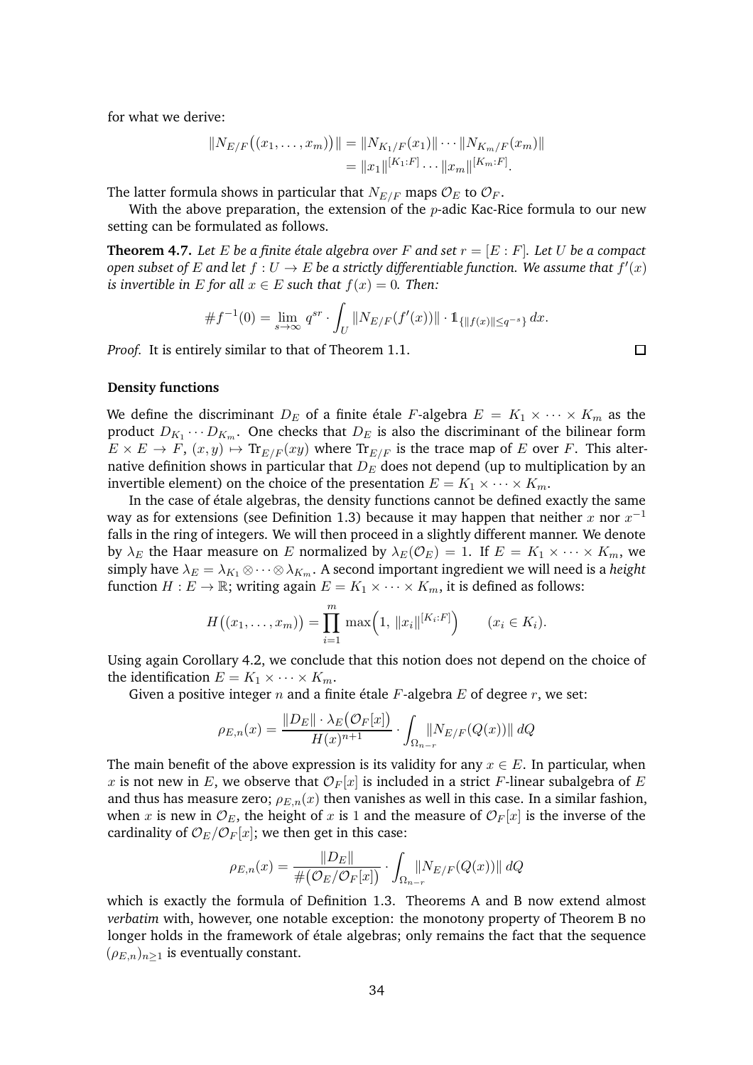for what we derive:

$$
\begin{aligned}
\|N_{E/F}\big((x_1,\dots,x_m)\big)\| &= \|N_{K_1/F}(x_1)\|\cdots\|N_{K_m/F}(x_m)\| \\
&= \|x_1\|^{[K_1:F]}\cdots\|x_m\|^{[K_m:F]}.
\end{aligned}
$$

The latter formula shows in particular that $N_{E/F}$ maps $\mathcal{O}_E$ to $\mathcal{O}_F$.

With the above preparation, the extension of the $p$-adic Kac-Rice formula to our new setting can be formulated as follows.

**Theorem 4.7.** *Let $E$ be a finite étale algebra over $F$ and set $r = [E : F]$. Let $U$ be a compact open subset of $E$ and let $f : U \to E$ be a strictly differentiable function. We assume that $f'(x)$ is invertible in $E$ for all $x \in E$ such that $f(x) = 0$. Then:*

$$
\#f^{-1}(0) = \lim_{s\to\infty} q^{sr} \cdot \int_U \|N_{E/F}(f'(x))\| \cdot \mathbb{1}_{\{\|f(x)\|\le q^{-s}\}}\, dx.
$$

*Proof.* It is entirely similar to that of Theorem 1.1. □

**Density functions**

We define the discriminant $D_E$ of a finite étale $F$-algebra $E = K_1 \times \cdots \times K_m$ as the product $D_{K_1}\cdots D_{K_m}$. One checks that $D_E$ is also the discriminant of the bilinear form $E \times E \to F$, $(x, y) \mapsto \mathrm{Tr}_{E/F}(xy)$ where $\mathrm{Tr}_{E/F}$ is the trace map of $E$ over $F$. This alternative definition shows in particular that $D_E$ does not depend (up to multiplication by an invertible element) on the choice of the presentation $E = K_1 \times \cdots \times K_m$.

In the case of étale algebras, the density functions cannot be defined exactly the same way as for extensions (see Definition 1.3) because it may happen that neither $x$ nor $x^{-1}$ falls in the ring of integers. We will then proceed in a slightly different manner. We denote by $\lambda_E$ the Haar measure on $E$ normalized by $\lambda_E(\mathcal{O}_E) = 1$. If $E = K_1 \times \cdots \times K_m$, we simply have $\lambda_E = \lambda_{K_1} \otimes \cdots \otimes \lambda_{K_m}$. A second important ingredient we will need is a *height* function $H : E \to \mathbb{R}$; writing again $E = K_1 \times \cdots \times K_m$, it is defined as follows:

$$
H\big((x_1,\dots,x_m)\big) = \prod_{i=1}^{m} \max\Big(1,\ \|x_i\|^{[K_i:F]}\Big) \qquad (x_i \in K_i).
$$

Using again Corollary 4.2, we conclude that this notion does not depend on the choice of the identification $E = K_1 \times \cdots \times K_m$.

Given a positive integer $n$ and a finite étale $F$-algebra $E$ of degree $r$, we set:

$$
\rho_{E,n}(x) = \frac{\|D_E\| \cdot \lambda_E\big(\mathcal{O}_F[x]\big)}{H(x)^{n+1}} \cdot \int_{\Omega_{n-r}} \|N_{E/F}(Q(x))\|\, dQ
$$

The main benefit of the above expression is its validity for any $x \in E$. In particular, when $x$ is not new in $E$, we observe that $\mathcal{O}_F[x]$ is included in a strict $F$-linear subalgebra of $E$ and thus has measure zero; $\rho_{E,n}(x)$ then vanishes as well in this case. In a similar fashion, when $x$ is new in $\mathcal{O}_E$, the height of $x$ is $1$ and the measure of $\mathcal{O}_F[x]$ is the inverse of the cardinality of $\mathcal{O}_E/\mathcal{O}_F[x]$; we then get in this case:

$$
\rho_{E,n}(x) = \frac{\|D_E\|}{\#\big(\mathcal{O}_E/\mathcal{O}_F[x]\big)} \cdot \int_{\Omega_{n-r}} \|N_{E/F}(Q(x))\|\, dQ
$$

which is exactly the formula of Definition 1.3. Theorems A and B now extend almost *verbatim* with, however, one notable exception: the monotony property of Theorem B no longer holds in the framework of étale algebras; only remains the fact that the sequence $(\rho_{E,n})_{n\ge 1}$ is eventually constant.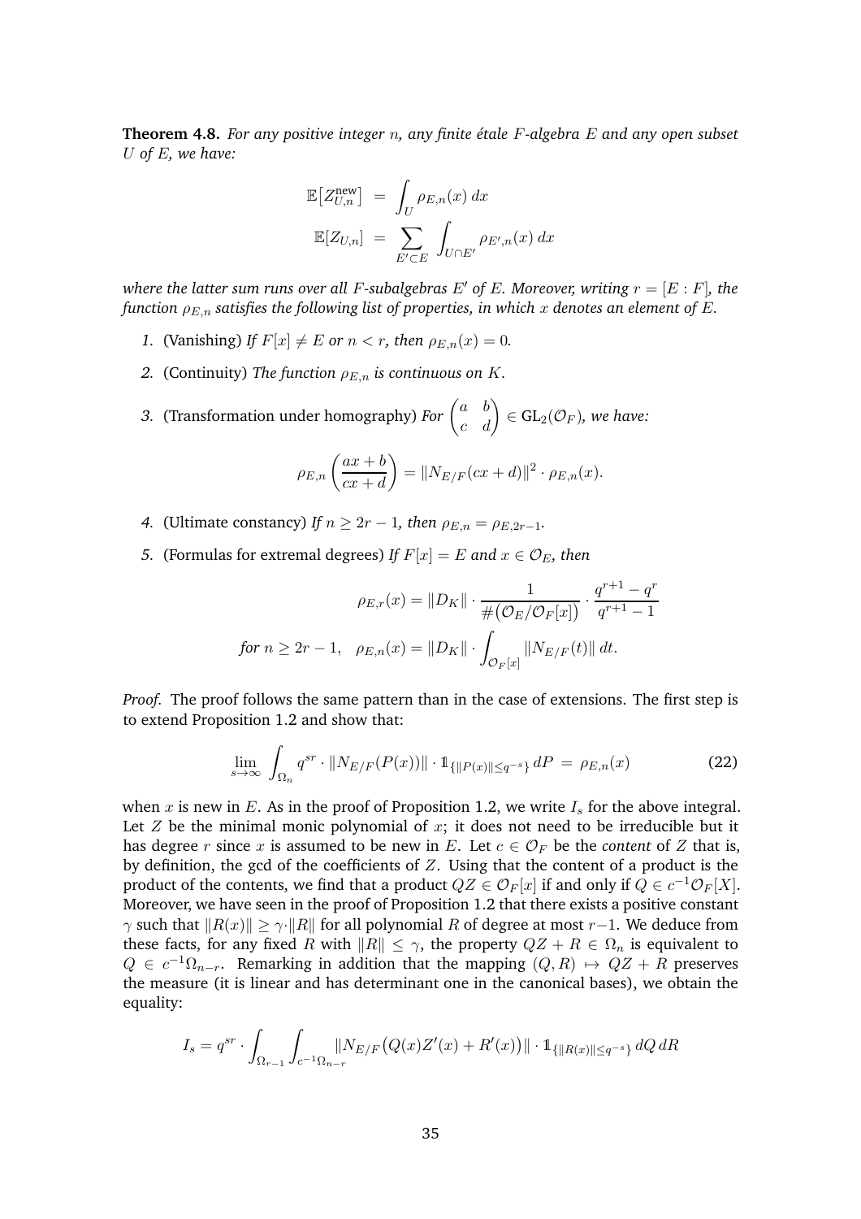**Theorem 4.8.** *For any positive integer $n$, any finite étale $F$-algebra $E$ and any open subset $U$ of $E$, we have:*

$$\begin{aligned}
\mathbb{E}\big[Z_{U,n}^{\text{new}}\big] &= \int_U \rho_{E,n}(x)\,dx \\
\mathbb{E}[Z_{U,n}] &= \sum_{E' \subset E} \int_{U \cap E'} \rho_{E',n}(x)\,dx
\end{aligned}$$

*where the latter sum runs over all $F$-subalgebras $E'$ of $E$. Moreover, writing $r = [E:F]$, the function $\rho_{E,n}$ satisfies the following list of properties, in which $x$ denotes an element of $E$.*

1. (Vanishing) *If $F[x] \neq E$ or $n < r$, then $\rho_{E,n}(x) = 0$.*

2. (Continuity) *The function $\rho_{E,n}$ is continuous on $K$.*

3. (Transformation under homography) *For $\begin{pmatrix} a & b \\ c & d \end{pmatrix} \in \mathrm{GL}_2(\mathcal{O}_F)$, we have:*

$$\rho_{E,n}\left(\frac{ax+b}{cx+d}\right) = \|N_{E/F}(cx+d)\|^2 \cdot \rho_{E,n}(x).$$

4. (Ultimate constancy) *If $n \geq 2r-1$, then $\rho_{E,n} = \rho_{E,2r-1}$.*

5. (Formulas for extremal degrees) *If $F[x] = E$ and $x \in \mathcal{O}_E$, then*

$$\rho_{E,r}(x) = \|D_K\| \cdot \frac{1}{\#\big(\mathcal{O}_E/\mathcal{O}_F[x]\big)} \cdot \frac{q^{r+1}-q^r}{q^{r+1}-1}$$

$$\textit{for } n \geq 2r-1, \quad \rho_{E,n}(x) = \|D_K\| \cdot \int_{\mathcal{O}_F[x]} \|N_{E/F}(t)\|\,dt.$$

*Proof.* The proof follows the same pattern than in the case of extensions. The first step is to extend Proposition 1.2 and show that:

$$\lim_{s\to\infty} \int_{\Omega_n} q^{sr} \cdot \|N_{E/F}(P(x))\| \cdot \mathbb{1}_{\{\|P(x)\| \leq q^{-s}\}}\,dP \;=\; \rho_{E,n}(x) \tag{22}$$

when $x$ is new in $E$. As in the proof of Proposition 1.2, we write $I_s$ for the above integral. Let $Z$ be the minimal monic polynomial of $x$; it does not need to be irreducible but it has degree $r$ since $x$ is assumed to be new in $E$. Let $c \in \mathcal{O}_F$ be the *content* of $Z$ that is, by definition, the gcd of the coefficients of $Z$. Using that the content of a product is the product of the contents, we find that a product $QZ \in \mathcal{O}_F[x]$ if and only if $Q \in c^{-1}\mathcal{O}_F[X]$. Moreover, we have seen in the proof of Proposition 1.2 that there exists a positive constant $\gamma$ such that $\|R(x)\| \geq \gamma \cdot \|R\|$ for all polynomial $R$ of degree at most $r-1$. We deduce from these facts, for any fixed $R$ with $\|R\| \leq \gamma$, the property $QZ + R \in \Omega_n$ is equivalent to $Q \in c^{-1}\Omega_{n-r}$. Remarking in addition that the mapping $(Q,R) \mapsto QZ + R$ preserves the measure (it is linear and has determinant one in the canonical bases), we obtain the equality:

$$I_s = q^{sr} \cdot \int_{\Omega_{r-1}} \int_{c^{-1}\Omega_{n-r}} \|N_{E/F}\big(Q(x)Z'(x) + R'(x)\big)\| \cdot \mathbb{1}_{\{\|R(x)\| \leq q^{-s}\}}\,dQ\,dR$$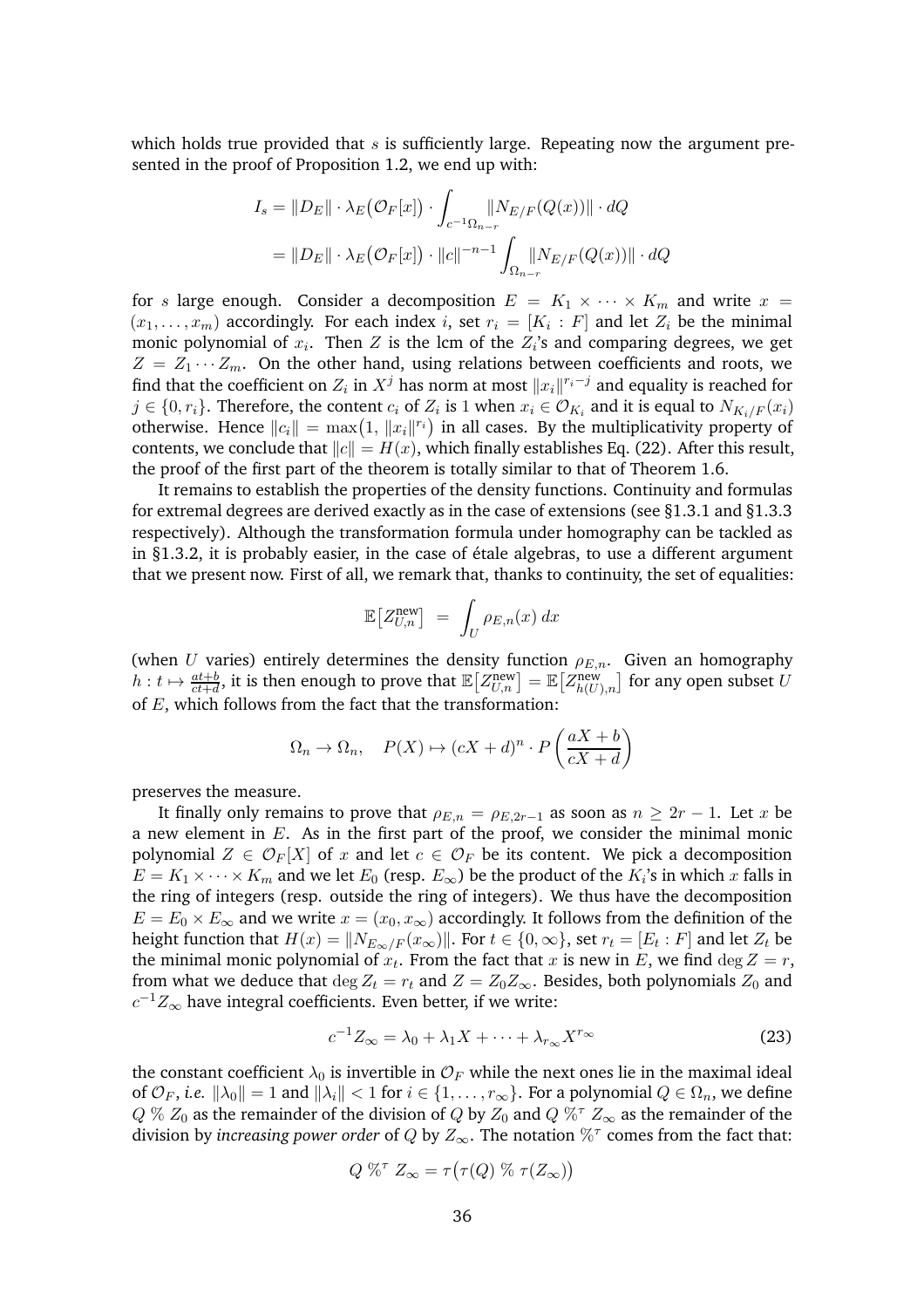which holds true provided that $s$ is sufficiently large. Repeating now the argument presented in the proof of Proposition 1.2, we end up with:

$$
\begin{aligned}
I_s &= \|D_E\| \cdot \lambda_E\big(\mathcal{O}_F[x]\big) \cdot \int_{c^{-1}\Omega_{n-r}} \|N_{E/F}(Q(x))\| \cdot dQ \\
&= \|D_E\| \cdot \lambda_E\big(\mathcal{O}_F[x]\big) \cdot \|c\|^{-n-1} \int_{\Omega_{n-r}} \|N_{E/F}(Q(x))\| \cdot dQ
\end{aligned}
$$

for $s$ large enough. Consider a decomposition $E = K_1 \times \cdots \times K_m$ and write $x = (x_1, \ldots, x_m)$ accordingly. For each index $i$, set $r_i = [K_i : F]$ and let $Z_i$ be the minimal monic polynomial of $x_i$. Then $Z$ is the lcm of the $Z_i$'s and comparing degrees, we get $Z = Z_1 \cdots Z_m$. On the other hand, using relations between coefficients and roots, we find that the coefficient on $Z_i$ in $X^j$ has norm at most $\|x_i\|^{r_i - j}$ and equality is reached for $j \in \{0, r_i\}$. Therefore, the content $c_i$ of $Z_i$ is $1$ when $x_i \in \mathcal{O}_{K_i}$ and it is equal to $N_{K_i/F}(x_i)$ otherwise. Hence $\|c_i\| = \max\big(1, \|x_i\|^{r_i}\big)$ in all cases. By the multiplicativity property of contents, we conclude that $\|c\| = H(x)$, which finally establishes Eq. (22). After this result, the proof of the first part of the theorem is totally similar to that of Theorem 1.6.

It remains to establish the properties of the density functions. Continuity and formulas for extremal degrees are derived exactly as in the case of extensions (see §1.3.1 and §1.3.3 respectively). Although the transformation formula under homography can be tackled as in §1.3.2, it is probably easier, in the case of étale algebras, to use a different argument that we present now. First of all, we remark that, thanks to continuity, the set of equalities:

$$
\mathbb{E}\big[Z^{\mathrm{new}}_{U,n}\big] \;=\; \int_U \rho_{E,n}(x)\, dx
$$

(when $U$ varies) entirely determines the density function $\rho_{E,n}$. Given an homography $h : t \mapsto \frac{at+b}{ct+d}$, it is then enough to prove that $\mathbb{E}\big[Z^{\mathrm{new}}_{U,n}\big] = \mathbb{E}\big[Z^{\mathrm{new}}_{h(U),n}\big]$ for any open subset $U$ of $E$, which follows from the fact that the transformation:

$$
\Omega_n \to \Omega_n, \quad P(X) \mapsto (cX+d)^n \cdot P\left(\frac{aX+b}{cX+d}\right)
$$

preserves the measure.

It finally only remains to prove that $\rho_{E,n} = \rho_{E,2r-1}$ as soon as $n \geq 2r-1$. Let $x$ be a new element in $E$. As in the first part of the proof, we consider the minimal monic polynomial $Z \in \mathcal{O}_F[X]$ of $x$ and let $c \in \mathcal{O}_F$ be its content. We pick a decomposition $E = K_1 \times \cdots \times K_m$ and we let $E_0$ (resp. $E_\infty$) be the product of the $K_i$'s in which $x$ falls in the ring of integers (resp. outside the ring of integers). We thus have the decomposition $E = E_0 \times E_\infty$ and we write $x = (x_0, x_\infty)$ accordingly. It follows from the definition of the height function that $H(x) = \|N_{E_\infty/F}(x_\infty)\|$. For $t \in \{0, \infty\}$, set $r_t = [E_t : F]$ and let $Z_t$ be the minimal monic polynomial of $x_t$. From the fact that $x$ is new in $E$, we find $\deg Z = r$, from what we deduce that $\deg Z_t = r_t$ and $Z = Z_0 Z_\infty$. Besides, both polynomials $Z_0$ and $c^{-1} Z_\infty$ have integral coefficients. Even better, if we write:

$$
c^{-1} Z_\infty = \lambda_0 + \lambda_1 X + \cdots + \lambda_{r_\infty} X^{r_\infty} \tag{23}
$$

the constant coefficient $\lambda_0$ is invertible in $\mathcal{O}_F$ while the next ones lie in the maximal ideal of $\mathcal{O}_F$, *i.e.* $\|\lambda_0\| = 1$ and $\|\lambda_i\| < 1$ for $i \in \{1, \ldots, r_\infty\}$. For a polynomial $Q \in \Omega_n$, we define $Q \,\%\, Z_0$ as the remainder of the division of $Q$ by $Z_0$ and $Q \,\%^\tau\, Z_\infty$ as the remainder of the division by *increasing power order* of $Q$ by $Z_\infty$. The notation $\%^\tau$ comes from the fact that:

$$
Q \,\%^\tau\, Z_\infty = \tau\big(\tau(Q) \,\%\, \tau(Z_\infty)\big)
$$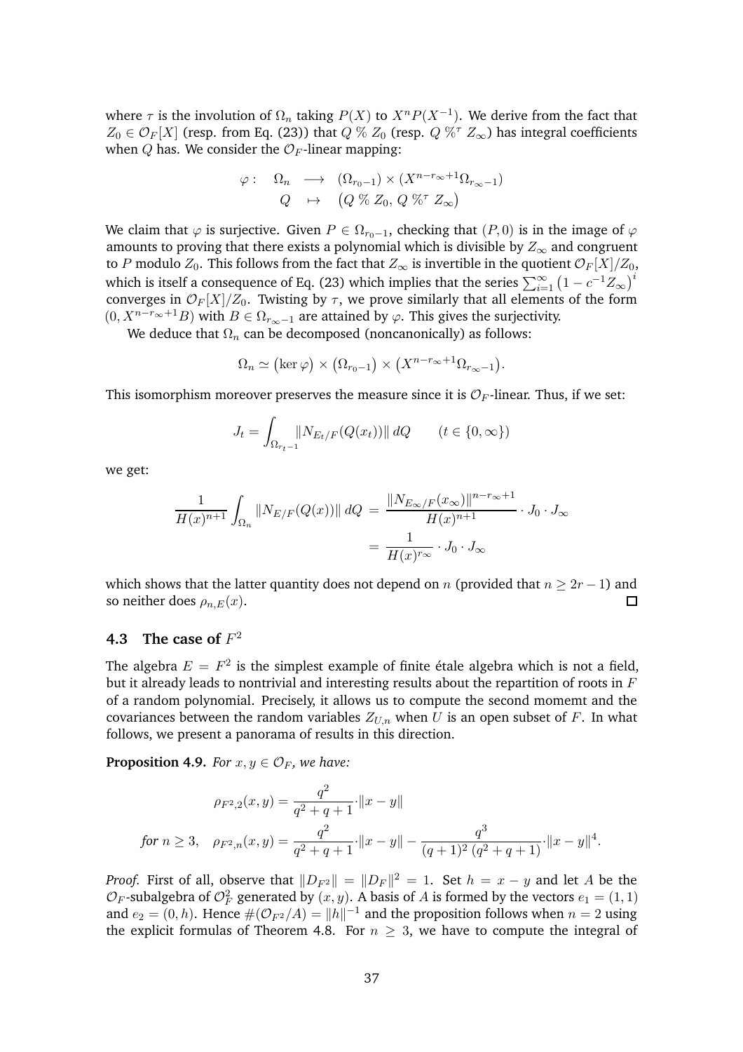where $\tau$ is the involution of $\Omega_n$ taking $P(X)$ to $X^n P(X^{-1})$. We derive from the fact that $Z_0 \in \mathcal{O}_F[X]$ (resp. from Eq. (23)) that $Q \,\%\, Z_0$ (resp. $Q \,\%^\tau\, Z_\infty$) has integral coefficients when $Q$ has. We consider the $\mathcal{O}_F$-linear mapping:

$$\begin{array}{rccl} \varphi : & \Omega_n & \longrightarrow & (\Omega_{r_0-1}) \times (X^{n-r_\infty+1}\Omega_{r_\infty-1}) \\ & Q & \mapsto & \big(Q \,\%\, Z_0,\, Q \,\%^\tau\, Z_\infty\big) \end{array}$$

We claim that $\varphi$ is surjective. Given $P \in \Omega_{r_0-1}$, checking that $(P, 0)$ is in the image of $\varphi$ amounts to proving that there exists a polynomial which is divisible by $Z_\infty$ and congruent to $P$ modulo $Z_0$. This follows from the fact that $Z_\infty$ is invertible in the quotient $\mathcal{O}_F[X]/Z_0$, which is itself a consequence of Eq. (23) which implies that the series $\sum_{i=1}^{\infty} \big(1 - c^{-1}Z_\infty\big)^i$ converges in $\mathcal{O}_F[X]/Z_0$. Twisting by $\tau$, we prove similarly that all elements of the form $(0, X^{n-r_\infty+1}B)$ with $B \in \Omega_{r_\infty-1}$ are attained by $\varphi$. This gives the surjectivity.

We deduce that $\Omega_n$ can be decomposed (noncanonically) as follows:

$$\Omega_n \simeq \big(\ker\varphi\big) \times \big(\Omega_{r_0-1}\big) \times \big(X^{n-r_\infty+1}\Omega_{r_\infty-1}\big).$$

This isomorphism moreover preserves the measure since it is $\mathcal{O}_F$-linear. Thus, if we set:

$$J_t = \int_{\Omega_{r_t-1}} \|N_{E_t/F}(Q(x_t))\|\, dQ \qquad (t \in \{0, \infty\})$$

we get:

$$\begin{aligned} \frac{1}{H(x)^{n+1}} \int_{\Omega_n} \|N_{E/F}(Q(x))\|\, dQ \; &= \; \frac{\|N_{E_\infty/F}(x_\infty)\|^{n-r_\infty+1}}{H(x)^{n+1}} \cdot J_0 \cdot J_\infty \\ &= \; \frac{1}{H(x)^{r_\infty}} \cdot J_0 \cdot J_\infty \end{aligned}$$

which shows that the latter quantity does not depend on $n$ (provided that $n \geq 2r - 1$) and so neither does $\rho_{n,E}(x)$. □

### 4.3 The case of $F^2$

The algebra $E = F^2$ is the simplest example of finite étale algebra which is not a field, but it already leads to nontrivial and interesting results about the repartition of roots in $F$ of a random polynomial. Precisely, it allows us to compute the second momemt and the covariances between the random variables $Z_{U,n}$ when $U$ is an open subset of $F$. In what follows, we present a panorama of results in this direction.

**Proposition 4.9.** *For $x, y \in \mathcal{O}_F$, we have:*

$$\rho_{F^2,2}(x,y) = \frac{q^2}{q^2+q+1} \cdot \|x-y\|$$

$$\textit{for } n \geq 3, \quad \rho_{F^2,n}(x,y) = \frac{q^2}{q^2+q+1} \cdot \|x-y\| - \frac{q^3}{(q+1)^2\,(q^2+q+1)} \cdot \|x-y\|^4.$$

*Proof.* First of all, observe that $\|D_{F^2}\| = \|D_F\|^2 = 1$. Set $h = x - y$ and let $A$ be the $\mathcal{O}_F$-subalgebra of $\mathcal{O}_F^2$ generated by $(x, y)$. A basis of $A$ is formed by the vectors $e_1 = (1, 1)$ and $e_2 = (0, h)$. Hence $\#(\mathcal{O}_{F^2}/A) = \|h\|^{-1}$ and the proposition follows when $n = 2$ using the explicit formulas of Theorem 4.8. For $n \geq 3$, we have to compute the integral of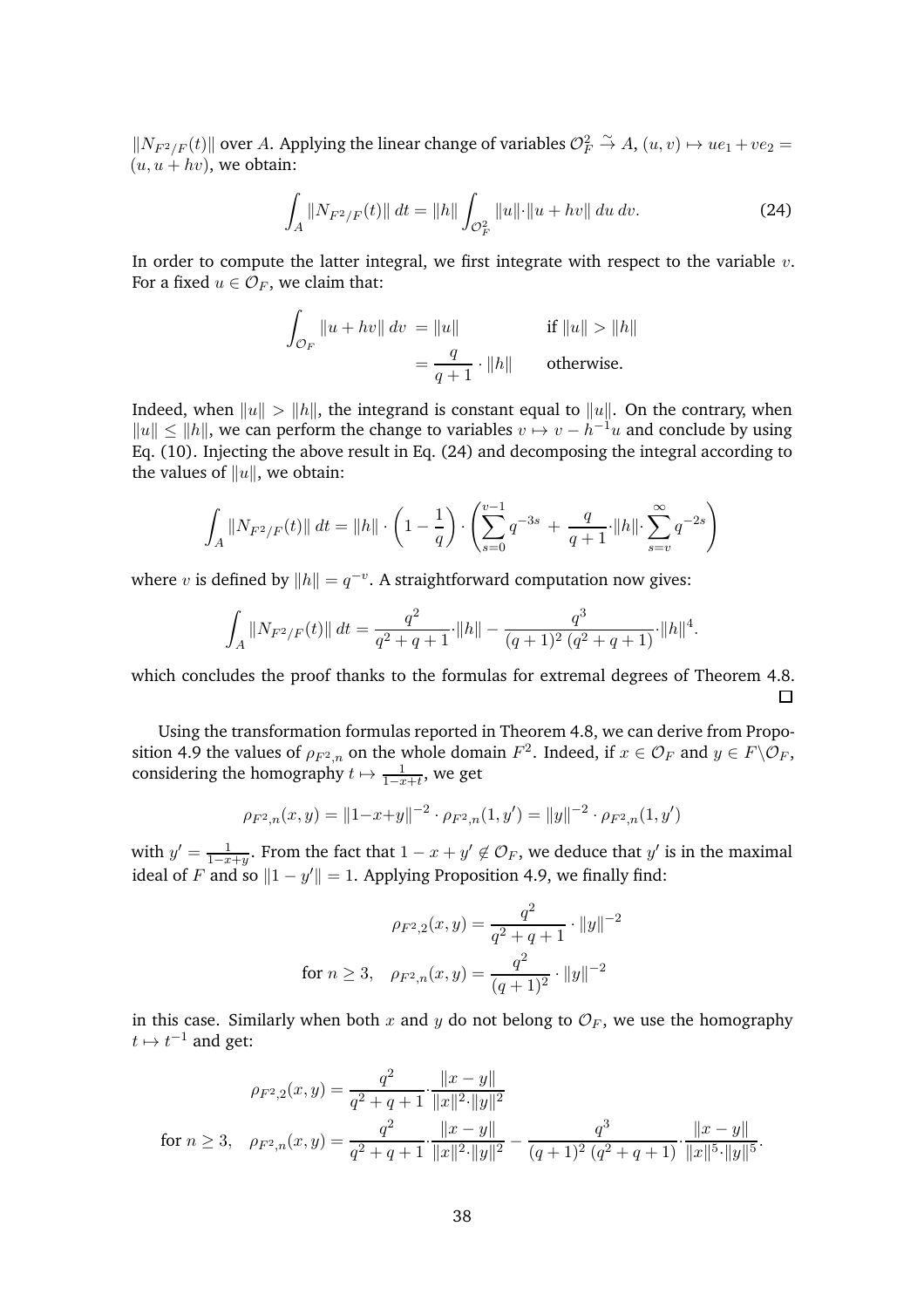$\|N_{F^2/F}(t)\|$ over $A$. Applying the linear change of variables $\mathcal{O}_F^2 \xrightarrow{\sim} A$, $(u,v) \mapsto ue_1 + ve_2 = (u, u+hv)$, we obtain:

$$\int_A \|N_{F^2/F}(t)\|\,dt = \|h\| \int_{\mathcal{O}_F^2} \|u\|\cdot\|u+hv\|\,du\,dv. \tag{24}$$

In order to compute the latter integral, we first integrate with respect to the variable $v$. For a fixed $u \in \mathcal{O}_F$, we claim that:

$$\begin{aligned}\int_{\mathcal{O}_F} \|u+hv\|\,dv &= \|u\| && \text{if } \|u\| > \|h\| \\ &= \frac{q}{q+1}\cdot\|h\| && \text{otherwise.}\end{aligned}$$

Indeed, when $\|u\| > \|h\|$, the integrand is constant equal to $\|u\|$. On the contrary, when $\|u\| \leq \|h\|$, we can perform the change to variables $v \mapsto v - h^{-1}u$ and conclude by using Eq. (10). Injecting the above result in Eq. (24) and decomposing the integral according to the values of $\|u\|$, we obtain:

$$\int_A \|N_{F^2/F}(t)\|\,dt = \|h\|\cdot\left(1-\frac{1}{q}\right)\cdot\left(\sum_{s=0}^{v-1} q^{-3s} + \frac{q}{q+1}\cdot\|h\|\cdot\sum_{s=v}^{\infty} q^{-2s}\right)$$

where $v$ is defined by $\|h\| = q^{-v}$. A straightforward computation now gives:

$$\int_A \|N_{F^2/F}(t)\|\,dt = \frac{q^2}{q^2+q+1}\cdot\|h\| - \frac{q^3}{(q+1)^2\,(q^2+q+1)}\cdot\|h\|^4.$$

which concludes the proof thanks to the formulas for extremal degrees of Theorem 4.8. $\square$

Using the transformation formulas reported in Theorem 4.8, we can derive from Proposition 4.9 the values of $\rho_{F^2,n}$ on the whole domain $F^2$. Indeed, if $x \in \mathcal{O}_F$ and $y \in F\backslash\mathcal{O}_F$, considering the homography $t \mapsto \frac{1}{1-x+t}$, we get

$$\rho_{F^2,n}(x,y) = \|1-x+y\|^{-2}\cdot\rho_{F^2,n}(1,y') = \|y\|^{-2}\cdot\rho_{F^2,n}(1,y')$$

with $y' = \frac{1}{1-x+y}$. From the fact that $1-x+y' \notin \mathcal{O}_F$, we deduce that $y'$ is in the maximal ideal of $F$ and so $\|1-y'\| = 1$. Applying Proposition 4.9, we finally find:

$$\begin{aligned}\rho_{F^2,2}(x,y) &= \frac{q^2}{q^2+q+1}\cdot\|y\|^{-2} \\ \text{for } n\geq 3,\quad \rho_{F^2,n}(x,y) &= \frac{q^2}{(q+1)^2}\cdot\|y\|^{-2}\end{aligned}$$

in this case. Similarly when both $x$ and $y$ do not belong to $\mathcal{O}_F$, we use the homography $t \mapsto t^{-1}$ and get:

$$\begin{aligned}\rho_{F^2,2}(x,y) &= \frac{q^2}{q^2+q+1}\cdot\frac{\|x-y\|}{\|x\|^2\cdot\|y\|^2} \\ \text{for } n\geq 3,\quad \rho_{F^2,n}(x,y) &= \frac{q^2}{q^2+q+1}\cdot\frac{\|x-y\|}{\|x\|^2\cdot\|y\|^2} - \frac{q^3}{(q+1)^2\,(q^2+q+1)}\cdot\frac{\|x-y\|}{\|x\|^5\cdot\|y\|^5}.\end{aligned}$$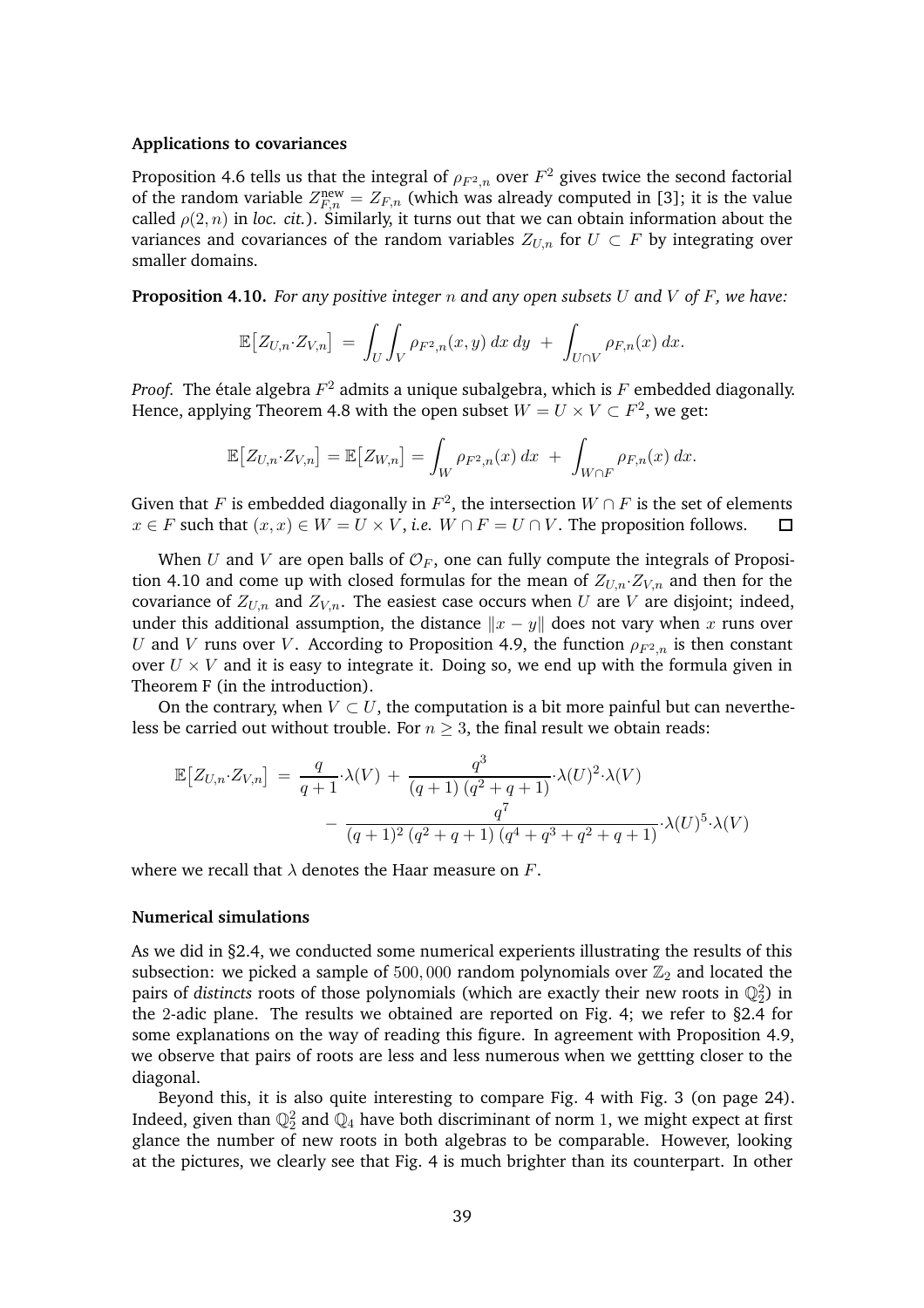#### Applications to covariances

Proposition 4.6 tells us that the integral of $\rho_{F^2,n}$ over $F^2$ gives twice the second factorial of the random variable $Z^{\text{new}}_{F,n} = Z_{F,n}$ (which was already computed in [3]; it is the value called $\rho(2,n)$ in *loc. cit.*). Similarly, it turns out that we can obtain information about the variances and covariances of the random variables $Z_{U,n}$ for $U \subset F$ by integrating over smaller domains.

**Proposition 4.10.** *For any positive integer $n$ and any open subsets $U$ and $V$ of $F$, we have:*

$$\mathbb{E}\big[Z_{U,n}{\cdot}Z_{V,n}\big] \;=\; \int_U \int_V \rho_{F^2,n}(x,y)\,dx\,dy \;+\; \int_{U\cap V} \rho_{F,n}(x)\,dx.$$

*Proof.* The étale algebra $F^2$ admits a unique subalgebra, which is $F$ embedded diagonally. Hence, applying Theorem 4.8 with the open subset $W = U \times V \subset F^2$, we get:

$$\mathbb{E}\big[Z_{U,n}{\cdot}Z_{V,n}\big] = \mathbb{E}\big[Z_{W,n}\big] = \int_W \rho_{F^2,n}(x)\,dx \;+\; \int_{W\cap F} \rho_{F,n}(x)\,dx.$$

Given that $F$ is embedded diagonally in $F^2$, the intersection $W \cap F$ is the set of elements $x \in F$ such that $(x,x) \in W = U \times V$, *i.e.* $W \cap F = U \cap V$. The proposition follows. □

When $U$ and $V$ are open balls of $\mathcal{O}_F$, one can fully compute the integrals of Proposition 4.10 and come up with closed formulas for the mean of $Z_{U,n}{\cdot}Z_{V,n}$ and then for the covariance of $Z_{U,n}$ and $Z_{V,n}$. The easiest case occurs when $U$ are $V$ are disjoint; indeed, under this additional assumption, the distance $\|x-y\|$ does not vary when $x$ runs over $U$ and $V$ runs over $V$. According to Proposition 4.9, the function $\rho_{F^2,n}$ is then constant over $U \times V$ and it is easy to integrate it. Doing so, we end up with the formula given in Theorem F (in the introduction).

On the contrary, when $V \subset U$, the computation is a bit more painful but can nevertheless be carried out without trouble. For $n \geq 3$, the final result we obtain reads:

$$\begin{aligned}\mathbb{E}\big[Z_{U,n}{\cdot}Z_{V,n}\big] \;=\; &\frac{q}{q+1}{\cdot}\lambda(V) \;+\; \frac{q^3}{(q+1)\,(q^2+q+1)}{\cdot}\lambda(U)^2{\cdot}\lambda(V) \\ &-\; \frac{q^7}{(q+1)^2\,(q^2+q+1)\,(q^4+q^3+q^2+q+1)}{\cdot}\lambda(U)^5{\cdot}\lambda(V)\end{aligned}$$

where we recall that $\lambda$ denotes the Haar measure on $F$.

#### Numerical simulations

As we did in §2.4, we conducted some numerical experients illustrating the results of this subsection: we picked a sample of $500,000$ random polynomials over $\mathbb{Z}_2$ and located the pairs of *distincts* roots of those polynomials (which are exactly their new roots in $\mathbb{Q}_2^2$) in the 2-adic plane. The results we obtained are reported on Fig. 4; we refer to §2.4 for some explanations on the way of reading this figure. In agreement with Proposition 4.9, we observe that pairs of roots are less and less numerous when we gettting closer to the diagonal.

Beyond this, it is also quite interesting to compare Fig. 4 with Fig. 3 (on page 24). Indeed, given than $\mathbb{Q}_2^2$ and $\mathbb{Q}_4$ have both discriminant of norm 1, we might expect at first glance the number of new roots in both algebras to be comparable. However, looking at the pictures, we clearly see that Fig. 4 is much brighter than its counterpart. In other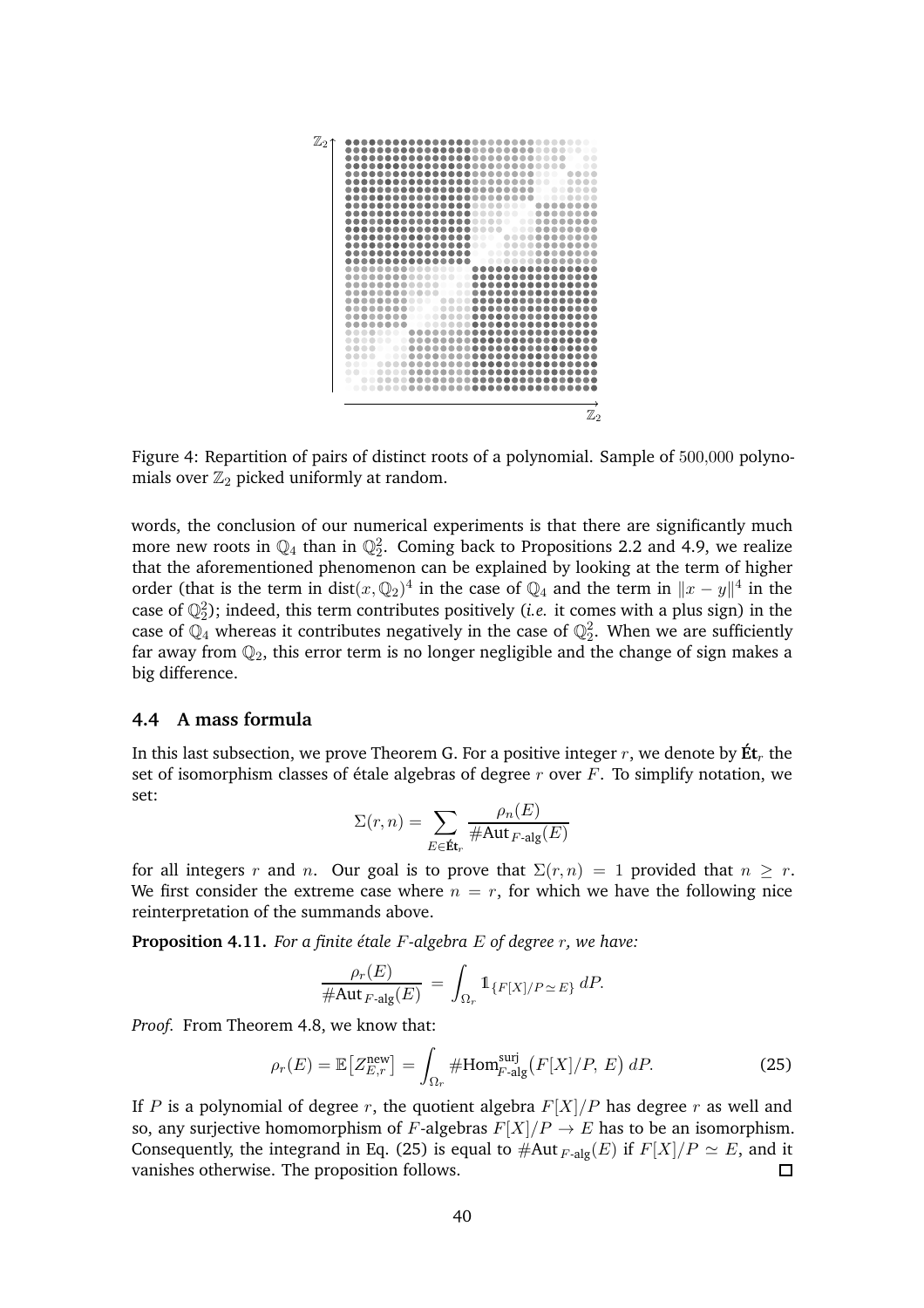Figure 4: Repartition of pairs of distinct roots of a polynomial. Sample of $500{,}000$ polynomials over $\mathbb{Z}_2$ picked uniformly at random.

words, the conclusion of our numerical experiments is that there are significantly much more new roots in $\mathbb{Q}_4$ than in $\mathbb{Q}_2^2$. Coming back to Propositions 2.2 and 4.9, we realize that the aforementioned phenomenon can be explained by looking at the term of higher order (that is the term in $\text{dist}(x, \mathbb{Q}_2)^4$ in the case of $\mathbb{Q}_4$ and the term in $\|x - y\|^4$ in the case of $\mathbb{Q}_2^2$); indeed, this term contributes positively (*i.e.* it comes with a plus sign) in the case of $\mathbb{Q}_4$ whereas it contributes negatively in the case of $\mathbb{Q}_2^2$. When we are sufficiently far away from $\mathbb{Q}_2$, this error term is no longer negligible and the change of sign makes a big difference.

### 4.4 A mass formula

In this last subsection, we prove Theorem G. For a positive integer $r$, we denote by $\textbf{Ét}_r$ the set of isomorphism classes of étale algebras of degree $r$ over $F$. To simplify notation, we set:

$$\Sigma(r, n) = \sum_{E \in \textbf{Ét}_r} \frac{\rho_n(E)}{\#\text{Aut}_{F\text{-alg}}(E)}$$

for all integers $r$ and $n$. Our goal is to prove that $\Sigma(r, n) = 1$ provided that $n \geq r$. We first consider the extreme case where $n = r$, for which we have the following nice reinterpretation of the summands above.

**Proposition 4.11.** *For a finite étale $F$-algebra $E$ of degree $r$, we have:*

$$\frac{\rho_r(E)}{\#\text{Aut}_{F\text{-alg}}(E)} = \int_{\Omega_r} \mathbb{1}_{\{F[X]/P \simeq E\}} \, dP.$$

*Proof.* From Theorem 4.8, we know that:

$$\rho_r(E) = \mathbb{E}\big[Z_{E,r}^{\text{new}}\big] = \int_{\Omega_r} \#\text{Hom}_{F\text{-alg}}^{\text{surj}}\big(F[X]/P,\, E\big) \, dP. \tag{25}$$

If $P$ is a polynomial of degree $r$, the quotient algebra $F[X]/P$ has degree $r$ as well and so, any surjective homomorphism of $F$-algebras $F[X]/P \to E$ has to be an isomorphism. Consequently, the integrand in Eq. (25) is equal to $\#\text{Aut}_{F\text{-alg}}(E)$ if $F[X]/P \simeq E$, and it vanishes otherwise. The proposition follows. □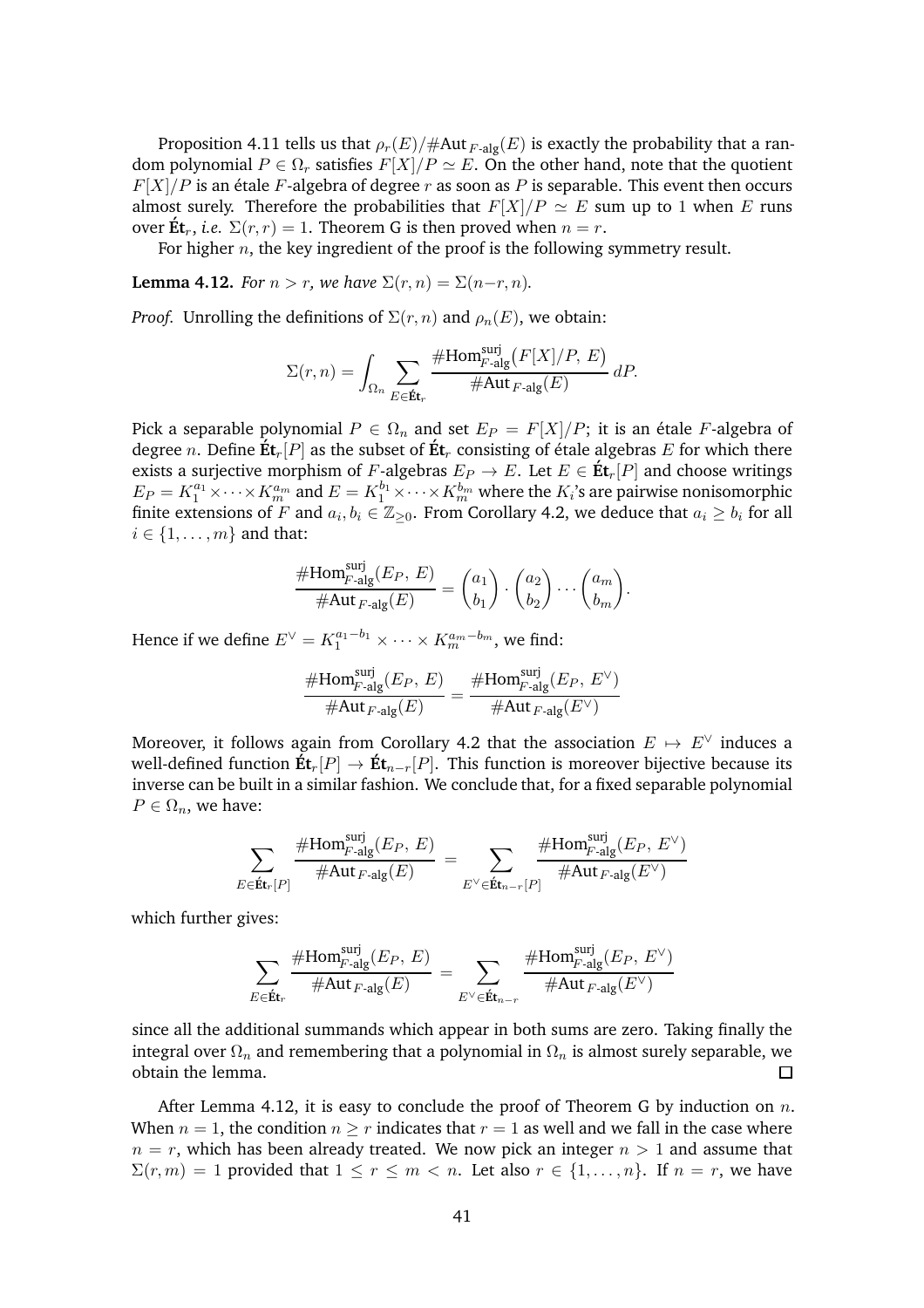Proposition 4.11 tells us that $\rho_r(E)/\#\mathrm{Aut}_{F\text{-alg}}(E)$ is exactly the probability that a random polynomial $P \in \Omega_r$ satisfies $F[X]/P \simeq E$. On the other hand, note that the quotient $F[X]/P$ is an étale $F$-algebra of degree $r$ as soon as $P$ is separable. This event then occurs almost surely. Therefore the probabilities that $F[X]/P \simeq E$ sum up to 1 when $E$ runs over $\mathbf{\acute{E}t}_r$, *i.e.* $\Sigma(r,r) = 1$. Theorem G is then proved when $n = r$.

For higher $n$, the key ingredient of the proof is the following symmetry result.

**Lemma 4.12.** *For $n > r$, we have $\Sigma(r,n) = \Sigma(n-r,n)$.*

*Proof.* Unrolling the definitions of $\Sigma(r,n)$ and $\rho_n(E)$, we obtain:

$$\Sigma(r,n) = \int_{\Omega_n} \sum_{E \in \mathbf{\acute{E}t}_r} \frac{\#\mathrm{Hom}^{\mathrm{surj}}_{F\text{-alg}}\big(F[X]/P,\, E\big)}{\#\mathrm{Aut}_{F\text{-alg}}(E)}\, dP.$$

Pick a separable polynomial $P \in \Omega_n$ and set $E_P = F[X]/P$; it is an étale $F$-algebra of degree $n$. Define $\mathbf{\acute{E}t}_r[P]$ as the subset of $\mathbf{\acute{E}t}_r$ consisting of étale algebras $E$ for which there exists a surjective morphism of $F$-algebras $E_P \to E$. Let $E \in \mathbf{\acute{E}t}_r[P]$ and choose writings $E_P = K_1^{a_1} \times \cdots \times K_m^{a_m}$ and $E = K_1^{b_1} \times \cdots \times K_m^{b_m}$ where the $K_i$'s are pairwise nonisomorphic finite extensions of $F$ and $a_i, b_i \in \mathbb{Z}_{\geq 0}$. From Corollary 4.2, we deduce that $a_i \geq b_i$ for all $i \in \{1, \ldots, m\}$ and that:

$$\frac{\#\mathrm{Hom}^{\mathrm{surj}}_{F\text{-alg}}(E_P,\, E)}{\#\mathrm{Aut}_{F\text{-alg}}(E)} = \binom{a_1}{b_1} \cdot \binom{a_2}{b_2} \cdots \binom{a_m}{b_m}.$$

Hence if we define $E^\vee = K_1^{a_1 - b_1} \times \cdots \times K_m^{a_m - b_m}$, we find:

$$\frac{\#\mathrm{Hom}^{\mathrm{surj}}_{F\text{-alg}}(E_P,\, E)}{\#\mathrm{Aut}_{F\text{-alg}}(E)} = \frac{\#\mathrm{Hom}^{\mathrm{surj}}_{F\text{-alg}}(E_P,\, E^\vee)}{\#\mathrm{Aut}_{F\text{-alg}}(E^\vee)}$$

Moreover, it follows again from Corollary 4.2 that the association $E \mapsto E^\vee$ induces a well-defined function $\mathbf{\acute{E}t}_r[P] \to \mathbf{\acute{E}t}_{n-r}[P]$. This function is moreover bijective because its inverse can be built in a similar fashion. We conclude that, for a fixed separable polynomial $P \in \Omega_n$, we have:

$$\sum_{E \in \mathbf{\acute{E}t}_r[P]} \frac{\#\mathrm{Hom}^{\mathrm{surj}}_{F\text{-alg}}(E_P,\, E)}{\#\mathrm{Aut}_{F\text{-alg}}(E)} = \sum_{E^\vee \in \mathbf{\acute{E}t}_{n-r}[P]} \frac{\#\mathrm{Hom}^{\mathrm{surj}}_{F\text{-alg}}(E_P,\, E^\vee)}{\#\mathrm{Aut}_{F\text{-alg}}(E^\vee)}$$

which further gives:

$$\sum_{E \in \mathbf{\acute{E}t}_r} \frac{\#\mathrm{Hom}^{\mathrm{surj}}_{F\text{-alg}}(E_P,\, E)}{\#\mathrm{Aut}_{F\text{-alg}}(E)} = \sum_{E^\vee \in \mathbf{\acute{E}t}_{n-r}} \frac{\#\mathrm{Hom}^{\mathrm{surj}}_{F\text{-alg}}(E_P,\, E^\vee)}{\#\mathrm{Aut}_{F\text{-alg}}(E^\vee)}$$

since all the additional summands which appear in both sums are zero. Taking finally the integral over $\Omega_n$ and remembering that a polynomial in $\Omega_n$ is almost surely separable, we obtain the lemma. $\square$

After Lemma 4.12, it is easy to conclude the proof of Theorem G by induction on $n$. When $n = 1$, the condition $n \geq r$ indicates that $r = 1$ as well and we fall in the case where $n = r$, which has been already treated. We now pick an integer $n > 1$ and assume that $\Sigma(r,m) = 1$ provided that $1 \leq r \leq m < n$. Let also $r \in \{1, \ldots, n\}$. If $n = r$, we have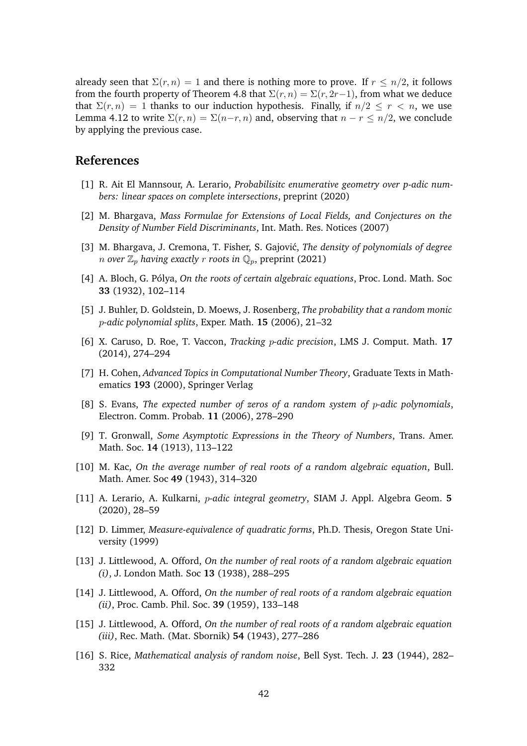already seen that $\Sigma(r,n) = 1$ and there is nothing more to prove. If $r \leq n/2$, it follows from the fourth property of Theorem 4.8 that $\Sigma(r,n) = \Sigma(r, 2r-1)$, from what we deduce that $\Sigma(r,n) = 1$ thanks to our induction hypothesis. Finally, if $n/2 \leq r < n$, we use Lemma 4.12 to write $\Sigma(r,n) = \Sigma(n-r, n)$ and, observing that $n - r \leq n/2$, we conclude by applying the previous case.

## References

[1] R. Ait El Mannsour, A. Lerario, *Probabilisitc enumerative geometry over p-adic numbers: linear spaces on complete intersections*, preprint (2020)

[2] M. Bhargava, *Mass Formulae for Extensions of Local Fields, and Conjectures on the Density of Number Field Discriminants*, Int. Math. Res. Notices (2007)

[3] M. Bhargava, J. Cremona, T. Fisher, S. Gajović, *The density of polynomials of degree $n$ over $\mathbb{Z}_p$ having exactly $r$ roots in $\mathbb{Q}_p$*, preprint (2021)

[4] A. Bloch, G. Pólya, *On the roots of certain algebraic equations*, Proc. Lond. Math. Soc **33** (1932), 102–114

[5] J. Buhler, D. Goldstein, D. Moews, J. Rosenberg, *The probability that a random monic $p$-adic polynomial splits*, Exper. Math. **15** (2006), 21–32

[6] X. Caruso, D. Roe, T. Vaccon, *Tracking $p$-adic precision*, LMS J. Comput. Math. **17** (2014), 274–294

[7] H. Cohen, *Advanced Topics in Computational Number Theory*, Graduate Texts in Mathematics **193** (2000), Springer Verlag

[8] S. Evans, *The expected number of zeros of a random system of $p$-adic polynomials*, Electron. Comm. Probab. **11** (2006), 278–290

[9] T. Gronwall, *Some Asymptotic Expressions in the Theory of Numbers*, Trans. Amer. Math. Soc. **14** (1913), 113–122

[10] M. Kac, *On the average number of real roots of a random algebraic equation*, Bull. Math. Amer. Soc **49** (1943), 314–320

[11] A. Lerario, A. Kulkarni, *$p$-adic integral geometry*, SIAM J. Appl. Algebra Geom. **5** (2020), 28–59

[12] D. Limmer, *Measure-equivalence of quadratic forms*, Ph.D. Thesis, Oregon State University (1999)

[13] J. Littlewood, A. Offord, *On the number of real roots of a random algebraic equation (i)*, J. London Math. Soc **13** (1938), 288–295

[14] J. Littlewood, A. Offord, *On the number of real roots of a random algebraic equation (ii)*, Proc. Camb. Phil. Soc. **39** (1959), 133–148

[15] J. Littlewood, A. Offord, *On the number of real roots of a random algebraic equation (iii)*, Rec. Math. (Mat. Sbornik) **54** (1943), 277–286

[16] S. Rice, *Mathematical analysis of random noise*, Bell Syst. Tech. J. **23** (1944), 282–332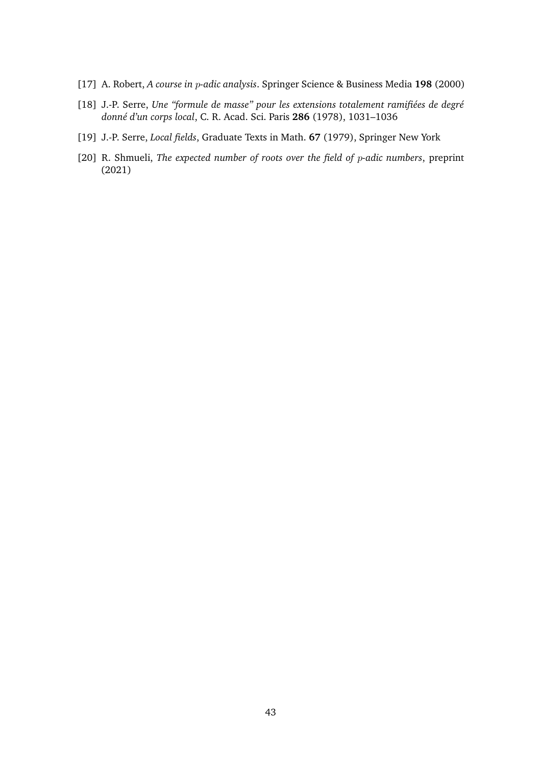[17] A. Robert, *A course in $p$-adic analysis*. Springer Science & Business Media **198** (2000)

[18] J.-P. Serre, *Une "formule de masse" pour les extensions totalement ramifiées de degré donné d'un corps local*, C. R. Acad. Sci. Paris **286** (1978), 1031–1036

[19] J.-P. Serre, *Local fields*, Graduate Texts in Math. **67** (1979), Springer New York

[20] R. Shmueli, *The expected number of roots over the field of $p$-adic numbers*, preprint (2021)